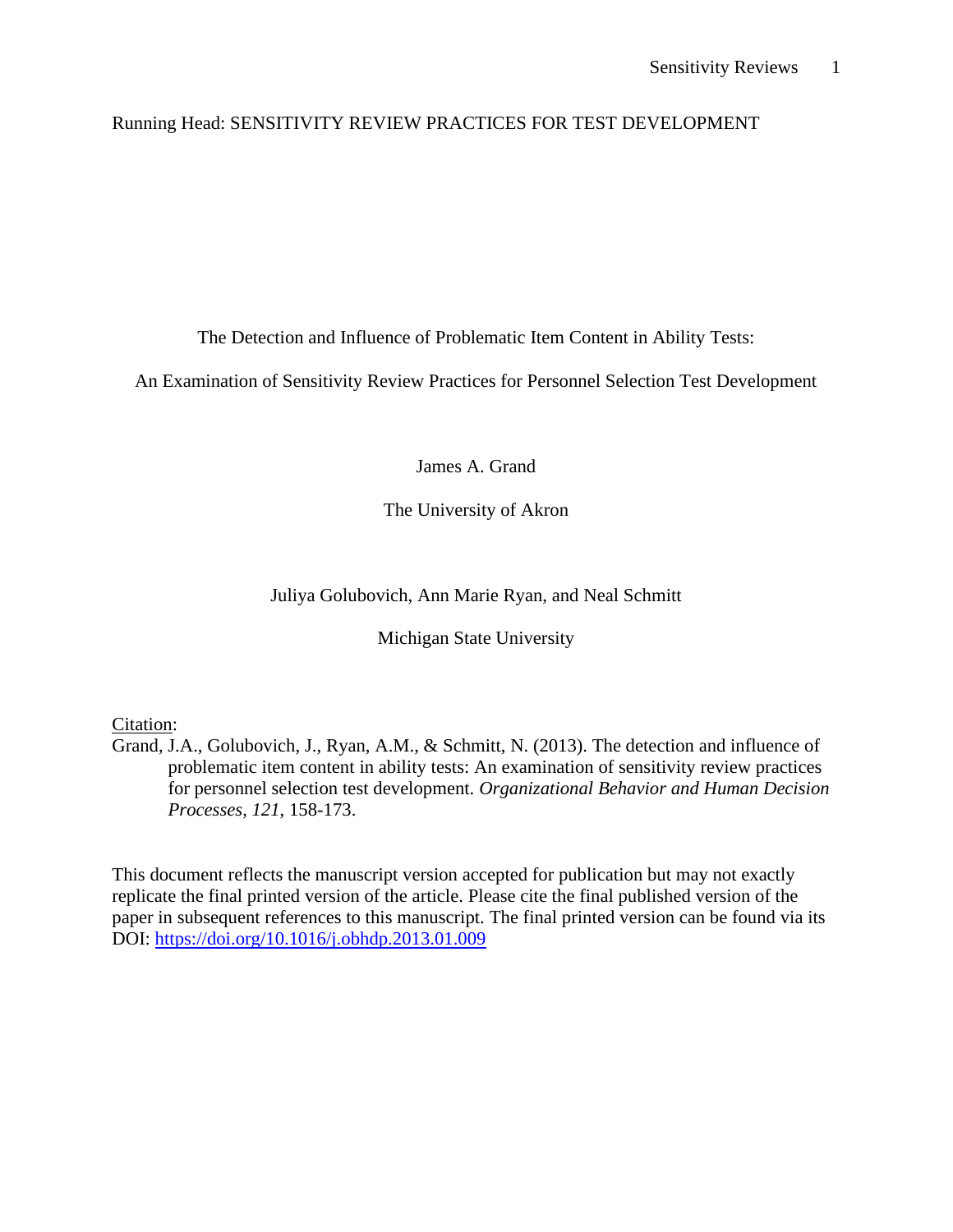Running Head: SENSITIVITY REVIEW PRACTICES FOR TEST DEVELOPMENT

# The Detection and Influence of Problematic Item Content in Ability Tests:

# An Examination of Sensitivity Review Practices for Personnel Selection Test Development

James A. Grand

The University of Akron

Juliya Golubovich, Ann Marie Ryan, and Neal Schmitt

Michigan State University

Citation:

Grand, J.A., Golubovich, J., Ryan, A.M., & Schmitt, N. (2013). The detection and influence of problematic item content in ability tests: An examination of sensitivity review practices for personnel selection test development. *Organizational Behavior and Human Decision Processes*, *121*, 158-173.

This document reflects the manuscript version accepted for publication but may not exactly replicate the final printed version of the article. Please cite the final published version of the paper in subsequent references to this manuscript. The final printed version can be found via its DOI: https://doi.org/10.1016/j.obhdp.2013.01.009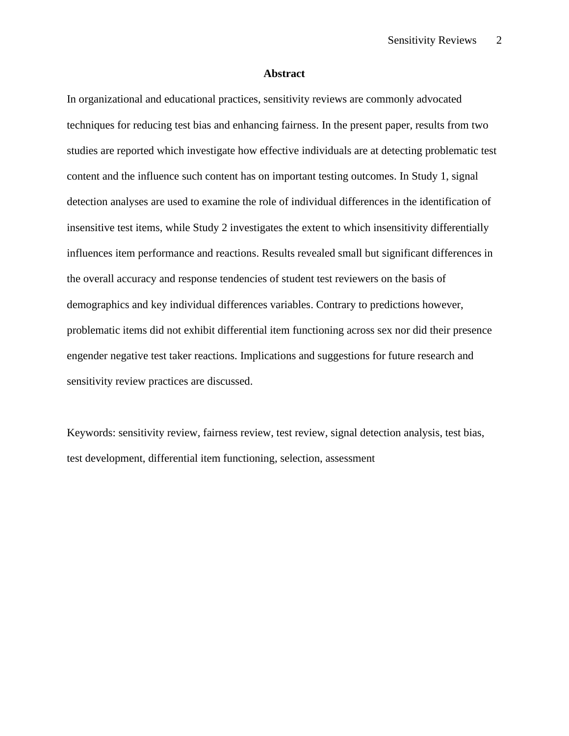# Abstract

In organizational and educational practices, sensitivity reviews are commonly advocated techniques for reducing test bias and enhancing fairness. In the present paper, results from two studies are reported which investigate how effective individuals are at detecting problematic test content and the influence such content has on important testing outcomes. In Study 1, signal detection analyses are used to examine the role of individual differences in the identification of insensitive test items, while Study 2 investigates the extent to which insensitivity differentially influences item performance and reactions. Results revealed small but significant differences in the overall accuracy and response tendencies of student test reviewers on the basis of demographics and key individual differences variables. Contrary to predictions however, problematic items did not exhibit differential item functioning across sex nor did their presence engender negative test taker reactions. Implications and suggestions for future research and sensitivity review practices are discussed.

Keywords: sensitivity review, fairness review, test review, signal detection analysis, test bias, test development, differential item functioning, selection, assessment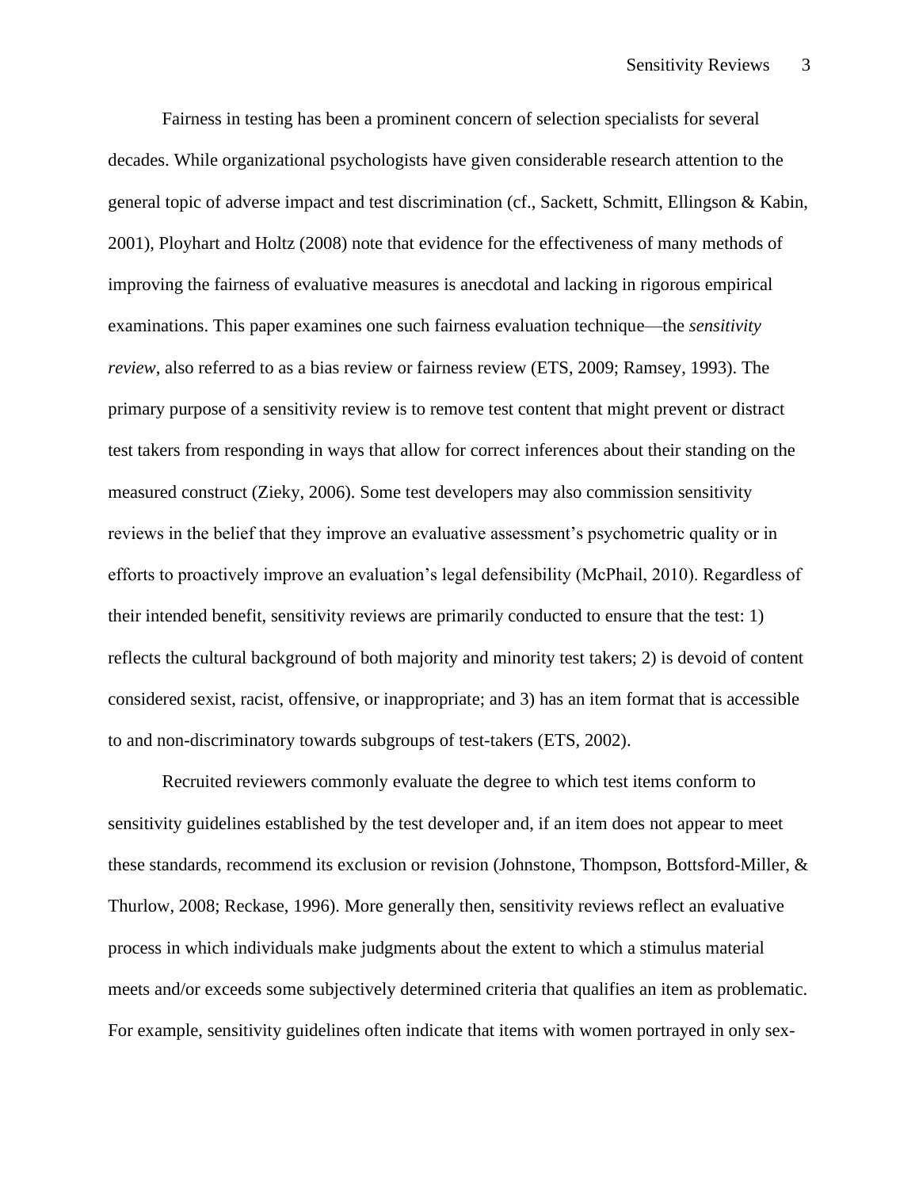Fairness in testing has been a prominent concern of selection specialists for several decades. While organizational psychologists have given considerable research attention to the general topic of adverse impact and test discrimination (cf., Sackett, Schmitt, Ellingson & Kabin, 2001), Ployhart and Holtz (2008) note that evidence for the effectiveness of many methods of improving the fairness of evaluative measures is anecdotal and lacking in rigorous empirical examinations. This paper examines one such fairness evaluation technique—the *sensitivity review*, also referred to as a bias review or fairness review (ETS, 2009; Ramsey, 1993). The primary purpose of a sensitivity review is to remove test content that might prevent or distract test takers from responding in ways that allow for correct inferences about their standing on the measured construct (Zieky, 2006). Some test developers may also commission sensitivity reviews in the belief that they improve an evaluative assessment's psychometric quality or in efforts to proactively improve an evaluation's legal defensibility (McPhail, 2010). Regardless of their intended benefit, sensitivity reviews are primarily conducted to ensure that the test: 1) reflects the cultural background of both majority and minority test takers; 2) is devoid of content considered sexist, racist, offensive, or inappropriate; and 3) has an item format that is accessible to and non-discriminatory towards subgroups of test-takers (ETS, 2002).

Recruited reviewers commonly evaluate the degree to which test items conform to sensitivity guidelines established by the test developer and, if an item does not appear to meet these standards, recommend its exclusion or revision (Johnstone, Thompson, Bottsford-Miller, & Thurlow, 2008; Reckase, 1996). More generally then, sensitivity reviews reflect an evaluative process in which individuals make judgments about the extent to which a stimulus material meets and/or exceeds some subjectively determined criteria that qualifies an item as problematic. For example, sensitivity guidelines often indicate that items with women portrayed in only sex-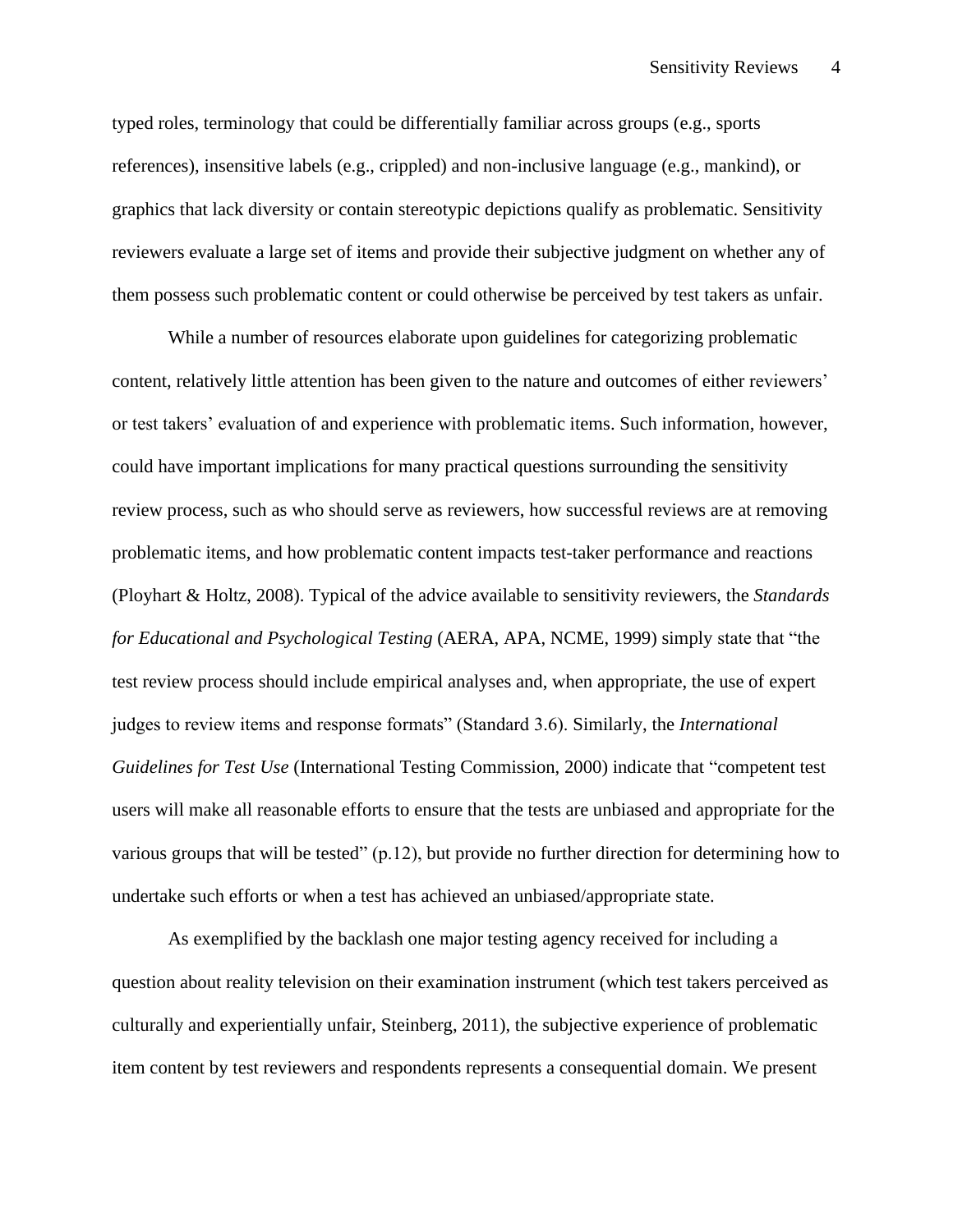typed roles, terminology that could be differentially familiar across groups (e.g., sports references), insensitive labels (e.g., crippled) and non-inclusive language (e.g., mankind), or graphics that lack diversity or contain stereotypic depictions qualify as problematic. Sensitivity reviewers evaluate a large set of items and provide their subjective judgment on whether any of them possess such problematic content or could otherwise be perceived by test takers as unfair.

While a number of resources elaborate upon guidelines for categorizing problematic content, relatively little attention has been given to the nature and outcomes of either reviewers' or test takers' evaluation of and experience with problematic items. Such information, however, could have important implications for many practical questions surrounding the sensitivity review process, such as who should serve as reviewers, how successful reviews are at removing problematic items, and how problematic content impacts test-taker performance and reactions (Ployhart & Holtz, 2008). Typical of the advice available to sensitivity reviewers, the *Standards for Educational and Psychological Testing* (AERA, APA, NCME, 1999) simply state that "the test review process should include empirical analyses and, when appropriate, the use of expert judges to review items and response formats" (Standard 3.6). Similarly, the *International Guidelines for Test Use* (International Testing Commission, 2000) indicate that "competent test users will make all reasonable efforts to ensure that the tests are unbiased and appropriate for the various groups that will be tested" (p.12), but provide no further direction for determining how to undertake such efforts or when a test has achieved an unbiased/appropriate state.

As exemplified by the backlash one major testing agency received for including a question about reality television on their examination instrument (which test takers perceived as culturally and experientially unfair, Steinberg, 2011), the subjective experience of problematic item content by test reviewers and respondents represents a consequential domain. We present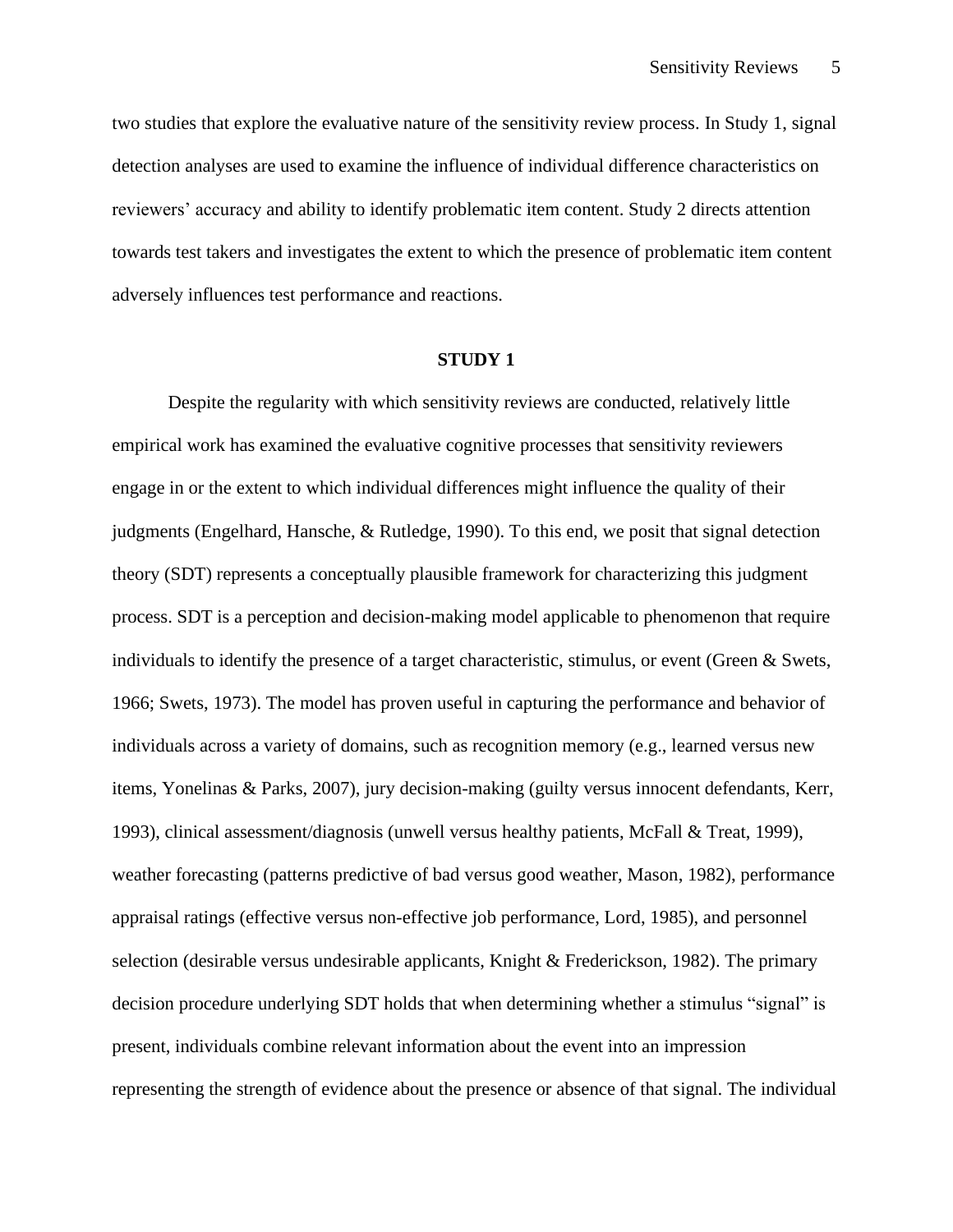two studies that explore the evaluative nature of the sensitivity review process. In Study 1, signal detection analyses are used to examine the influence of individual difference characteristics on reviewers' accuracy and ability to identify problematic item content. Study 2 directs attention towards test takers and investigates the extent to which the presence of problematic item content adversely influences test performance and reactions.

## STUDY 1

Despite the regularity with which sensitivity reviews are conducted, relatively little empirical work has examined the evaluative cognitive processes that sensitivity reviewers engage in or the extent to which individual differences might influence the quality of their judgments (Engelhard, Hansche, & Rutledge, 1990). To this end, we posit that signal detection theory (SDT) represents a conceptually plausible framework for characterizing this judgment process. SDT is a perception and decision-making model applicable to phenomenon that require individuals to identify the presence of a target characteristic, stimulus, or event (Green & Swets, 1966; Swets, 1973). The model has proven useful in capturing the performance and behavior of individuals across a variety of domains, such as recognition memory (e.g., learned versus new items, Yonelinas & Parks, 2007), jury decision-making (guilty versus innocent defendants, Kerr, 1993), clinical assessment/diagnosis (unwell versus healthy patients, McFall & Treat, 1999), weather forecasting (patterns predictive of bad versus good weather, Mason, 1982), performance appraisal ratings (effective versus non-effective job performance, Lord, 1985), and personnel selection (desirable versus undesirable applicants, Knight & Frederickson, 1982). The primary decision procedure underlying SDT holds that when determining whether a stimulus "signal" is present, individuals combine relevant information about the event into an impression representing the strength of evidence about the presence or absence of that signal. The individual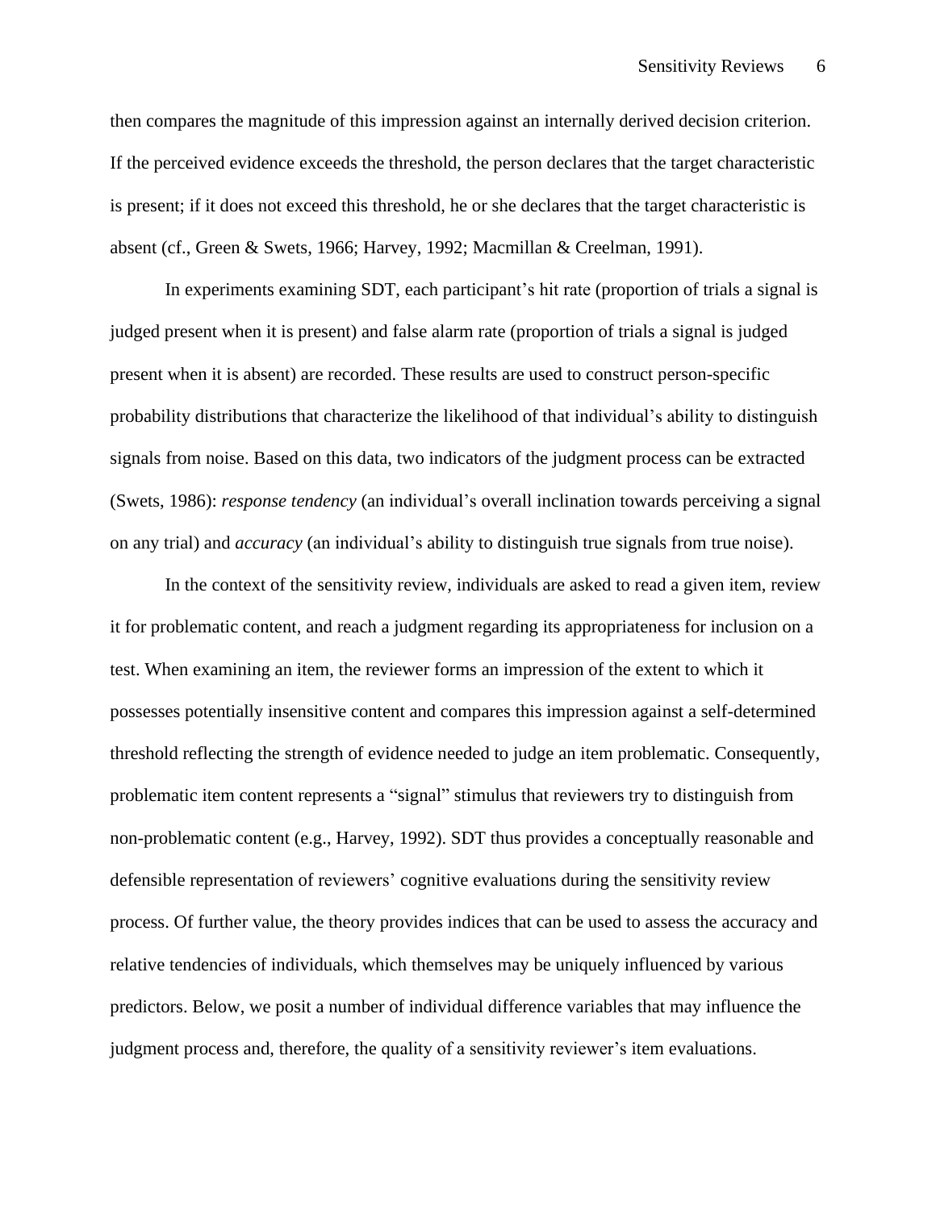then compares the magnitude of this impression against an internally derived decision criterion. If the perceived evidence exceeds the threshold, the person declares that the target characteristic is present; if it does not exceed this threshold, he or she declares that the target characteristic is absent (cf., Green & Swets, 1966; Harvey, 1992; Macmillan & Creelman, 1991).

In experiments examining SDT, each participant's hit rate (proportion of trials a signal is judged present when it is present) and false alarm rate (proportion of trials a signal is judged present when it is absent) are recorded. These results are used to construct person-specific probability distributions that characterize the likelihood of that individual's ability to distinguish signals from noise. Based on this data, two indicators of the judgment process can be extracted (Swets, 1986): *response tendency* (an individual's overall inclination towards perceiving a signal on any trial) and *accuracy* (an individual's ability to distinguish true signals from true noise).

In the context of the sensitivity review, individuals are asked to read a given item, review it for problematic content, and reach a judgment regarding its appropriateness for inclusion on a test. When examining an item, the reviewer forms an impression of the extent to which it possesses potentially insensitive content and compares this impression against a self-determined threshold reflecting the strength of evidence needed to judge an item problematic. Consequently, problematic item content represents a "signal" stimulus that reviewers try to distinguish from non-problematic content (e.g., Harvey, 1992). SDT thus provides a conceptually reasonable and defensible representation of reviewers' cognitive evaluations during the sensitivity review process. Of further value, the theory provides indices that can be used to assess the accuracy and relative tendencies of individuals, which themselves may be uniquely influenced by various predictors. Below, we posit a number of individual difference variables that may influence the judgment process and, therefore, the quality of a sensitivity reviewer's item evaluations.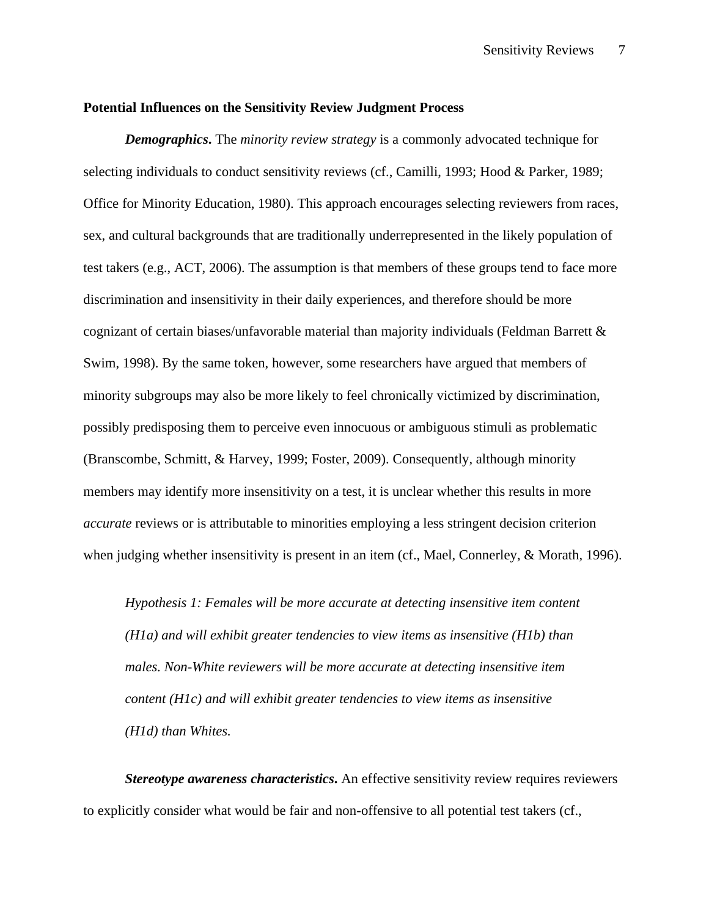**Potential Influences on the Sensitivity Review Judgment Process**

***Demographics*.** The *minority review strategy* is a commonly advocated technique for selecting individuals to conduct sensitivity reviews (cf., Camilli, 1993; Hood & Parker, 1989; Office for Minority Education, 1980). This approach encourages selecting reviewers from races, sex, and cultural backgrounds that are traditionally underrepresented in the likely population of test takers (e.g., ACT, 2006). The assumption is that members of these groups tend to face more discrimination and insensitivity in their daily experiences, and therefore should be more cognizant of certain biases/unfavorable material than majority individuals (Feldman Barrett & Swim, 1998). By the same token, however, some researchers have argued that members of minority subgroups may also be more likely to feel chronically victimized by discrimination, possibly predisposing them to perceive even innocuous or ambiguous stimuli as problematic (Branscombe, Schmitt, & Harvey, 1999; Foster, 2009). Consequently, although minority members may identify more insensitivity on a test, it is unclear whether this results in more *accurate* reviews or is attributable to minorities employing a less stringent decision criterion when judging whether insensitivity is present in an item (cf., Mael, Connerley, & Morath, 1996).

*Hypothesis 1: Females will be more accurate at detecting insensitive item content (H1a) and will exhibit greater tendencies to view items as insensitive (H1b) than males. Non-White reviewers will be more accurate at detecting insensitive item content (H1c) and will exhibit greater tendencies to view items as insensitive (H1d) than Whites.*

***Stereotype awareness characteristics*.** An effective sensitivity review requires reviewers to explicitly consider what would be fair and non-offensive to all potential test takers (cf.,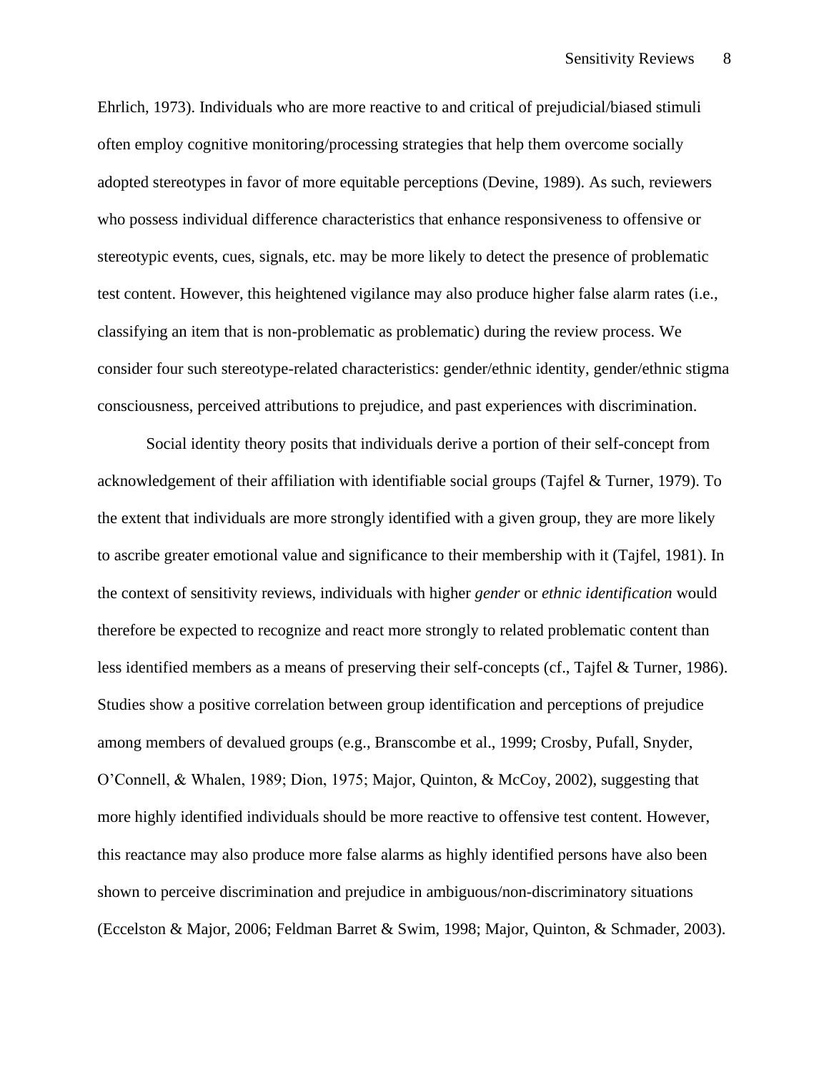Ehrlich, 1973). Individuals who are more reactive to and critical of prejudicial/biased stimuli often employ cognitive monitoring/processing strategies that help them overcome socially adopted stereotypes in favor of more equitable perceptions (Devine, 1989). As such, reviewers who possess individual difference characteristics that enhance responsiveness to offensive or stereotypic events, cues, signals, etc. may be more likely to detect the presence of problematic test content. However, this heightened vigilance may also produce higher false alarm rates (i.e., classifying an item that is non-problematic as problematic) during the review process. We consider four such stereotype-related characteristics: gender/ethnic identity, gender/ethnic stigma consciousness, perceived attributions to prejudice, and past experiences with discrimination.

Social identity theory posits that individuals derive a portion of their self-concept from acknowledgement of their affiliation with identifiable social groups (Tajfel & Turner, 1979). To the extent that individuals are more strongly identified with a given group, they are more likely to ascribe greater emotional value and significance to their membership with it (Tajfel, 1981). In the context of sensitivity reviews, individuals with higher *gender* or *ethnic identification* would therefore be expected to recognize and react more strongly to related problematic content than less identified members as a means of preserving their self-concepts (cf., Tajfel & Turner, 1986). Studies show a positive correlation between group identification and perceptions of prejudice among members of devalued groups (e.g., Branscombe et al., 1999; Crosby, Pufall, Snyder, O'Connell, & Whalen, 1989; Dion, 1975; Major, Quinton, & McCoy, 2002), suggesting that more highly identified individuals should be more reactive to offensive test content. However, this reactance may also produce more false alarms as highly identified persons have also been shown to perceive discrimination and prejudice in ambiguous/non-discriminatory situations (Eccelston & Major, 2006; Feldman Barret & Swim, 1998; Major, Quinton, & Schmader, 2003).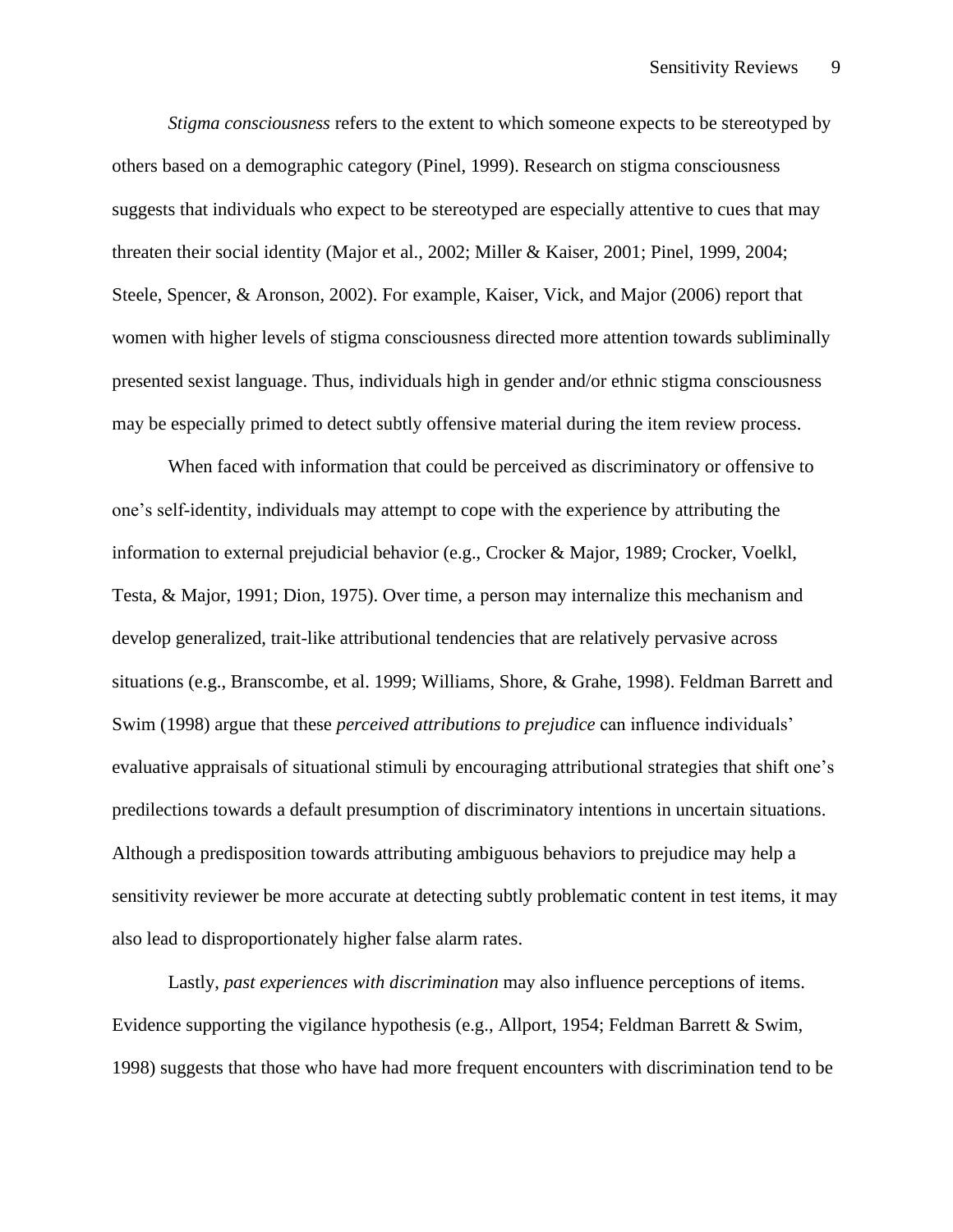*Stigma consciousness* refers to the extent to which someone expects to be stereotyped by others based on a demographic category (Pinel, 1999). Research on stigma consciousness suggests that individuals who expect to be stereotyped are especially attentive to cues that may threaten their social identity (Major et al., 2002; Miller & Kaiser, 2001; Pinel, 1999, 2004; Steele, Spencer, & Aronson, 2002). For example, Kaiser, Vick, and Major (2006) report that women with higher levels of stigma consciousness directed more attention towards subliminally presented sexist language. Thus, individuals high in gender and/or ethnic stigma consciousness may be especially primed to detect subtly offensive material during the item review process.

When faced with information that could be perceived as discriminatory or offensive to one's self-identity, individuals may attempt to cope with the experience by attributing the information to external prejudicial behavior (e.g., Crocker & Major, 1989; Crocker, Voelkl, Testa, & Major, 1991; Dion, 1975). Over time, a person may internalize this mechanism and develop generalized, trait-like attributional tendencies that are relatively pervasive across situations (e.g., Branscombe, et al. 1999; Williams, Shore, & Grahe, 1998). Feldman Barrett and Swim (1998) argue that these *perceived attributions to prejudice* can influence individuals' evaluative appraisals of situational stimuli by encouraging attributional strategies that shift one's predilections towards a default presumption of discriminatory intentions in uncertain situations. Although a predisposition towards attributing ambiguous behaviors to prejudice may help a sensitivity reviewer be more accurate at detecting subtly problematic content in test items, it may also lead to disproportionately higher false alarm rates.

Lastly, *past experiences with discrimination* may also influence perceptions of items. Evidence supporting the vigilance hypothesis (e.g., Allport, 1954; Feldman Barrett & Swim, 1998) suggests that those who have had more frequent encounters with discrimination tend to be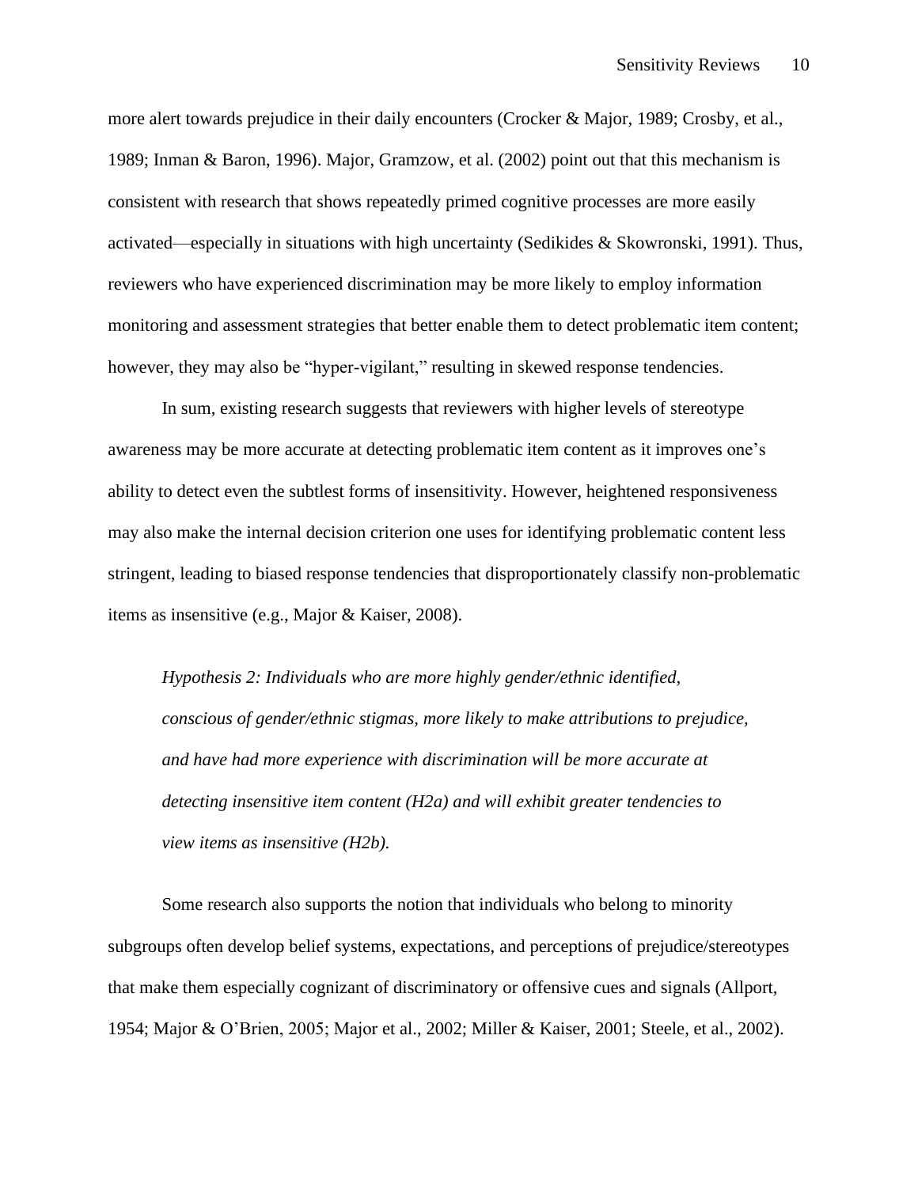more alert towards prejudice in their daily encounters (Crocker & Major, 1989; Crosby, et al., 1989; Inman & Baron, 1996). Major, Gramzow, et al. (2002) point out that this mechanism is consistent with research that shows repeatedly primed cognitive processes are more easily activated—especially in situations with high uncertainty (Sedikides & Skowronski, 1991). Thus, reviewers who have experienced discrimination may be more likely to employ information monitoring and assessment strategies that better enable them to detect problematic item content; however, they may also be "hyper-vigilant," resulting in skewed response tendencies.

In sum, existing research suggests that reviewers with higher levels of stereotype awareness may be more accurate at detecting problematic item content as it improves one's ability to detect even the subtlest forms of insensitivity. However, heightened responsiveness may also make the internal decision criterion one uses for identifying problematic content less stringent, leading to biased response tendencies that disproportionately classify non-problematic items as insensitive (e.g., Major & Kaiser, 2008).

> *Hypothesis 2: Individuals who are more highly gender/ethnic identified, conscious of gender/ethnic stigmas, more likely to make attributions to prejudice, and have had more experience with discrimination will be more accurate at detecting insensitive item content (H2a) and will exhibit greater tendencies to view items as insensitive (H2b).*

Some research also supports the notion that individuals who belong to minority subgroups often develop belief systems, expectations, and perceptions of prejudice/stereotypes that make them especially cognizant of discriminatory or offensive cues and signals (Allport, 1954; Major & O'Brien, 2005; Major et al., 2002; Miller & Kaiser, 2001; Steele, et al., 2002).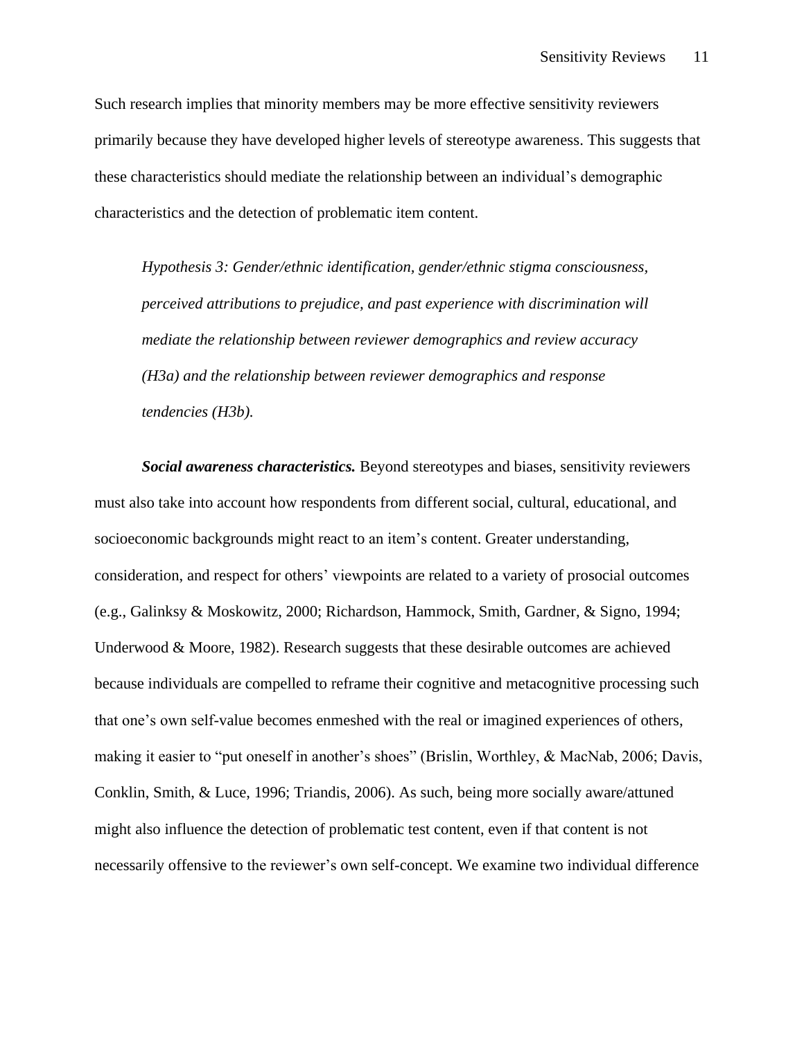Such research implies that minority members may be more effective sensitivity reviewers primarily because they have developed higher levels of stereotype awareness. This suggests that these characteristics should mediate the relationship between an individual's demographic characteristics and the detection of problematic item content.

> *Hypothesis 3: Gender/ethnic identification, gender/ethnic stigma consciousness, perceived attributions to prejudice, and past experience with discrimination will mediate the relationship between reviewer demographics and review accuracy (H3a) and the relationship between reviewer demographics and response tendencies (H3b).*

***Social awareness characteristics.*** Beyond stereotypes and biases, sensitivity reviewers must also take into account how respondents from different social, cultural, educational, and socioeconomic backgrounds might react to an item's content. Greater understanding, consideration, and respect for others' viewpoints are related to a variety of prosocial outcomes (e.g., Galinksy & Moskowitz, 2000; Richardson, Hammock, Smith, Gardner, & Signo, 1994; Underwood & Moore, 1982). Research suggests that these desirable outcomes are achieved because individuals are compelled to reframe their cognitive and metacognitive processing such that one's own self-value becomes enmeshed with the real or imagined experiences of others, making it easier to "put oneself in another's shoes" (Brislin, Worthley, & MacNab, 2006; Davis, Conklin, Smith, & Luce, 1996; Triandis, 2006). As such, being more socially aware/attuned might also influence the detection of problematic test content, even if that content is not necessarily offensive to the reviewer's own self-concept. We examine two individual difference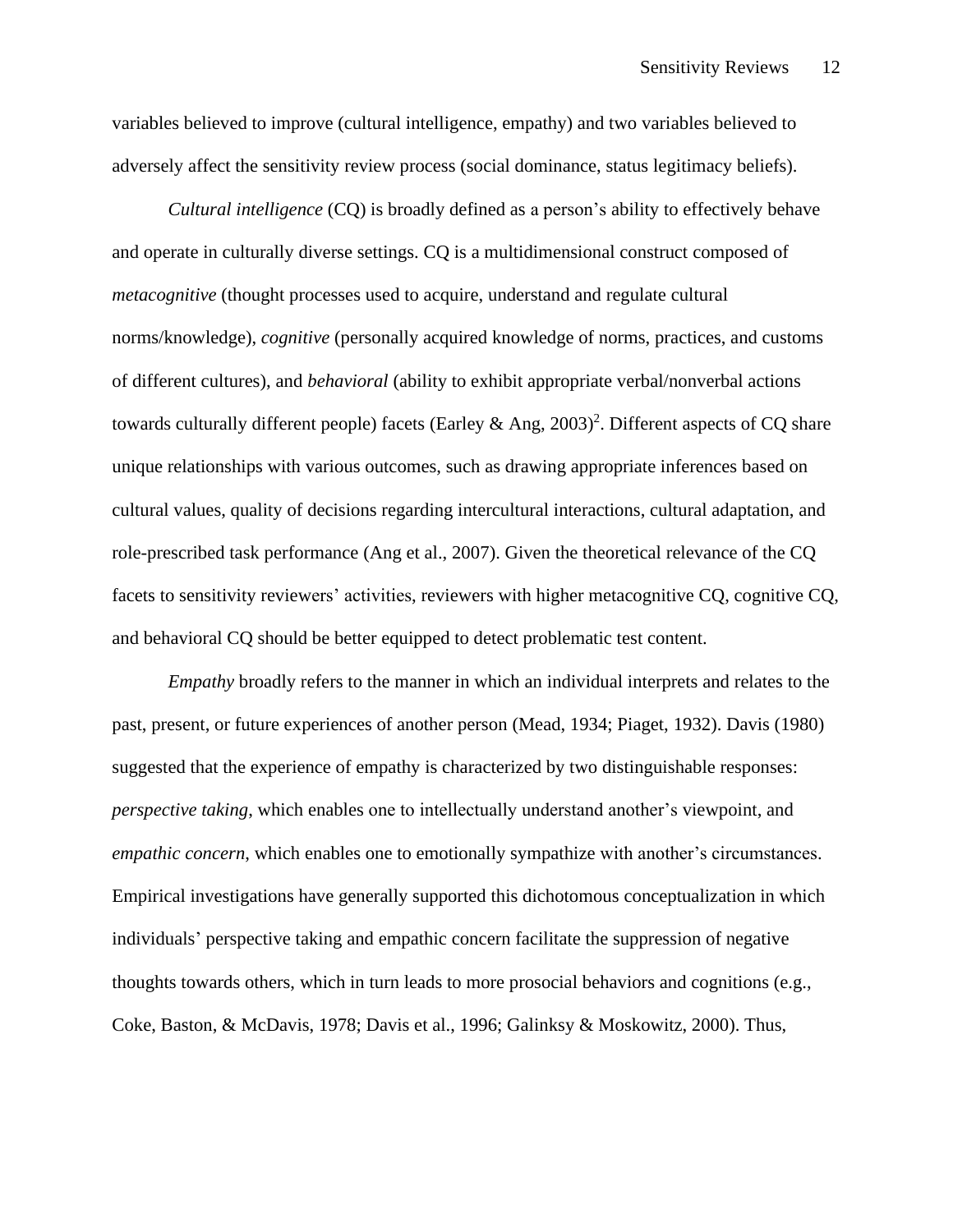variables believed to improve (cultural intelligence, empathy) and two variables believed to adversely affect the sensitivity review process (social dominance, status legitimacy beliefs).

*Cultural intelligence* (CQ) is broadly defined as a person's ability to effectively behave and operate in culturally diverse settings. CQ is a multidimensional construct composed of *metacognitive* (thought processes used to acquire, understand and regulate cultural norms/knowledge), *cognitive* (personally acquired knowledge of norms, practices, and customs of different cultures), and *behavioral* (ability to exhibit appropriate verbal/nonverbal actions towards culturally different people) facets (Earley & Ang, 2003)[2]. Different aspects of CQ share unique relationships with various outcomes, such as drawing appropriate inferences based on cultural values, quality of decisions regarding intercultural interactions, cultural adaptation, and role-prescribed task performance (Ang et al., 2007). Given the theoretical relevance of the CQ facets to sensitivity reviewers' activities, reviewers with higher metacognitive CQ, cognitive CQ, and behavioral CQ should be better equipped to detect problematic test content.

*Empathy* broadly refers to the manner in which an individual interprets and relates to the past, present, or future experiences of another person (Mead, 1934; Piaget, 1932). Davis (1980) suggested that the experience of empathy is characterized by two distinguishable responses: *perspective taking*, which enables one to intellectually understand another's viewpoint, and *empathic concern*, which enables one to emotionally sympathize with another's circumstances. Empirical investigations have generally supported this dichotomous conceptualization in which individuals' perspective taking and empathic concern facilitate the suppression of negative thoughts towards others, which in turn leads to more prosocial behaviors and cognitions (e.g., Coke, Baston, & McDavis, 1978; Davis et al., 1996; Galinksy & Moskowitz, 2000). Thus,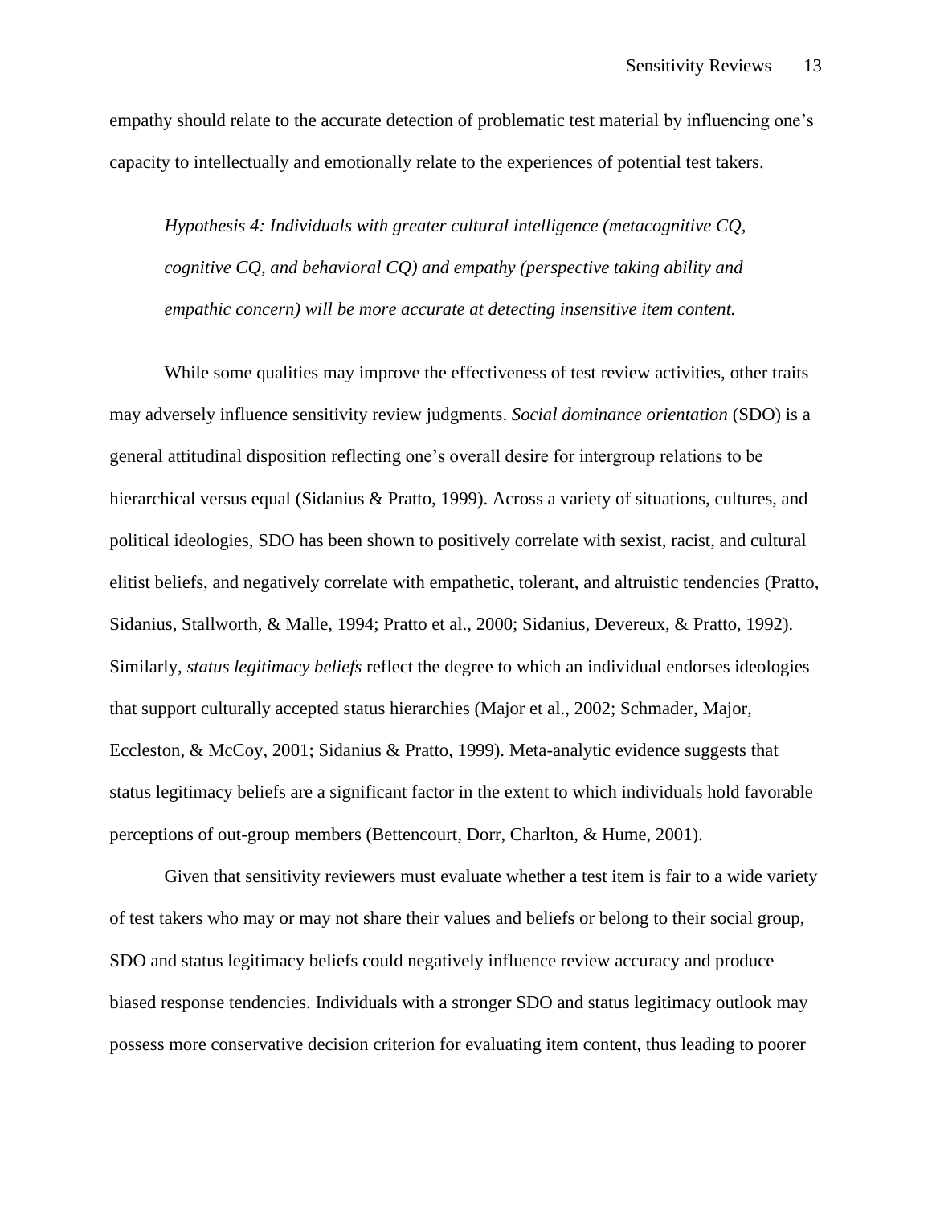empathy should relate to the accurate detection of problematic test material by influencing one's capacity to intellectually and emotionally relate to the experiences of potential test takers.

> *Hypothesis 4: Individuals with greater cultural intelligence (metacognitive CQ, cognitive CQ, and behavioral CQ) and empathy (perspective taking ability and empathic concern) will be more accurate at detecting insensitive item content.*

While some qualities may improve the effectiveness of test review activities, other traits may adversely influence sensitivity review judgments. *Social dominance orientation* (SDO) is a general attitudinal disposition reflecting one's overall desire for intergroup relations to be hierarchical versus equal (Sidanius & Pratto, 1999). Across a variety of situations, cultures, and political ideologies, SDO has been shown to positively correlate with sexist, racist, and cultural elitist beliefs, and negatively correlate with empathetic, tolerant, and altruistic tendencies (Pratto, Sidanius, Stallworth, & Malle, 1994; Pratto et al., 2000; Sidanius, Devereux, & Pratto, 1992). Similarly, *status legitimacy beliefs* reflect the degree to which an individual endorses ideologies that support culturally accepted status hierarchies (Major et al., 2002; Schmader, Major, Eccleston, & McCoy, 2001; Sidanius & Pratto, 1999). Meta-analytic evidence suggests that status legitimacy beliefs are a significant factor in the extent to which individuals hold favorable perceptions of out-group members (Bettencourt, Dorr, Charlton, & Hume, 2001).

Given that sensitivity reviewers must evaluate whether a test item is fair to a wide variety of test takers who may or may not share their values and beliefs or belong to their social group, SDO and status legitimacy beliefs could negatively influence review accuracy and produce biased response tendencies. Individuals with a stronger SDO and status legitimacy outlook may possess more conservative decision criterion for evaluating item content, thus leading to poorer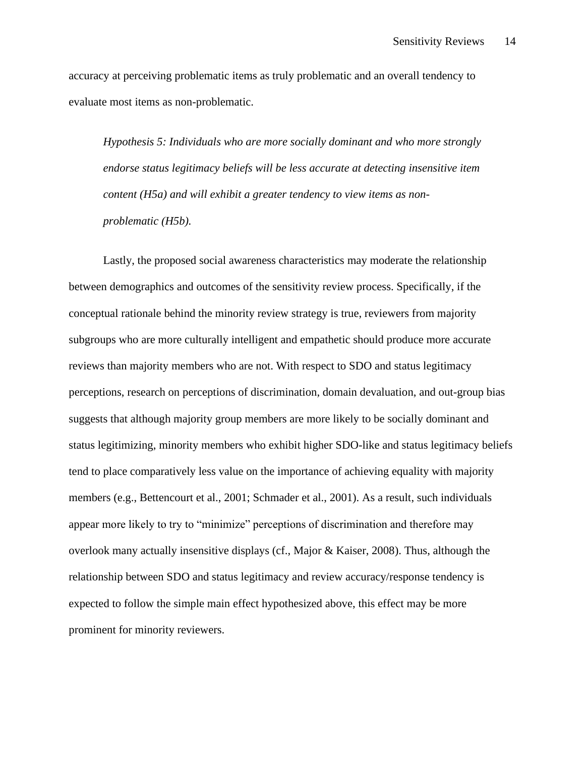accuracy at perceiving problematic items as truly problematic and an overall tendency to evaluate most items as non-problematic.

> *Hypothesis 5: Individuals who are more socially dominant and who more strongly endorse status legitimacy beliefs will be less accurate at detecting insensitive item content (H5a) and will exhibit a greater tendency to view items as non-problematic (H5b).*

Lastly, the proposed social awareness characteristics may moderate the relationship between demographics and outcomes of the sensitivity review process. Specifically, if the conceptual rationale behind the minority review strategy is true, reviewers from majority subgroups who are more culturally intelligent and empathetic should produce more accurate reviews than majority members who are not. With respect to SDO and status legitimacy perceptions, research on perceptions of discrimination, domain devaluation, and out-group bias suggests that although majority group members are more likely to be socially dominant and status legitimizing, minority members who exhibit higher SDO-like and status legitimacy beliefs tend to place comparatively less value on the importance of achieving equality with majority members (e.g., Bettencourt et al., 2001; Schmader et al., 2001). As a result, such individuals appear more likely to try to "minimize" perceptions of discrimination and therefore may overlook many actually insensitive displays (cf., Major & Kaiser, 2008). Thus, although the relationship between SDO and status legitimacy and review accuracy/response tendency is expected to follow the simple main effect hypothesized above, this effect may be more prominent for minority reviewers.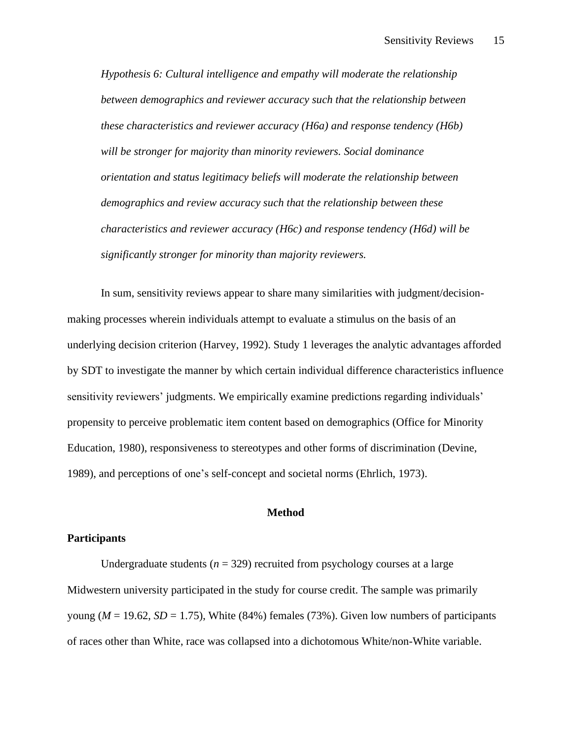*Hypothesis 6: Cultural intelligence and empathy will moderate the relationship between demographics and reviewer accuracy such that the relationship between these characteristics and reviewer accuracy (H6a) and response tendency (H6b) will be stronger for majority than minority reviewers. Social dominance orientation and status legitimacy beliefs will moderate the relationship between demographics and review accuracy such that the relationship between these characteristics and reviewer accuracy (H6c) and response tendency (H6d) will be significantly stronger for minority than majority reviewers.*

In sum, sensitivity reviews appear to share many similarities with judgment/decision-making processes wherein individuals attempt to evaluate a stimulus on the basis of an underlying decision criterion (Harvey, 1992). Study 1 leverages the analytic advantages afforded by SDT to investigate the manner by which certain individual difference characteristics influence sensitivity reviewers' judgments. We empirically examine predictions regarding individuals' propensity to perceive problematic item content based on demographics (Office for Minority Education, 1980), responsiveness to stereotypes and other forms of discrimination (Devine, 1989), and perceptions of one's self-concept and societal norms (Ehrlich, 1973).

# Method

## Participants

Undergraduate students ($n$ = 329) recruited from psychology courses at a large Midwestern university participated in the study for course credit. The sample was primarily young ($M$ = 19.62, $SD$ = 1.75), White (84%) females (73%). Given low numbers of participants of races other than White, race was collapsed into a dichotomous White/non-White variable.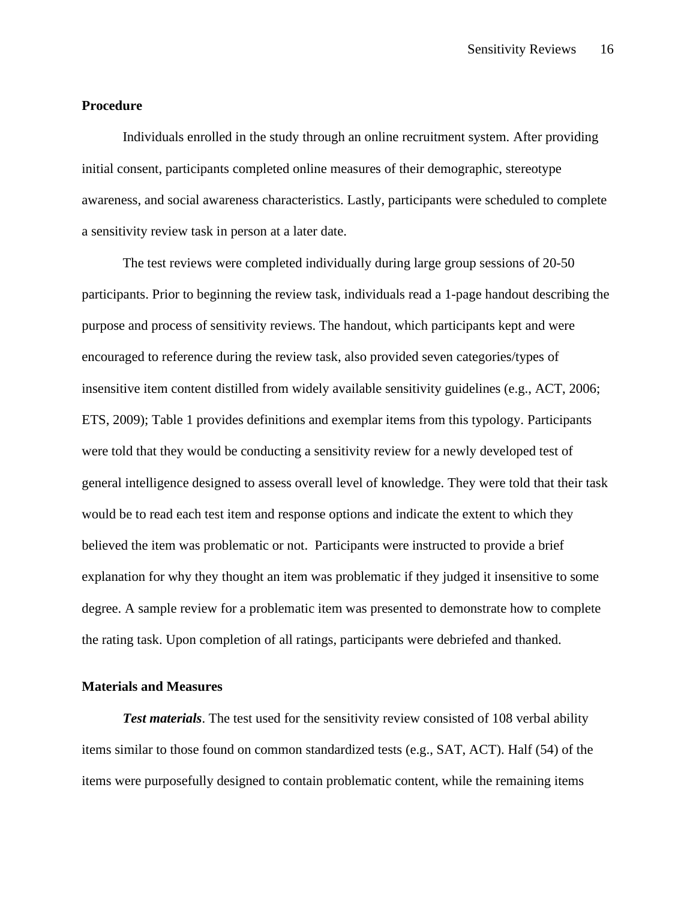**Procedure**

Individuals enrolled in the study through an online recruitment system. After providing initial consent, participants completed online measures of their demographic, stereotype awareness, and social awareness characteristics. Lastly, participants were scheduled to complete a sensitivity review task in person at a later date.

The test reviews were completed individually during large group sessions of 20-50 participants. Prior to beginning the review task, individuals read a 1-page handout describing the purpose and process of sensitivity reviews. The handout, which participants kept and were encouraged to reference during the review task, also provided seven categories/types of insensitive item content distilled from widely available sensitivity guidelines (e.g., ACT, 2006; ETS, 2009); Table 1 provides definitions and exemplar items from this typology. Participants were told that they would be conducting a sensitivity review for a newly developed test of general intelligence designed to assess overall level of knowledge. They were told that their task would be to read each test item and response options and indicate the extent to which they believed the item was problematic or not. Participants were instructed to provide a brief explanation for why they thought an item was problematic if they judged it insensitive to some degree. A sample review for a problematic item was presented to demonstrate how to complete the rating task. Upon completion of all ratings, participants were debriefed and thanked.

**Materials and Measures**

***Test materials***. The test used for the sensitivity review consisted of 108 verbal ability items similar to those found on common standardized tests (e.g., SAT, ACT). Half (54) of the items were purposefully designed to contain problematic content, while the remaining items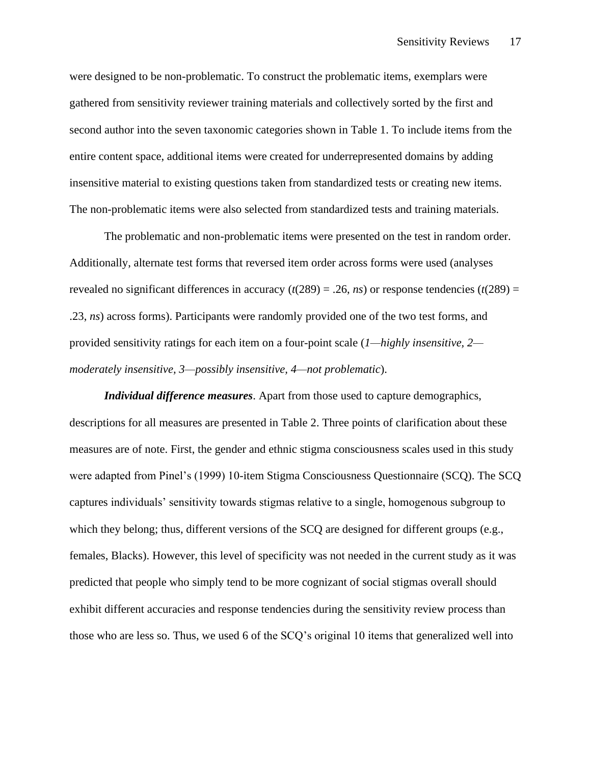were designed to be non-problematic. To construct the problematic items, exemplars were gathered from sensitivity reviewer training materials and collectively sorted by the first and second author into the seven taxonomic categories shown in Table 1. To include items from the entire content space, additional items were created for underrepresented domains by adding insensitive material to existing questions taken from standardized tests or creating new items. The non-problematic items were also selected from standardized tests and training materials.

The problematic and non-problematic items were presented on the test in random order. Additionally, alternate test forms that reversed item order across forms were used (analyses revealed no significant differences in accuracy ($t(289) = .26$, *ns*) or response tendencies ($t(289) = .23$, *ns*) across forms). Participants were randomly provided one of the two test forms, and provided sensitivity ratings for each item on a four-point scale (*1—highly insensitive, 2—moderately insensitive, 3—possibly insensitive, 4—not problematic*).

***Individual difference measures***. Apart from those used to capture demographics, descriptions for all measures are presented in Table 2. Three points of clarification about these measures are of note. First, the gender and ethnic stigma consciousness scales used in this study were adapted from Pinel's (1999) 10-item Stigma Consciousness Questionnaire (SCQ). The SCQ captures individuals' sensitivity towards stigmas relative to a single, homogenous subgroup to which they belong; thus, different versions of the SCQ are designed for different groups (e.g., females, Blacks). However, this level of specificity was not needed in the current study as it was predicted that people who simply tend to be more cognizant of social stigmas overall should exhibit different accuracies and response tendencies during the sensitivity review process than those who are less so. Thus, we used 6 of the SCQ's original 10 items that generalized well into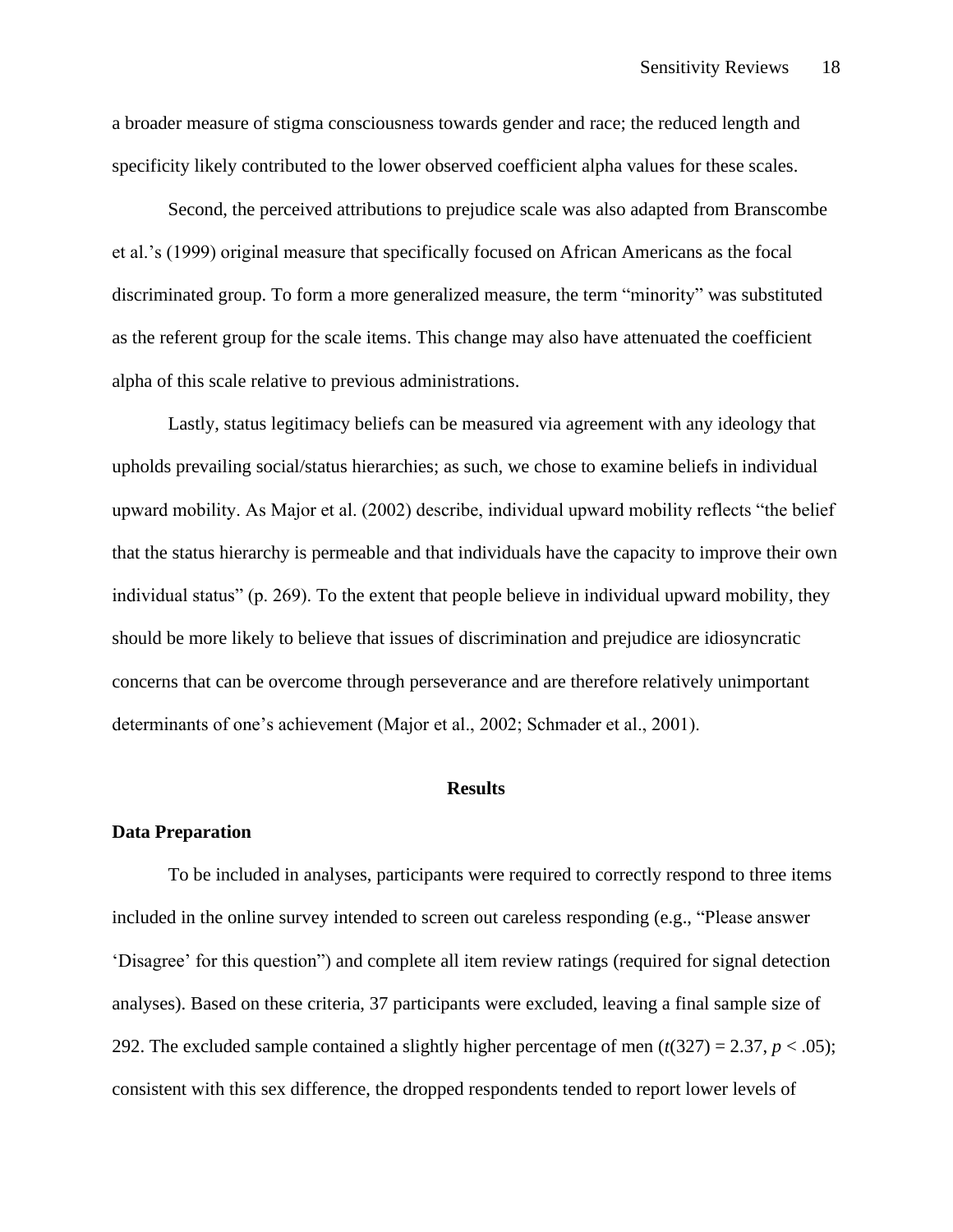a broader measure of stigma consciousness towards gender and race; the reduced length and specificity likely contributed to the lower observed coefficient alpha values for these scales.

Second, the perceived attributions to prejudice scale was also adapted from Branscombe et al.'s (1999) original measure that specifically focused on African Americans as the focal discriminated group. To form a more generalized measure, the term "minority" was substituted as the referent group for the scale items. This change may also have attenuated the coefficient alpha of this scale relative to previous administrations.

Lastly, status legitimacy beliefs can be measured via agreement with any ideology that upholds prevailing social/status hierarchies; as such, we chose to examine beliefs in individual upward mobility. As Major et al. (2002) describe, individual upward mobility reflects "the belief that the status hierarchy is permeable and that individuals have the capacity to improve their own individual status" (p. 269). To the extent that people believe in individual upward mobility, they should be more likely to believe that issues of discrimination and prejudice are idiosyncratic concerns that can be overcome through perseverance and are therefore relatively unimportant determinants of one's achievement (Major et al., 2002; Schmader et al., 2001).

## Results

### Data Preparation

To be included in analyses, participants were required to correctly respond to three items included in the online survey intended to screen out careless responding (e.g., "Please answer 'Disagree' for this question") and complete all item review ratings (required for signal detection analyses). Based on these criteria, 37 participants were excluded, leaving a final sample size of 292. The excluded sample contained a slightly higher percentage of men ($t(327) = 2.37$, $p < .05$); consistent with this sex difference, the dropped respondents tended to report lower levels of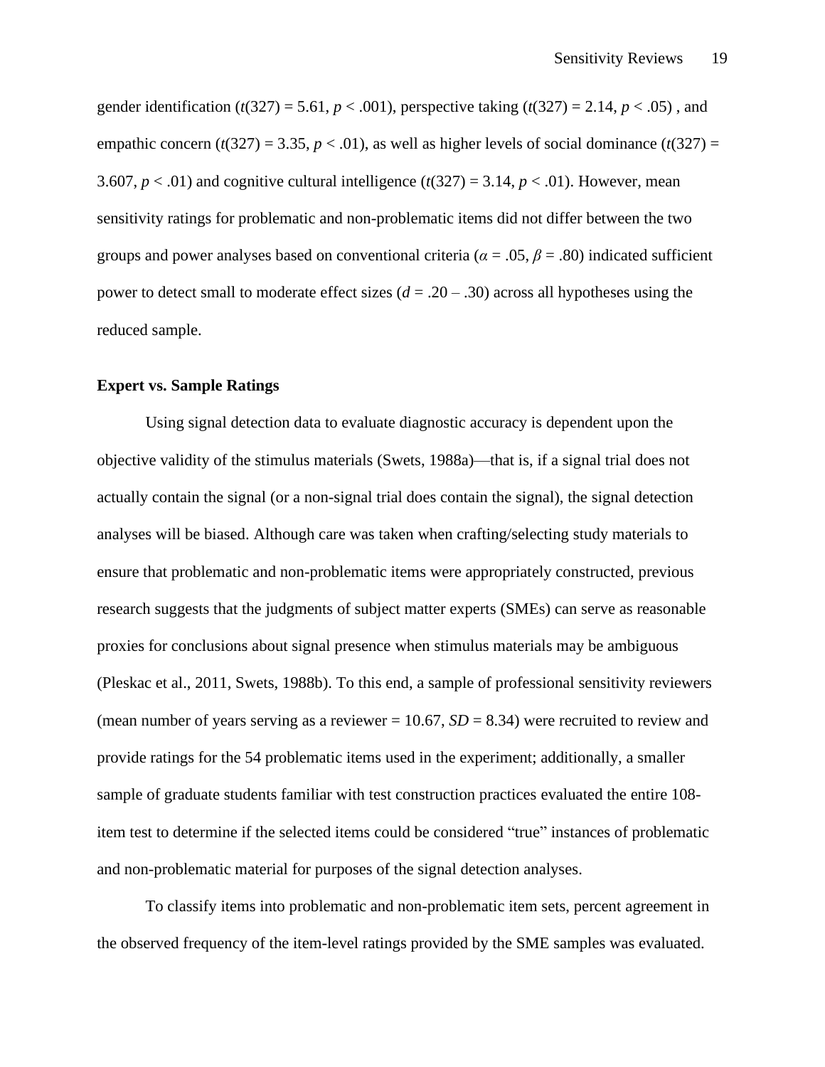gender identification ($t(327) = 5.61$, $p < .001$), perspective taking ($t(327) = 2.14$, $p < .05$) , and empathic concern ($t(327) = 3.35$, $p < .01$), as well as higher levels of social dominance ($t(327) = 3.607$, $p < .01$) and cognitive cultural intelligence ($t(327) = 3.14$, $p < .01$). However, mean sensitivity ratings for problematic and non-problematic items did not differ between the two groups and power analyses based on conventional criteria ($\alpha = .05$, $\beta = .80$) indicated sufficient power to detect small to moderate effect sizes ($d = .20 – .30$) across all hypotheses using the reduced sample.

**Expert vs. Sample Ratings**

Using signal detection data to evaluate diagnostic accuracy is dependent upon the objective validity of the stimulus materials (Swets, 1988a)—that is, if a signal trial does not actually contain the signal (or a non-signal trial does contain the signal), the signal detection analyses will be biased. Although care was taken when crafting/selecting study materials to ensure that problematic and non-problematic items were appropriately constructed, previous research suggests that the judgments of subject matter experts (SMEs) can serve as reasonable proxies for conclusions about signal presence when stimulus materials may be ambiguous (Pleskac et al., 2011, Swets, 1988b). To this end, a sample of professional sensitivity reviewers (mean number of years serving as a reviewer = 10.67, *SD* = 8.34) were recruited to review and provide ratings for the 54 problematic items used in the experiment; additionally, a smaller sample of graduate students familiar with test construction practices evaluated the entire 108-item test to determine if the selected items could be considered "true" instances of problematic and non-problematic material for purposes of the signal detection analyses.

To classify items into problematic and non-problematic item sets, percent agreement in the observed frequency of the item-level ratings provided by the SME samples was evaluated.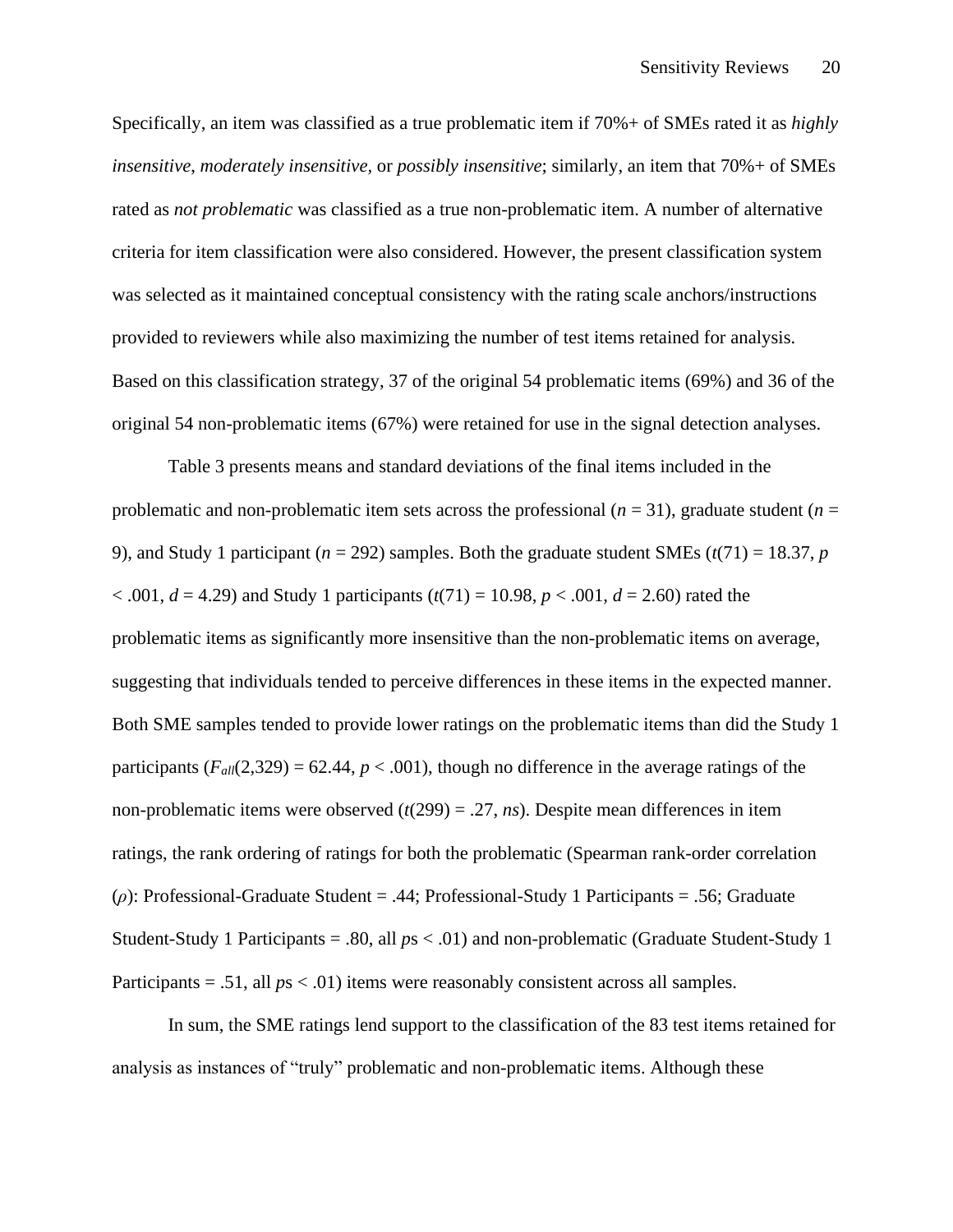Specifically, an item was classified as a true problematic item if 70%+ of SMEs rated it as *highly insensitive*, *moderately insensitive*, or *possibly insensitive*; similarly, an item that 70%+ of SMEs rated as *not problematic* was classified as a true non-problematic item. A number of alternative criteria for item classification were also considered. However, the present classification system was selected as it maintained conceptual consistency with the rating scale anchors/instructions provided to reviewers while also maximizing the number of test items retained for analysis. Based on this classification strategy, 37 of the original 54 problematic items (69%) and 36 of the original 54 non-problematic items (67%) were retained for use in the signal detection analyses.

Table 3 presents means and standard deviations of the final items included in the problematic and non-problematic item sets across the professional ($n$ = 31), graduate student ($n$ = 9), and Study 1 participant ($n$ = 292) samples. Both the graduate student SMEs ($t(71) = 18.37$, $p < .001$, $d = 4.29$) and Study 1 participants ($t(71) = 10.98$, $p < .001$, $d = 2.60$) rated the problematic items as significantly more insensitive than the non-problematic items on average, suggesting that individuals tended to perceive differences in these items in the expected manner. Both SME samples tended to provide lower ratings on the problematic items than did the Study 1 participants ($F_{all}(2,329) = 62.44$, $p < .001$), though no difference in the average ratings of the non-problematic items were observed ($t(299) = .27$, *ns*). Despite mean differences in item ratings, the rank ordering of ratings for both the problematic (Spearman rank-order correlation ($\rho$): Professional-Graduate Student = .44; Professional-Study 1 Participants = .56; Graduate Student-Study 1 Participants = .80, all $p$s < .01) and non-problematic (Graduate Student-Study 1 Participants = .51, all $p$s < .01) items were reasonably consistent across all samples.

In sum, the SME ratings lend support to the classification of the 83 test items retained for analysis as instances of "truly" problematic and non-problematic items. Although these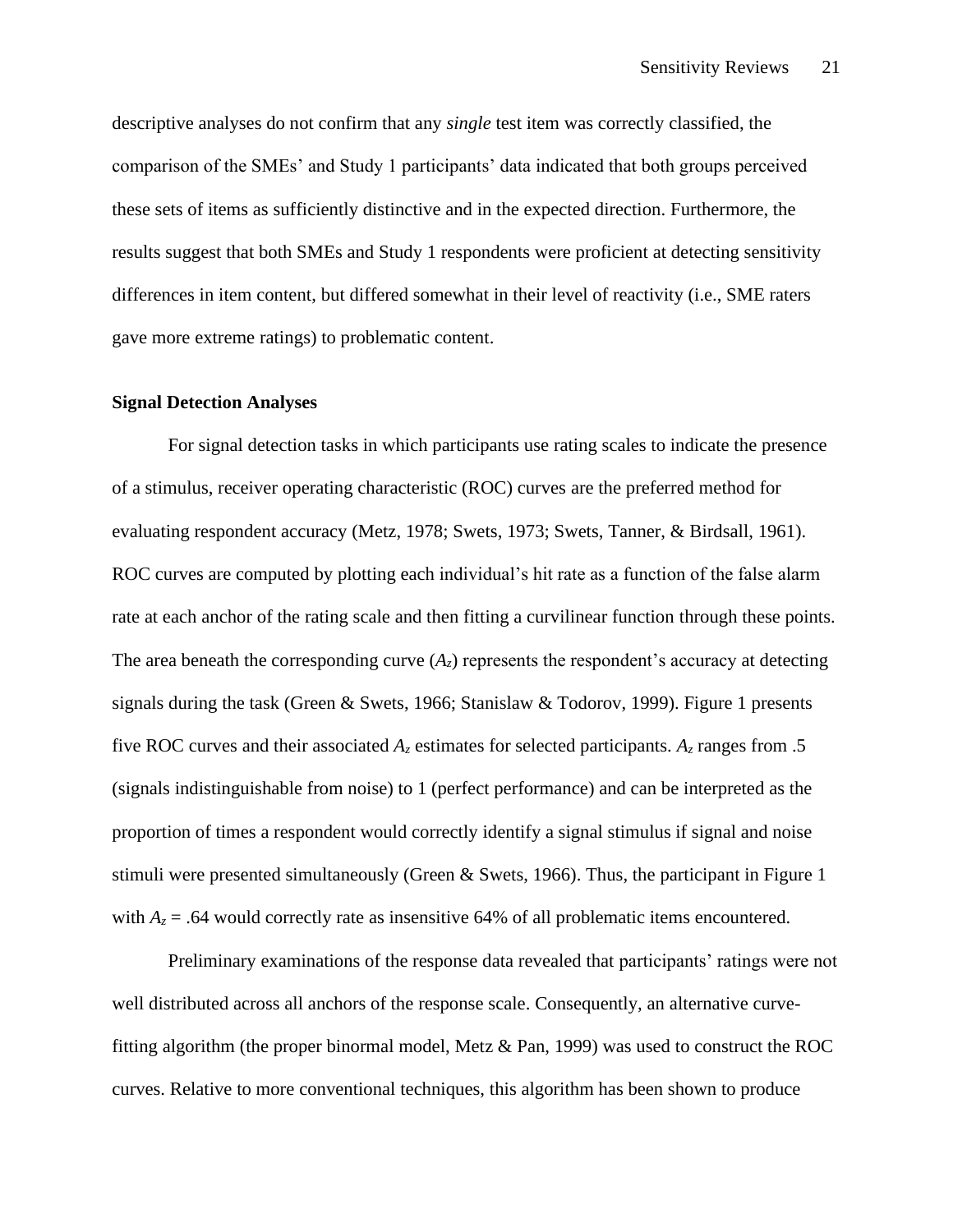descriptive analyses do not confirm that any *single* test item was correctly classified, the comparison of the SMEs' and Study 1 participants' data indicated that both groups perceived these sets of items as sufficiently distinctive and in the expected direction. Furthermore, the results suggest that both SMEs and Study 1 respondents were proficient at detecting sensitivity differences in item content, but differed somewhat in their level of reactivity (i.e., SME raters gave more extreme ratings) to problematic content.

**Signal Detection Analyses**

For signal detection tasks in which participants use rating scales to indicate the presence of a stimulus, receiver operating characteristic (ROC) curves are the preferred method for evaluating respondent accuracy (Metz, 1978; Swets, 1973; Swets, Tanner, & Birdsall, 1961). ROC curves are computed by plotting each individual's hit rate as a function of the false alarm rate at each anchor of the rating scale and then fitting a curvilinear function through these points. The area beneath the corresponding curve ($A_z$) represents the respondent's accuracy at detecting signals during the task (Green & Swets, 1966; Stanislaw & Todorov, 1999). Figure 1 presents five ROC curves and their associated $A_z$ estimates for selected participants. $A_z$ ranges from .5 (signals indistinguishable from noise) to 1 (perfect performance) and can be interpreted as the proportion of times a respondent would correctly identify a signal stimulus if signal and noise stimuli were presented simultaneously (Green & Swets, 1966). Thus, the participant in Figure 1 with $A_z$ = .64 would correctly rate as insensitive 64% of all problematic items encountered.

Preliminary examinations of the response data revealed that participants' ratings were not well distributed across all anchors of the response scale. Consequently, an alternative curve-fitting algorithm (the proper binormal model, Metz & Pan, 1999) was used to construct the ROC curves. Relative to more conventional techniques, this algorithm has been shown to produce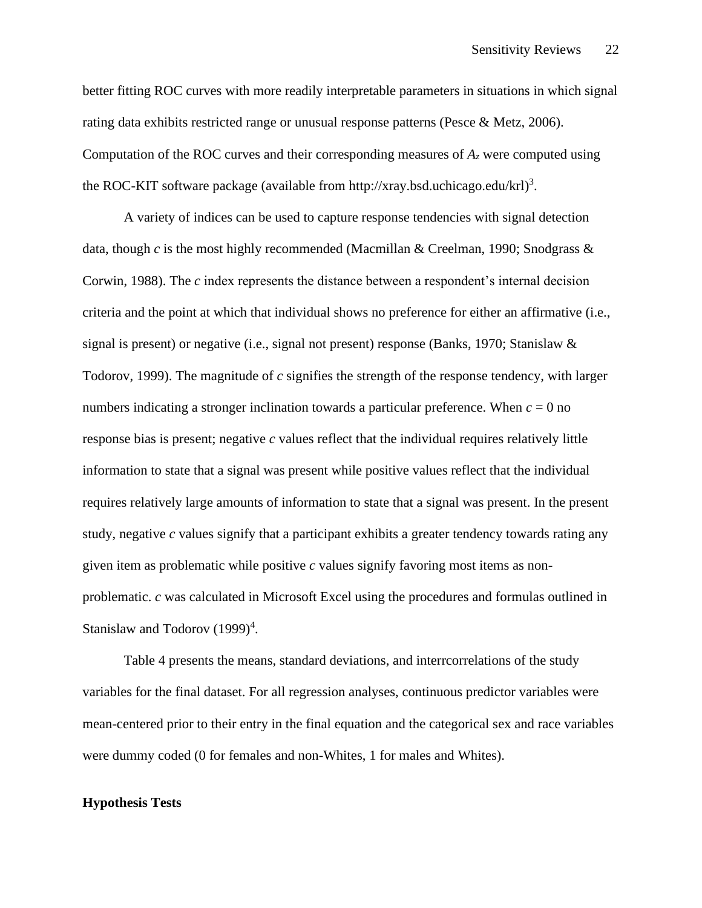better fitting ROC curves with more readily interpretable parameters in situations in which signal rating data exhibits restricted range or unusual response patterns (Pesce & Metz, 2006). Computation of the ROC curves and their corresponding measures of $A_z$ were computed using the ROC-KIT software package (available from http://xray.bsd.uchicago.edu/krl)[3].

A variety of indices can be used to capture response tendencies with signal detection data, though *c* is the most highly recommended (Macmillan & Creelman, 1990; Snodgrass & Corwin, 1988). The *c* index represents the distance between a respondent's internal decision criteria and the point at which that individual shows no preference for either an affirmative (i.e., signal is present) or negative (i.e., signal not present) response (Banks, 1970; Stanislaw & Todorov, 1999). The magnitude of *c* signifies the strength of the response tendency, with larger numbers indicating a stronger inclination towards a particular preference. When $c = 0$ no response bias is present; negative *c* values reflect that the individual requires relatively little information to state that a signal was present while positive values reflect that the individual requires relatively large amounts of information to state that a signal was present. In the present study, negative *c* values signify that a participant exhibits a greater tendency towards rating any given item as problematic while positive *c* values signify favoring most items as non-problematic. *c* was calculated in Microsoft Excel using the procedures and formulas outlined in Stanislaw and Todorov (1999)[4].

Table 4 presents the means, standard deviations, and interrcorrelations of the study variables for the final dataset. For all regression analyses, continuous predictor variables were mean-centered prior to their entry in the final equation and the categorical sex and race variables were dummy coded (0 for females and non-Whites, 1 for males and Whites).

## Hypothesis Tests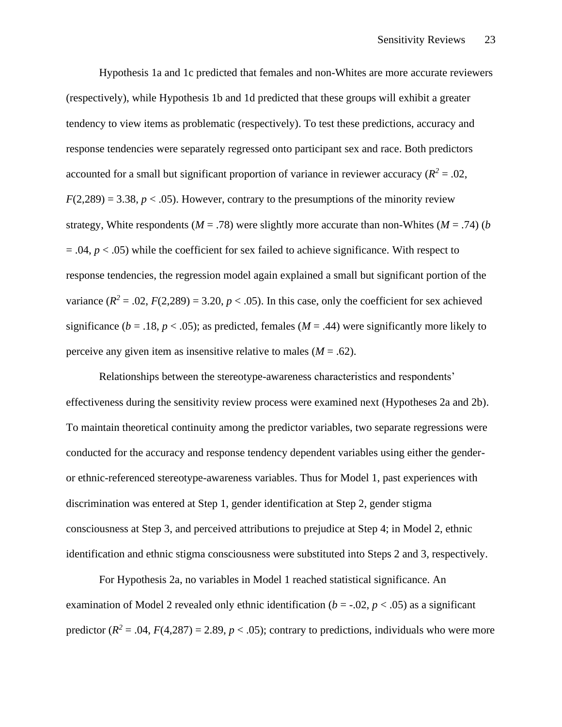Hypothesis 1a and 1c predicted that females and non-Whites are more accurate reviewers (respectively), while Hypothesis 1b and 1d predicted that these groups will exhibit a greater tendency to view items as problematic (respectively). To test these predictions, accuracy and response tendencies were separately regressed onto participant sex and race. Both predictors accounted for a small but significant proportion of variance in reviewer accuracy ($R^2 = .02$, $F(2,289) = 3.38$, $p < .05$). However, contrary to the presumptions of the minority review strategy, White respondents ($M = .78$) were slightly more accurate than non-Whites ($M = .74$) ($b = .04$, $p < .05$) while the coefficient for sex failed to achieve significance. With respect to response tendencies, the regression model again explained a small but significant portion of the variance ($R^2 = .02$, $F(2,289) = 3.20$, $p < .05$). In this case, only the coefficient for sex achieved significance ($b = .18$, $p < .05$); as predicted, females ($M = .44$) were significantly more likely to perceive any given item as insensitive relative to males ($M = .62$).

Relationships between the stereotype-awareness characteristics and respondents' effectiveness during the sensitivity review process were examined next (Hypotheses 2a and 2b). To maintain theoretical continuity among the predictor variables, two separate regressions were conducted for the accuracy and response tendency dependent variables using either the gender- or ethnic-referenced stereotype-awareness variables. Thus for Model 1, past experiences with discrimination was entered at Step 1, gender identification at Step 2, gender stigma consciousness at Step 3, and perceived attributions to prejudice at Step 4; in Model 2, ethnic identification and ethnic stigma consciousness were substituted into Steps 2 and 3, respectively.

For Hypothesis 2a, no variables in Model 1 reached statistical significance. An examination of Model 2 revealed only ethnic identification ($b = -.02$, $p < .05$) as a significant predictor ($R^2 = .04$, $F(4,287) = 2.89$, $p < .05$); contrary to predictions, individuals who were more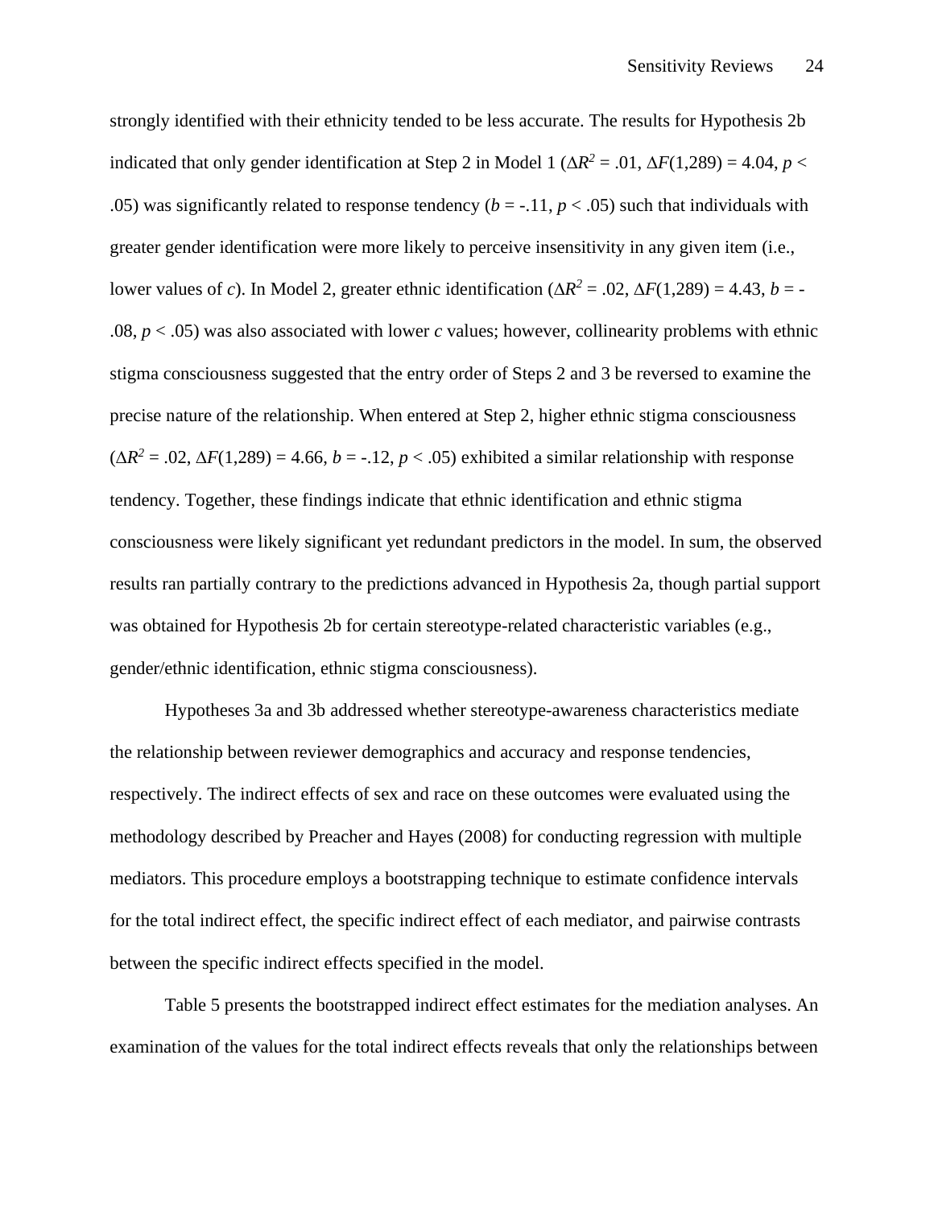strongly identified with their ethnicity tended to be less accurate. The results for Hypothesis 2b indicated that only gender identification at Step 2 in Model 1 ($\Delta R^2 = .01$, $\Delta F(1,289) = 4.04$, $p < .05$) was significantly related to response tendency ($b = -.11$, $p < .05$) such that individuals with greater gender identification were more likely to perceive insensitivity in any given item (i.e., lower values of *c*). In Model 2, greater ethnic identification ($\Delta R^2 = .02$, $\Delta F(1,289) = 4.43$, $b = -.08$, $p < .05$) was also associated with lower *c* values; however, collinearity problems with ethnic stigma consciousness suggested that the entry order of Steps 2 and 3 be reversed to examine the precise nature of the relationship. When entered at Step 2, higher ethnic stigma consciousness ($\Delta R^2 = .02$, $\Delta F(1,289) = 4.66$, $b = -.12$, $p < .05$) exhibited a similar relationship with response tendency. Together, these findings indicate that ethnic identification and ethnic stigma consciousness were likely significant yet redundant predictors in the model. In sum, the observed results ran partially contrary to the predictions advanced in Hypothesis 2a, though partial support was obtained for Hypothesis 2b for certain stereotype-related characteristic variables (e.g., gender/ethnic identification, ethnic stigma consciousness).

Hypotheses 3a and 3b addressed whether stereotype-awareness characteristics mediate the relationship between reviewer demographics and accuracy and response tendencies, respectively. The indirect effects of sex and race on these outcomes were evaluated using the methodology described by Preacher and Hayes (2008) for conducting regression with multiple mediators. This procedure employs a bootstrapping technique to estimate confidence intervals for the total indirect effect, the specific indirect effect of each mediator, and pairwise contrasts between the specific indirect effects specified in the model.

Table 5 presents the bootstrapped indirect effect estimates for the mediation analyses. An examination of the values for the total indirect effects reveals that only the relationships between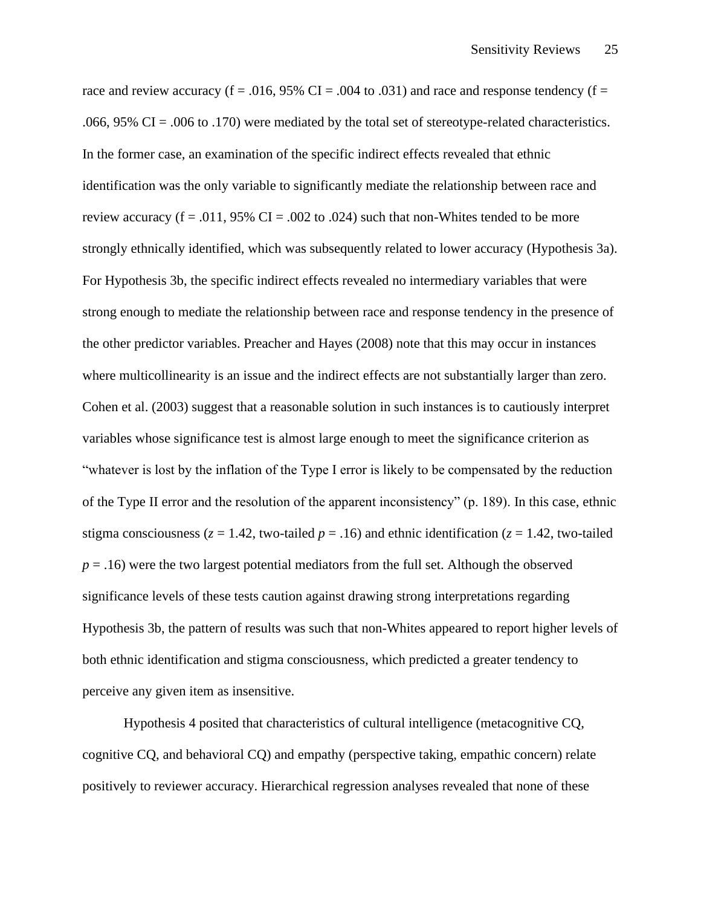race and review accuracy (f = .016, 95% CI = .004 to .031) and race and response tendency (f = .066, 95% CI = .006 to .170) were mediated by the total set of stereotype-related characteristics. In the former case, an examination of the specific indirect effects revealed that ethnic identification was the only variable to significantly mediate the relationship between race and review accuracy (f = .011, 95% CI = .002 to .024) such that non-Whites tended to be more strongly ethnically identified, which was subsequently related to lower accuracy (Hypothesis 3a). For Hypothesis 3b, the specific indirect effects revealed no intermediary variables that were strong enough to mediate the relationship between race and response tendency in the presence of the other predictor variables. Preacher and Hayes (2008) note that this may occur in instances where multicollinearity is an issue and the indirect effects are not substantially larger than zero. Cohen et al. (2003) suggest that a reasonable solution in such instances is to cautiously interpret variables whose significance test is almost large enough to meet the significance criterion as "whatever is lost by the inflation of the Type I error is likely to be compensated by the reduction of the Type II error and the resolution of the apparent inconsistency" (p. 189). In this case, ethnic stigma consciousness ($z = 1.42$, two-tailed $p = .16$) and ethnic identification ($z = 1.42$, two-tailed $p = .16$) were the two largest potential mediators from the full set. Although the observed significance levels of these tests caution against drawing strong interpretations regarding Hypothesis 3b, the pattern of results was such that non-Whites appeared to report higher levels of both ethnic identification and stigma consciousness, which predicted a greater tendency to perceive any given item as insensitive.

Hypothesis 4 posited that characteristics of cultural intelligence (metacognitive CQ, cognitive CQ, and behavioral CQ) and empathy (perspective taking, empathic concern) relate positively to reviewer accuracy. Hierarchical regression analyses revealed that none of these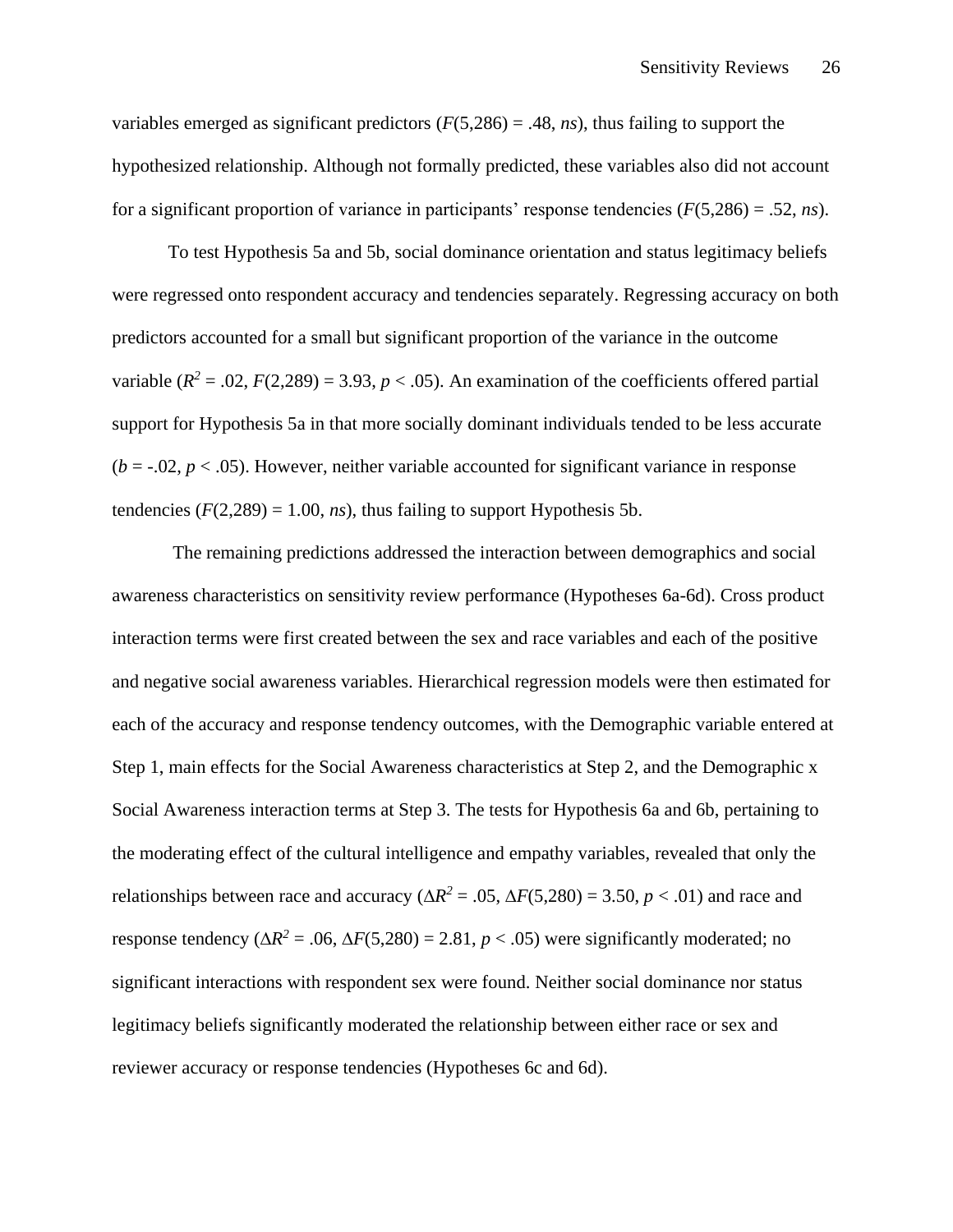variables emerged as significant predictors ($F(5,286) = .48$, *ns*), thus failing to support the hypothesized relationship. Although not formally predicted, these variables also did not account for a significant proportion of variance in participants' response tendencies ($F(5,286) = .52$, *ns*).

To test Hypothesis 5a and 5b, social dominance orientation and status legitimacy beliefs were regressed onto respondent accuracy and tendencies separately. Regressing accuracy on both predictors accounted for a small but significant proportion of the variance in the outcome variable ($R^2 = .02$, $F(2,289) = 3.93$, $p < .05$). An examination of the coefficients offered partial support for Hypothesis 5a in that more socially dominant individuals tended to be less accurate ($b = -.02$, $p < .05$). However, neither variable accounted for significant variance in response tendencies ($F(2,289) = 1.00$, *ns*), thus failing to support Hypothesis 5b.

The remaining predictions addressed the interaction between demographics and social awareness characteristics on sensitivity review performance (Hypotheses 6a-6d). Cross product interaction terms were first created between the sex and race variables and each of the positive and negative social awareness variables. Hierarchical regression models were then estimated for each of the accuracy and response tendency outcomes, with the Demographic variable entered at Step 1, main effects for the Social Awareness characteristics at Step 2, and the Demographic x Social Awareness interaction terms at Step 3. The tests for Hypothesis 6a and 6b, pertaining to the moderating effect of the cultural intelligence and empathy variables, revealed that only the relationships between race and accuracy ($\Delta R^2 = .05$, $\Delta F(5,280) = 3.50$, $p < .01$) and race and response tendency ($\Delta R^2 = .06$, $\Delta F(5,280) = 2.81$, $p < .05$) were significantly moderated; no significant interactions with respondent sex were found. Neither social dominance nor status legitimacy beliefs significantly moderated the relationship between either race or sex and reviewer accuracy or response tendencies (Hypotheses 6c and 6d).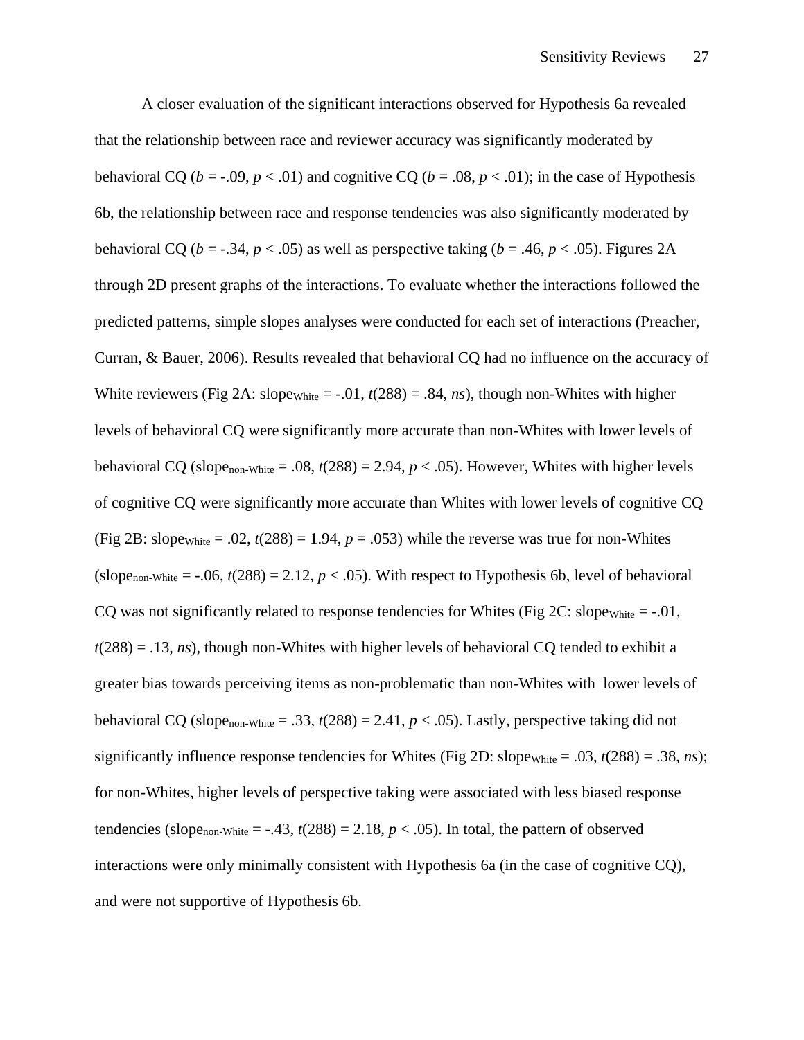A closer evaluation of the significant interactions observed for Hypothesis 6a revealed that the relationship between race and reviewer accuracy was significantly moderated by behavioral CQ ($b = -.09$, $p < .01$) and cognitive CQ ($b = .08$, $p < .01$); in the case of Hypothesis 6b, the relationship between race and response tendencies was also significantly moderated by behavioral CQ ($b = -.34$, $p < .05$) as well as perspective taking ($b = .46$, $p < .05$). Figures 2A through 2D present graphs of the interactions. To evaluate whether the interactions followed the predicted patterns, simple slopes analyses were conducted for each set of interactions (Preacher, Curran, & Bauer, 2006). Results revealed that behavioral CQ had no influence on the accuracy of White reviewers (Fig 2A: $\text{slope}_{\text{White}} = -.01$, $t(288) = .84$, *ns*), though non-Whites with higher levels of behavioral CQ were significantly more accurate than non-Whites with lower levels of behavioral CQ ($\text{slope}_{\text{non-White}} = .08$, $t(288) = 2.94$, $p < .05$). However, Whites with higher levels of cognitive CQ were significantly more accurate than Whites with lower levels of cognitive CQ (Fig 2B: $\text{slope}_{\text{White}} = .02$, $t(288) = 1.94$, $p = .053$) while the reverse was true for non-Whites ($\text{slope}_{\text{non-White}} = -.06$, $t(288) = 2.12$, $p < .05$). With respect to Hypothesis 6b, level of behavioral CQ was not significantly related to response tendencies for Whites (Fig 2C: $\text{slope}_{\text{White}} = -.01$, $t(288) = .13$, *ns*), though non-Whites with higher levels of behavioral CQ tended to exhibit a greater bias towards perceiving items as non-problematic than non-Whites with lower levels of behavioral CQ ($\text{slope}_{\text{non-White}} = .33$, $t(288) = 2.41$, $p < .05$). Lastly, perspective taking did not significantly influence response tendencies for Whites (Fig 2D: $\text{slope}_{\text{White}} = .03$, $t(288) = .38$, *ns*); for non-Whites, higher levels of perspective taking were associated with less biased response tendencies ($\text{slope}_{\text{non-White}} = -.43$, $t(288) = 2.18$, $p < .05$). In total, the pattern of observed interactions were only minimally consistent with Hypothesis 6a (in the case of cognitive CQ), and were not supportive of Hypothesis 6b.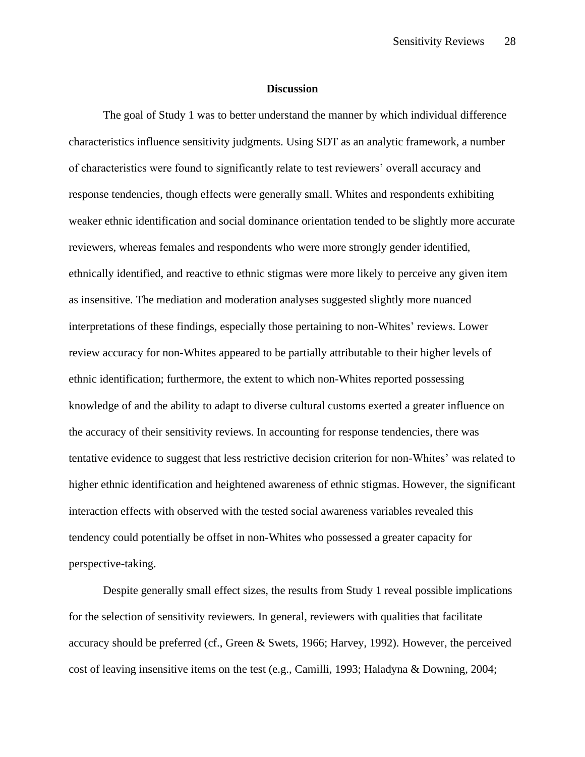## Discussion

The goal of Study 1 was to better understand the manner by which individual difference characteristics influence sensitivity judgments. Using SDT as an analytic framework, a number of characteristics were found to significantly relate to test reviewers' overall accuracy and response tendencies, though effects were generally small. Whites and respondents exhibiting weaker ethnic identification and social dominance orientation tended to be slightly more accurate reviewers, whereas females and respondents who were more strongly gender identified, ethnically identified, and reactive to ethnic stigmas were more likely to perceive any given item as insensitive. The mediation and moderation analyses suggested slightly more nuanced interpretations of these findings, especially those pertaining to non-Whites' reviews. Lower review accuracy for non-Whites appeared to be partially attributable to their higher levels of ethnic identification; furthermore, the extent to which non-Whites reported possessing knowledge of and the ability to adapt to diverse cultural customs exerted a greater influence on the accuracy of their sensitivity reviews. In accounting for response tendencies, there was tentative evidence to suggest that less restrictive decision criterion for non-Whites' was related to higher ethnic identification and heightened awareness of ethnic stigmas. However, the significant interaction effects with observed with the tested social awareness variables revealed this tendency could potentially be offset in non-Whites who possessed a greater capacity for perspective-taking.

Despite generally small effect sizes, the results from Study 1 reveal possible implications for the selection of sensitivity reviewers. In general, reviewers with qualities that facilitate accuracy should be preferred (cf., Green & Swets, 1966; Harvey, 1992). However, the perceived cost of leaving insensitive items on the test (e.g., Camilli, 1993; Haladyna & Downing, 2004;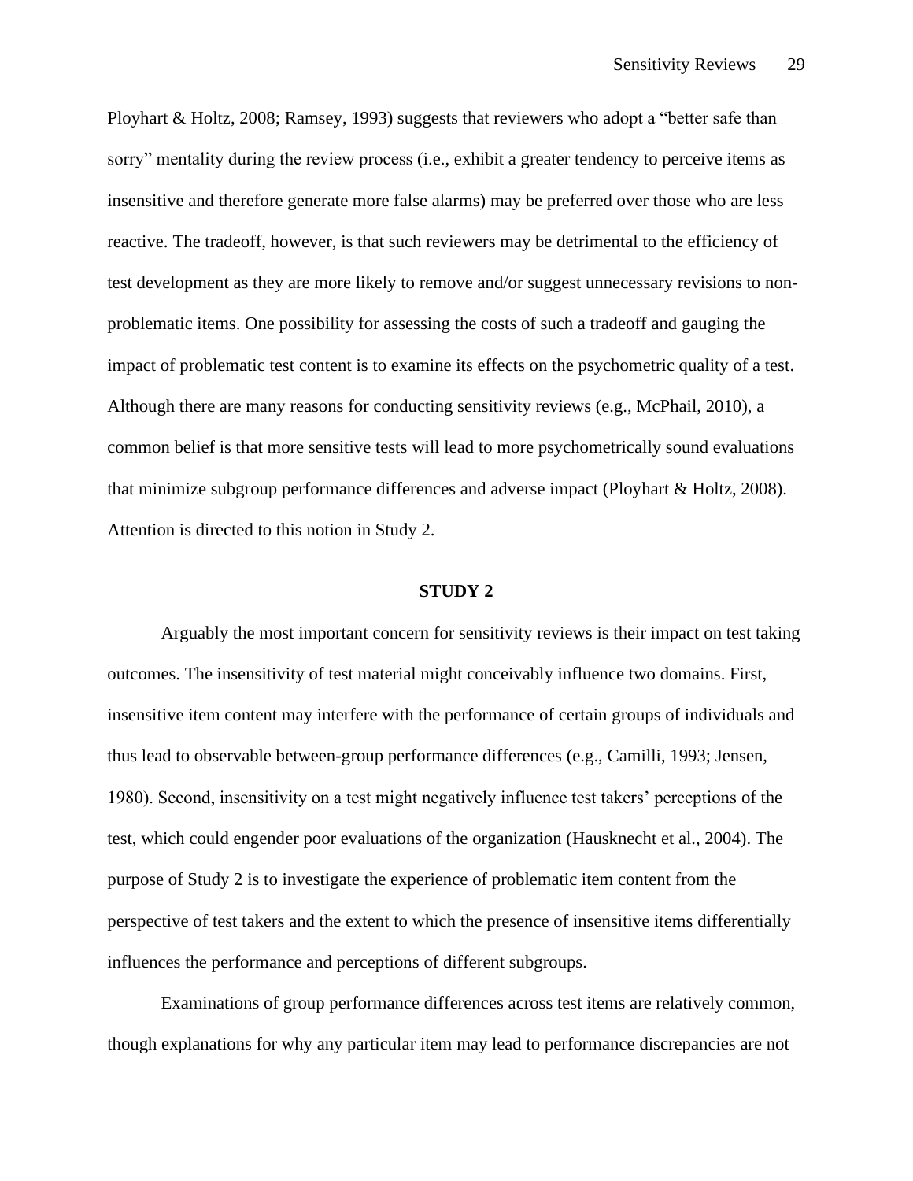Ployhart & Holtz, 2008; Ramsey, 1993) suggests that reviewers who adopt a "better safe than sorry" mentality during the review process (i.e., exhibit a greater tendency to perceive items as insensitive and therefore generate more false alarms) may be preferred over those who are less reactive. The tradeoff, however, is that such reviewers may be detrimental to the efficiency of test development as they are more likely to remove and/or suggest unnecessary revisions to non-problematic items. One possibility for assessing the costs of such a tradeoff and gauging the impact of problematic test content is to examine its effects on the psychometric quality of a test. Although there are many reasons for conducting sensitivity reviews (e.g., McPhail, 2010), a common belief is that more sensitive tests will lead to more psychometrically sound evaluations that minimize subgroup performance differences and adverse impact (Ployhart & Holtz, 2008). Attention is directed to this notion in Study 2.

## STUDY 2

Arguably the most important concern for sensitivity reviews is their impact on test taking outcomes. The insensitivity of test material might conceivably influence two domains. First, insensitive item content may interfere with the performance of certain groups of individuals and thus lead to observable between-group performance differences (e.g., Camilli, 1993; Jensen, 1980). Second, insensitivity on a test might negatively influence test takers' perceptions of the test, which could engender poor evaluations of the organization (Hausknecht et al., 2004). The purpose of Study 2 is to investigate the experience of problematic item content from the perspective of test takers and the extent to which the presence of insensitive items differentially influences the performance and perceptions of different subgroups.

Examinations of group performance differences across test items are relatively common, though explanations for why any particular item may lead to performance discrepancies are not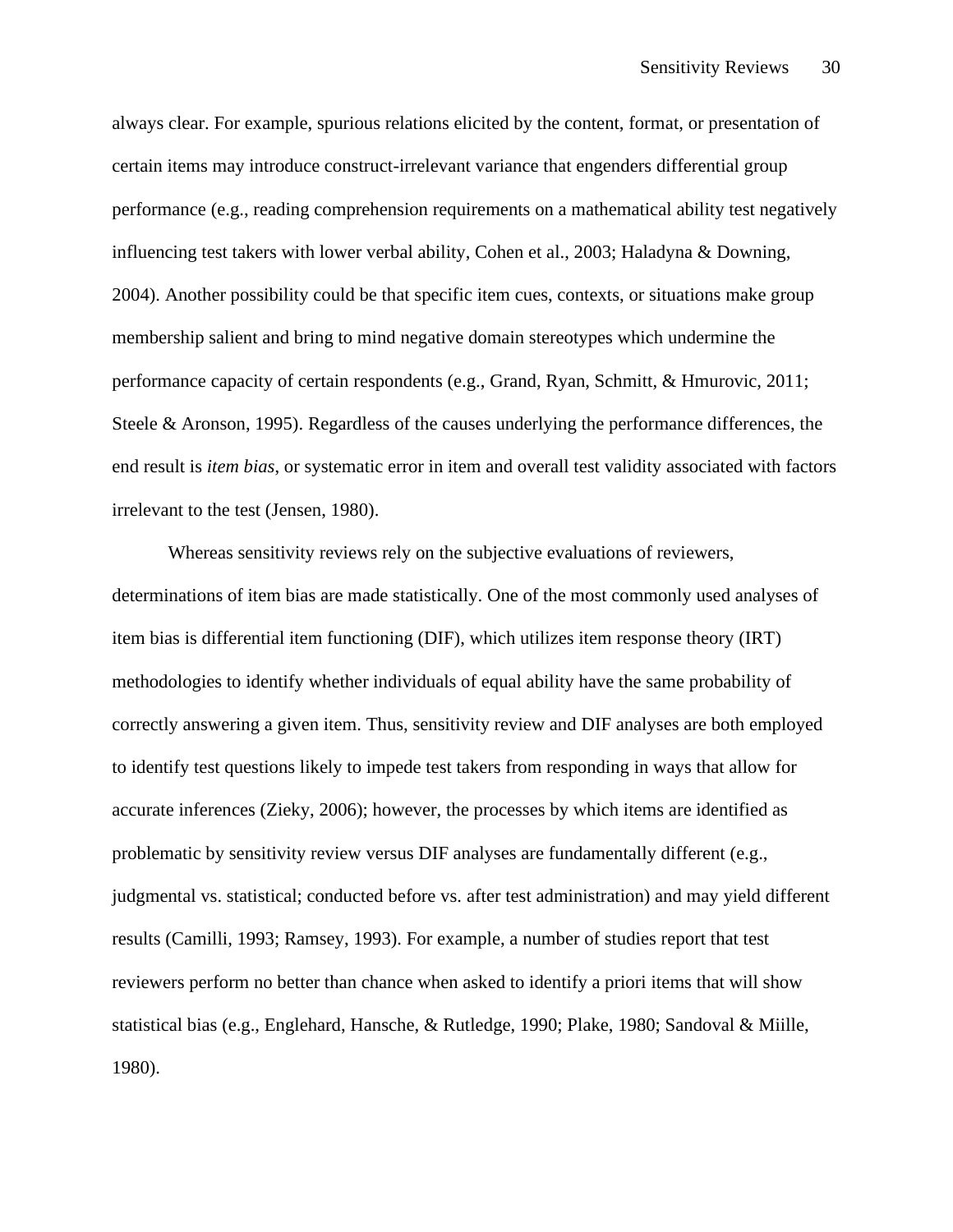always clear. For example, spurious relations elicited by the content, format, or presentation of certain items may introduce construct-irrelevant variance that engenders differential group performance (e.g., reading comprehension requirements on a mathematical ability test negatively influencing test takers with lower verbal ability, Cohen et al., 2003; Haladyna & Downing, 2004). Another possibility could be that specific item cues, contexts, or situations make group membership salient and bring to mind negative domain stereotypes which undermine the performance capacity of certain respondents (e.g., Grand, Ryan, Schmitt, & Hmurovic, 2011; Steele & Aronson, 1995). Regardless of the causes underlying the performance differences, the end result is *item bias*, or systematic error in item and overall test validity associated with factors irrelevant to the test (Jensen, 1980).

Whereas sensitivity reviews rely on the subjective evaluations of reviewers, determinations of item bias are made statistically. One of the most commonly used analyses of item bias is differential item functioning (DIF), which utilizes item response theory (IRT) methodologies to identify whether individuals of equal ability have the same probability of correctly answering a given item. Thus, sensitivity review and DIF analyses are both employed to identify test questions likely to impede test takers from responding in ways that allow for accurate inferences (Zieky, 2006); however, the processes by which items are identified as problematic by sensitivity review versus DIF analyses are fundamentally different (e.g., judgmental vs. statistical; conducted before vs. after test administration) and may yield different results (Camilli, 1993; Ramsey, 1993). For example, a number of studies report that test reviewers perform no better than chance when asked to identify a priori items that will show statistical bias (e.g., Englehard, Hansche, & Rutledge, 1990; Plake, 1980; Sandoval & Miille, 1980).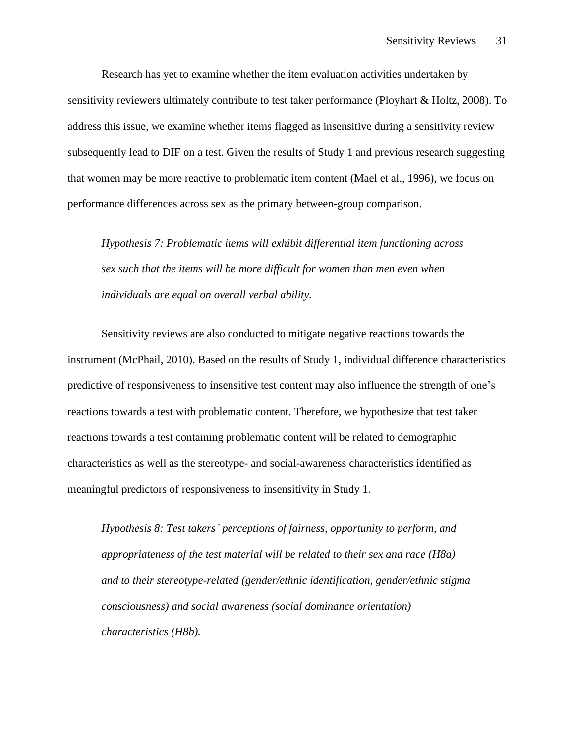Research has yet to examine whether the item evaluation activities undertaken by sensitivity reviewers ultimately contribute to test taker performance (Ployhart & Holtz, 2008). To address this issue, we examine whether items flagged as insensitive during a sensitivity review subsequently lead to DIF on a test. Given the results of Study 1 and previous research suggesting that women may be more reactive to problematic item content (Mael et al., 1996), we focus on performance differences across sex as the primary between-group comparison.

*Hypothesis 7: Problematic items will exhibit differential item functioning across sex such that the items will be more difficult for women than men even when individuals are equal on overall verbal ability.*

Sensitivity reviews are also conducted to mitigate negative reactions towards the instrument (McPhail, 2010). Based on the results of Study 1, individual difference characteristics predictive of responsiveness to insensitive test content may also influence the strength of one's reactions towards a test with problematic content. Therefore, we hypothesize that test taker reactions towards a test containing problematic content will be related to demographic characteristics as well as the stereotype- and social-awareness characteristics identified as meaningful predictors of responsiveness to insensitivity in Study 1.

*Hypothesis 8: Test takers' perceptions of fairness, opportunity to perform, and appropriateness of the test material will be related to their sex and race (H8a) and to their stereotype-related (gender/ethnic identification, gender/ethnic stigma consciousness) and social awareness (social dominance orientation) characteristics (H8b).*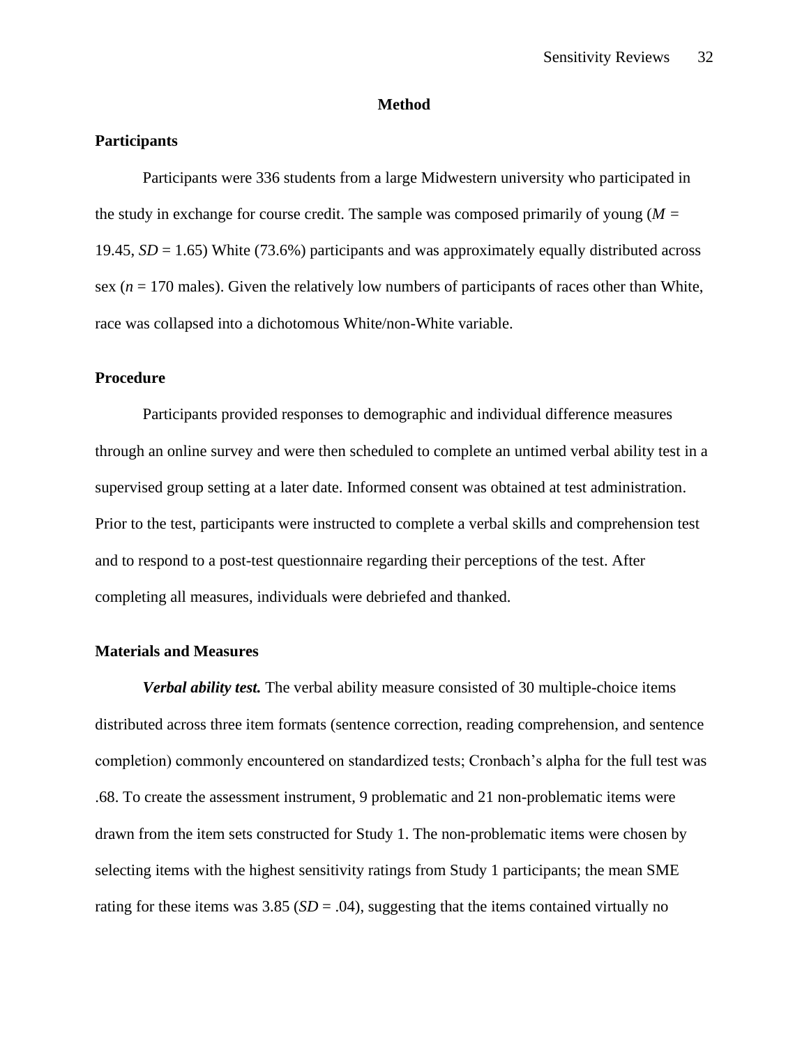# Method

## Participants

Participants were 336 students from a large Midwestern university who participated in the study in exchange for course credit. The sample was composed primarily of young (*M* = 19.45, *SD* = 1.65) White (73.6%) participants and was approximately equally distributed across sex (*n* = 170 males). Given the relatively low numbers of participants of races other than White, race was collapsed into a dichotomous White/non-White variable.

## Procedure

Participants provided responses to demographic and individual difference measures through an online survey and were then scheduled to complete an untimed verbal ability test in a supervised group setting at a later date. Informed consent was obtained at test administration. Prior to the test, participants were instructed to complete a verbal skills and comprehension test and to respond to a post-test questionnaire regarding their perceptions of the test. After completing all measures, individuals were debriefed and thanked.

## Materials and Measures

***Verbal ability test.*** The verbal ability measure consisted of 30 multiple-choice items distributed across three item formats (sentence correction, reading comprehension, and sentence completion) commonly encountered on standardized tests; Cronbach's alpha for the full test was .68. To create the assessment instrument, 9 problematic and 21 non-problematic items were drawn from the item sets constructed for Study 1. The non-problematic items were chosen by selecting items with the highest sensitivity ratings from Study 1 participants; the mean SME rating for these items was 3.85 (*SD* = .04), suggesting that the items contained virtually no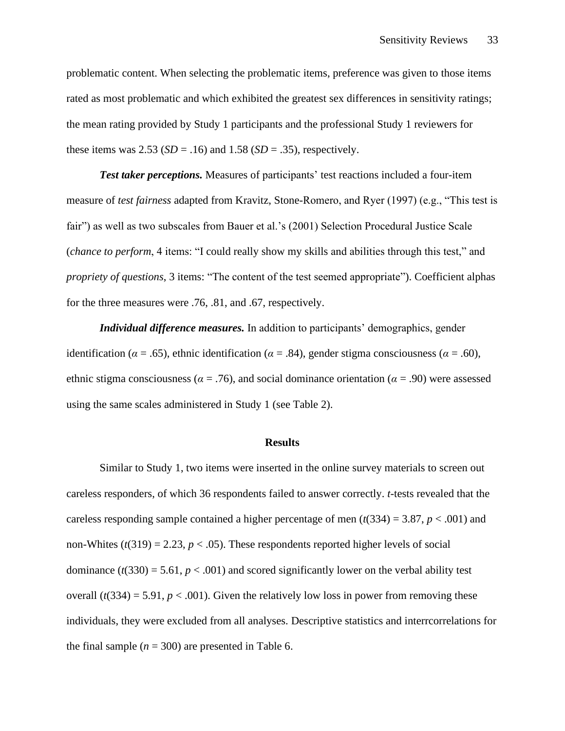problematic content. When selecting the problematic items, preference was given to those items rated as most problematic and which exhibited the greatest sex differences in sensitivity ratings; the mean rating provided by Study 1 participants and the professional Study 1 reviewers for these items was 2.53 ($SD$ = .16) and 1.58 ($SD$ = .35), respectively.

***Test taker perceptions.*** Measures of participants' test reactions included a four-item measure of *test fairness* adapted from Kravitz, Stone-Romero, and Ryer (1997) (e.g., "This test is fair") as well as two subscales from Bauer et al.'s (2001) Selection Procedural Justice Scale (*chance to perform*, 4 items: "I could really show my skills and abilities through this test," and *propriety of questions*, 3 items: "The content of the test seemed appropriate"). Coefficient alphas for the three measures were .76, .81, and .67, respectively.

***Individual difference measures.*** In addition to participants' demographics, gender identification ($\alpha$ = .65), ethnic identification ($\alpha$ = .84), gender stigma consciousness ($\alpha$ = .60), ethnic stigma consciousness ($\alpha$ = .76), and social dominance orientation ($\alpha$ = .90) were assessed using the same scales administered in Study 1 (see Table 2).

## Results

Similar to Study 1, two items were inserted in the online survey materials to screen out careless responders, of which 36 respondents failed to answer correctly. *t*-tests revealed that the careless responding sample contained a higher percentage of men ($t(334) = 3.87$, $p < .001$) and non-Whites ($t(319) = 2.23$, $p < .05$). These respondents reported higher levels of social dominance ($t(330) = 5.61$, $p < .001$) and scored significantly lower on the verbal ability test overall ($t(334) = 5.91$, $p < .001$). Given the relatively low loss in power from removing these individuals, they were excluded from all analyses. Descriptive statistics and interrcorrelations for the final sample ($n$ = 300) are presented in Table 6.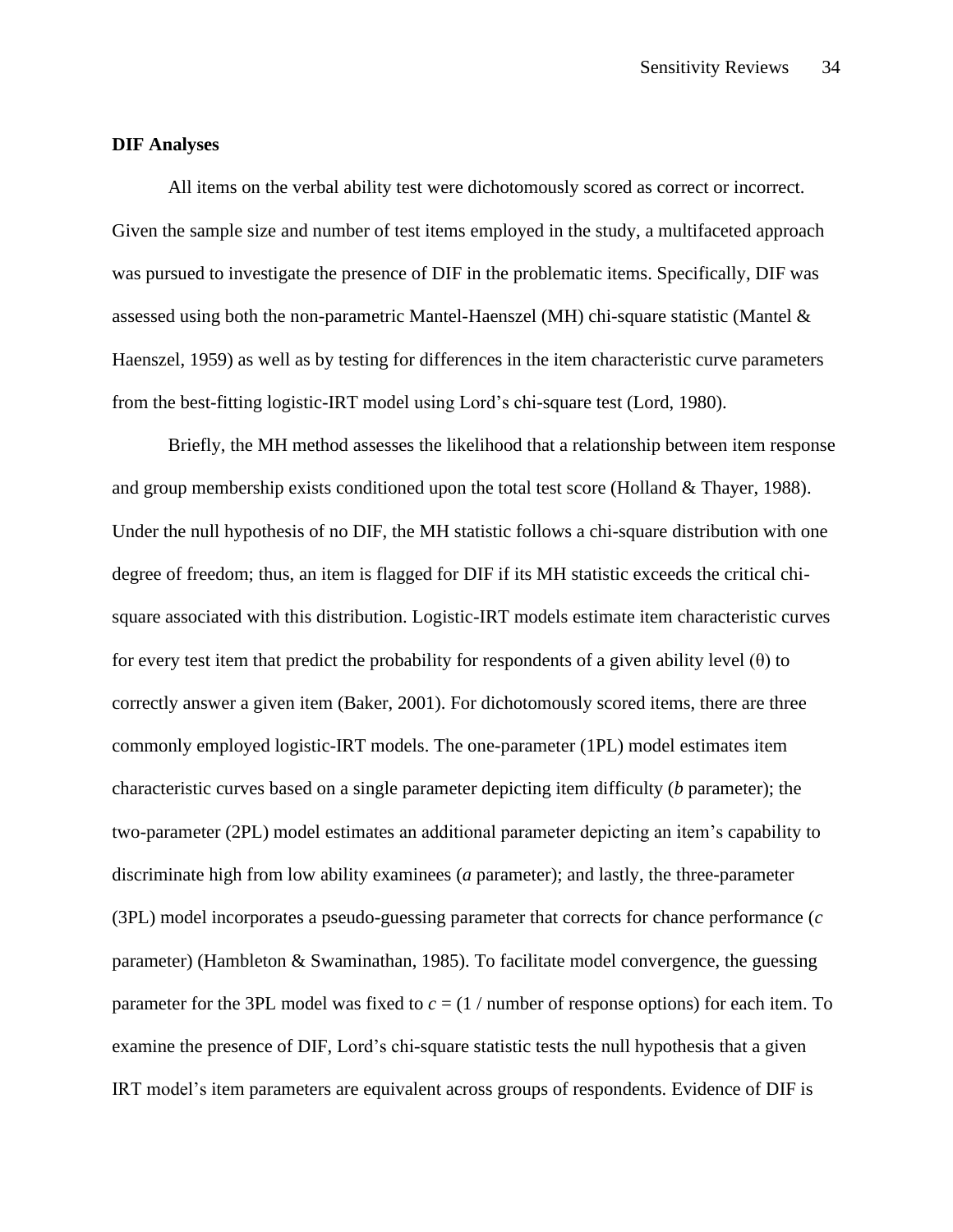**DIF Analyses**

All items on the verbal ability test were dichotomously scored as correct or incorrect. Given the sample size and number of test items employed in the study, a multifaceted approach was pursued to investigate the presence of DIF in the problematic items. Specifically, DIF was assessed using both the non-parametric Mantel-Haenszel (MH) chi-square statistic (Mantel & Haenszel, 1959) as well as by testing for differences in the item characteristic curve parameters from the best-fitting logistic-IRT model using Lord's chi-square test (Lord, 1980).

Briefly, the MH method assesses the likelihood that a relationship between item response and group membership exists conditioned upon the total test score (Holland & Thayer, 1988). Under the null hypothesis of no DIF, the MH statistic follows a chi-square distribution with one degree of freedom; thus, an item is flagged for DIF if its MH statistic exceeds the critical chi-square associated with this distribution. Logistic-IRT models estimate item characteristic curves for every test item that predict the probability for respondents of a given ability level ($\theta$) to correctly answer a given item (Baker, 2001). For dichotomously scored items, there are three commonly employed logistic-IRT models. The one-parameter (1PL) model estimates item characteristic curves based on a single parameter depicting item difficulty ($b$ parameter); the two-parameter (2PL) model estimates an additional parameter depicting an item's capability to discriminate high from low ability examinees ($a$ parameter); and lastly, the three-parameter (3PL) model incorporates a pseudo-guessing parameter that corrects for chance performance ($c$ parameter) (Hambleton & Swaminathan, 1985). To facilitate model convergence, the guessing parameter for the 3PL model was fixed to $c$ = (1 / number of response options) for each item. To examine the presence of DIF, Lord's chi-square statistic tests the null hypothesis that a given IRT model's item parameters are equivalent across groups of respondents. Evidence of DIF is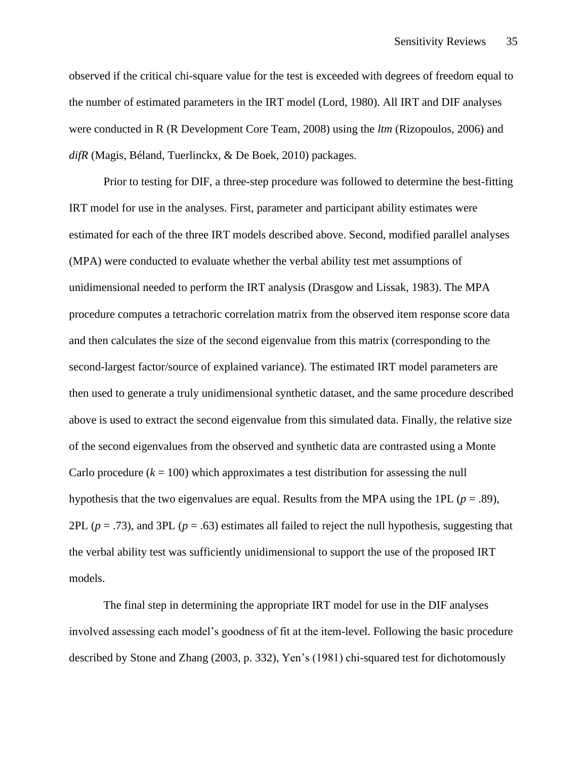observed if the critical chi-square value for the test is exceeded with degrees of freedom equal to the number of estimated parameters in the IRT model (Lord, 1980). All IRT and DIF analyses were conducted in R (R Development Core Team, 2008) using the *ltm* (Rizopoulos, 2006) and *difR* (Magis, Béland, Tuerlinckx, & De Boek, 2010) packages.

Prior to testing for DIF, a three-step procedure was followed to determine the best-fitting IRT model for use in the analyses. First, parameter and participant ability estimates were estimated for each of the three IRT models described above. Second, modified parallel analyses (MPA) were conducted to evaluate whether the verbal ability test met assumptions of unidimensional needed to perform the IRT analysis (Drasgow and Lissak, 1983). The MPA procedure computes a tetrachoric correlation matrix from the observed item response score data and then calculates the size of the second eigenvalue from this matrix (corresponding to the second-largest factor/source of explained variance). The estimated IRT model parameters are then used to generate a truly unidimensional synthetic dataset, and the same procedure described above is used to extract the second eigenvalue from this simulated data. Finally, the relative size of the second eigenvalues from the observed and synthetic data are contrasted using a Monte Carlo procedure ($k = 100$) which approximates a test distribution for assessing the null hypothesis that the two eigenvalues are equal. Results from the MPA using the 1PL ($p = .89$), 2PL ($p = .73$), and 3PL ($p = .63$) estimates all failed to reject the null hypothesis, suggesting that the verbal ability test was sufficiently unidimensional to support the use of the proposed IRT models.

The final step in determining the appropriate IRT model for use in the DIF analyses involved assessing each model's goodness of fit at the item-level. Following the basic procedure described by Stone and Zhang (2003, p. 332), Yen's (1981) chi-squared test for dichotomously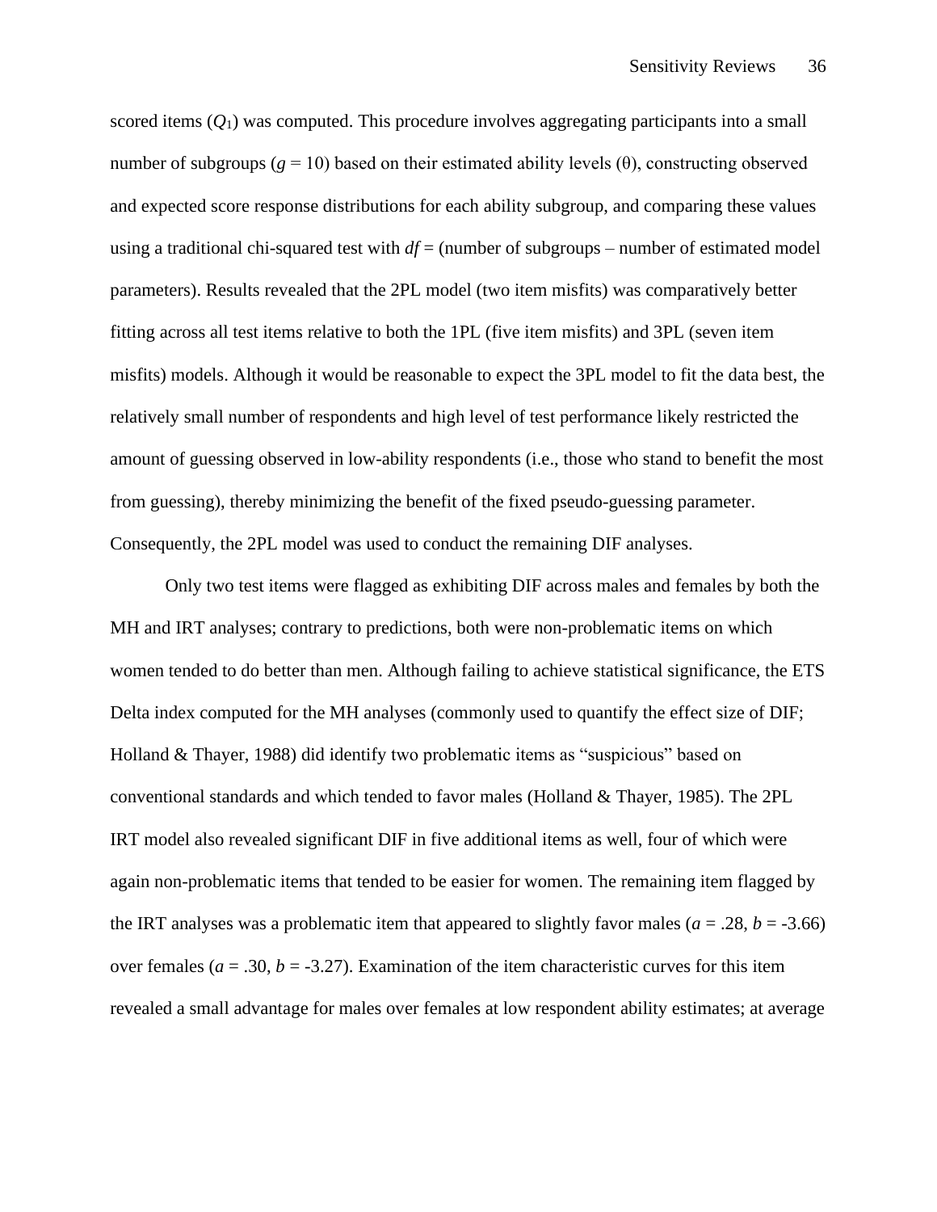scored items ($Q_1$) was computed. This procedure involves aggregating participants into a small number of subgroups ($g = 10$) based on their estimated ability levels ($\theta$), constructing observed and expected score response distributions for each ability subgroup, and comparing these values using a traditional chi-squared test with $df$ = (number of subgroups – number of estimated model parameters). Results revealed that the 2PL model (two item misfits) was comparatively better fitting across all test items relative to both the 1PL (five item misfits) and 3PL (seven item misfits) models. Although it would be reasonable to expect the 3PL model to fit the data best, the relatively small number of respondents and high level of test performance likely restricted the amount of guessing observed in low-ability respondents (i.e., those who stand to benefit the most from guessing), thereby minimizing the benefit of the fixed pseudo-guessing parameter. Consequently, the 2PL model was used to conduct the remaining DIF analyses.

Only two test items were flagged as exhibiting DIF across males and females by both the MH and IRT analyses; contrary to predictions, both were non-problematic items on which women tended to do better than men. Although failing to achieve statistical significance, the ETS Delta index computed for the MH analyses (commonly used to quantify the effect size of DIF; Holland & Thayer, 1988) did identify two problematic items as "suspicious" based on conventional standards and which tended to favor males (Holland & Thayer, 1985). The 2PL IRT model also revealed significant DIF in five additional items as well, four of which were again non-problematic items that tended to be easier for women. The remaining item flagged by the IRT analyses was a problematic item that appeared to slightly favor males ($a = .28$, $b = -3.66$) over females ($a = .30$, $b = -3.27$). Examination of the item characteristic curves for this item revealed a small advantage for males over females at low respondent ability estimates; at average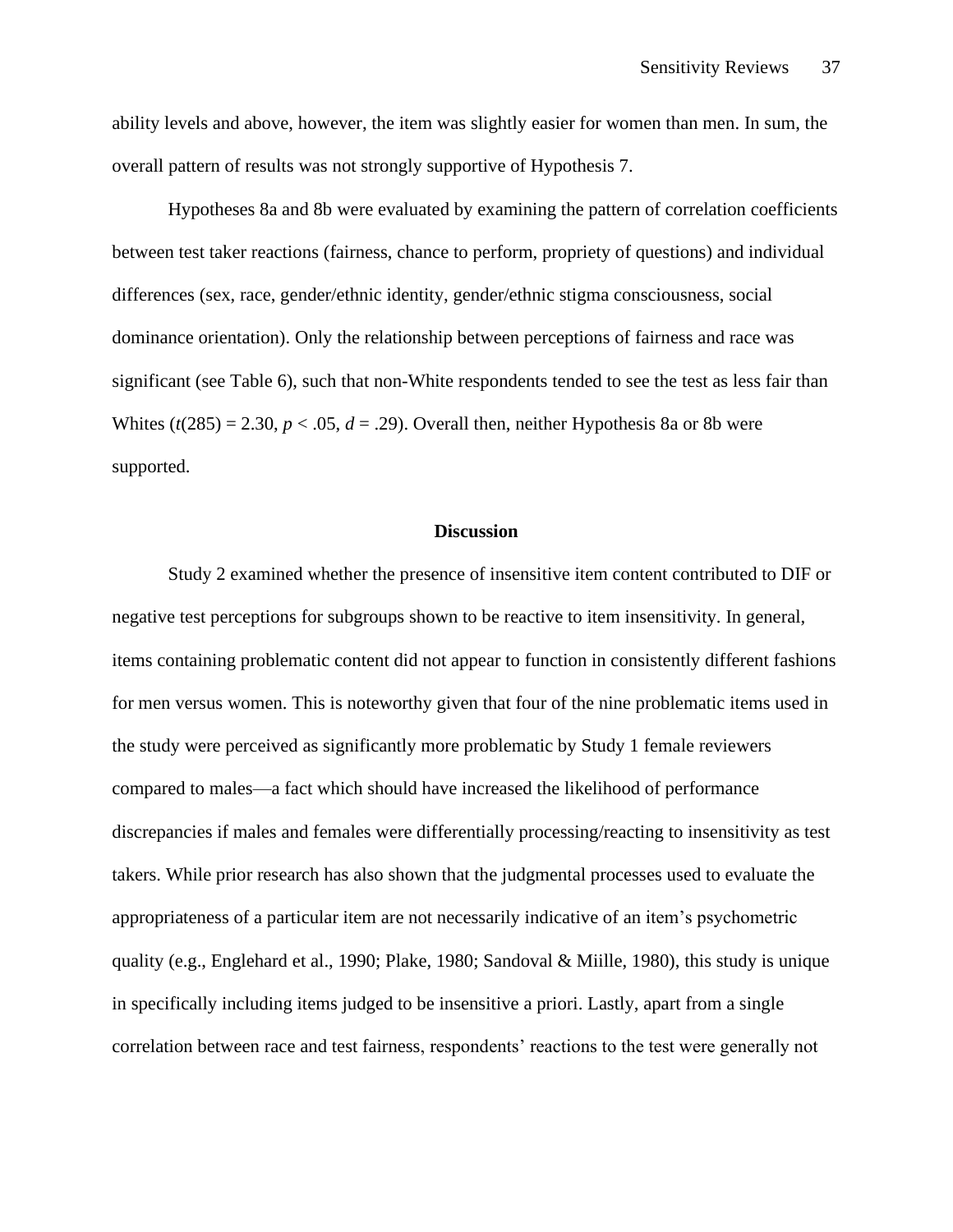ability levels and above, however, the item was slightly easier for women than men. In sum, the overall pattern of results was not strongly supportive of Hypothesis 7.

Hypotheses 8a and 8b were evaluated by examining the pattern of correlation coefficients between test taker reactions (fairness, chance to perform, propriety of questions) and individual differences (sex, race, gender/ethnic identity, gender/ethnic stigma consciousness, social dominance orientation). Only the relationship between perceptions of fairness and race was significant (see Table 6), such that non-White respondents tended to see the test as less fair than Whites ($t(285) = 2.30$, $p < .05$, $d = .29$). Overall then, neither Hypothesis 8a or 8b were supported.

## Discussion

Study 2 examined whether the presence of insensitive item content contributed to DIF or negative test perceptions for subgroups shown to be reactive to item insensitivity. In general, items containing problematic content did not appear to function in consistently different fashions for men versus women. This is noteworthy given that four of the nine problematic items used in the study were perceived as significantly more problematic by Study 1 female reviewers compared to males—a fact which should have increased the likelihood of performance discrepancies if males and females were differentially processing/reacting to insensitivity as test takers. While prior research has also shown that the judgmental processes used to evaluate the appropriateness of a particular item are not necessarily indicative of an item's psychometric quality (e.g., Englehard et al., 1990; Plake, 1980; Sandoval & Miille, 1980), this study is unique in specifically including items judged to be insensitive a priori. Lastly, apart from a single correlation between race and test fairness, respondents' reactions to the test were generally not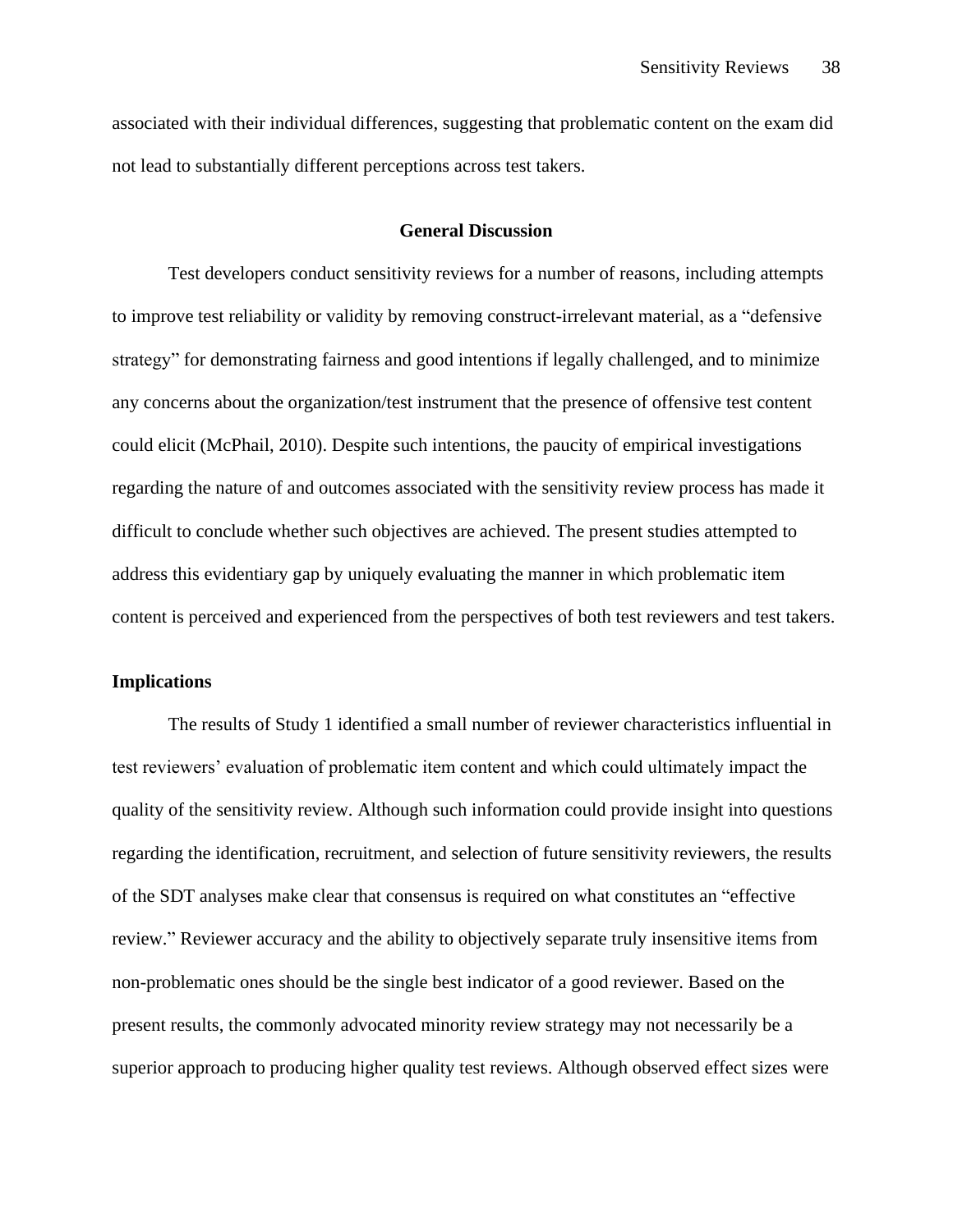associated with their individual differences, suggesting that problematic content on the exam did not lead to substantially different perceptions across test takers.

## General Discussion

Test developers conduct sensitivity reviews for a number of reasons, including attempts to improve test reliability or validity by removing construct-irrelevant material, as a "defensive strategy" for demonstrating fairness and good intentions if legally challenged, and to minimize any concerns about the organization/test instrument that the presence of offensive test content could elicit (McPhail, 2010). Despite such intentions, the paucity of empirical investigations regarding the nature of and outcomes associated with the sensitivity review process has made it difficult to conclude whether such objectives are achieved. The present studies attempted to address this evidentiary gap by uniquely evaluating the manner in which problematic item content is perceived and experienced from the perspectives of both test reviewers and test takers.

### Implications

The results of Study 1 identified a small number of reviewer characteristics influential in test reviewers' evaluation of problematic item content and which could ultimately impact the quality of the sensitivity review. Although such information could provide insight into questions regarding the identification, recruitment, and selection of future sensitivity reviewers, the results of the SDT analyses make clear that consensus is required on what constitutes an "effective review." Reviewer accuracy and the ability to objectively separate truly insensitive items from non-problematic ones should be the single best indicator of a good reviewer. Based on the present results, the commonly advocated minority review strategy may not necessarily be a superior approach to producing higher quality test reviews. Although observed effect sizes were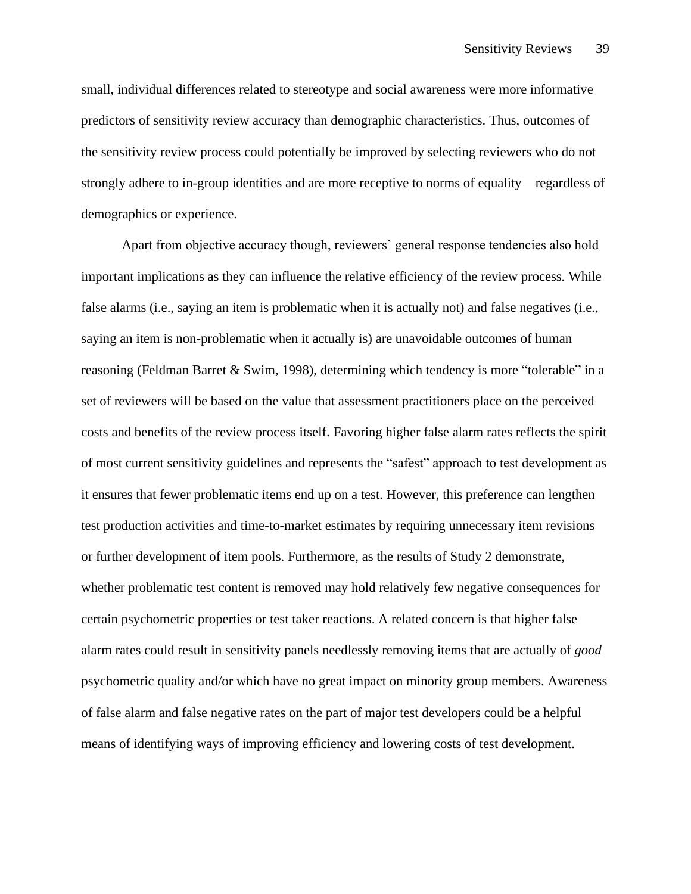small, individual differences related to stereotype and social awareness were more informative predictors of sensitivity review accuracy than demographic characteristics. Thus, outcomes of the sensitivity review process could potentially be improved by selecting reviewers who do not strongly adhere to in-group identities and are more receptive to norms of equality—regardless of demographics or experience.

Apart from objective accuracy though, reviewers' general response tendencies also hold important implications as they can influence the relative efficiency of the review process. While false alarms (i.e., saying an item is problematic when it is actually not) and false negatives (i.e., saying an item is non-problematic when it actually is) are unavoidable outcomes of human reasoning (Feldman Barret & Swim, 1998), determining which tendency is more "tolerable" in a set of reviewers will be based on the value that assessment practitioners place on the perceived costs and benefits of the review process itself. Favoring higher false alarm rates reflects the spirit of most current sensitivity guidelines and represents the "safest" approach to test development as it ensures that fewer problematic items end up on a test. However, this preference can lengthen test production activities and time-to-market estimates by requiring unnecessary item revisions or further development of item pools. Furthermore, as the results of Study 2 demonstrate, whether problematic test content is removed may hold relatively few negative consequences for certain psychometric properties or test taker reactions. A related concern is that higher false alarm rates could result in sensitivity panels needlessly removing items that are actually of *good* psychometric quality and/or which have no great impact on minority group members. Awareness of false alarm and false negative rates on the part of major test developers could be a helpful means of identifying ways of improving efficiency and lowering costs of test development.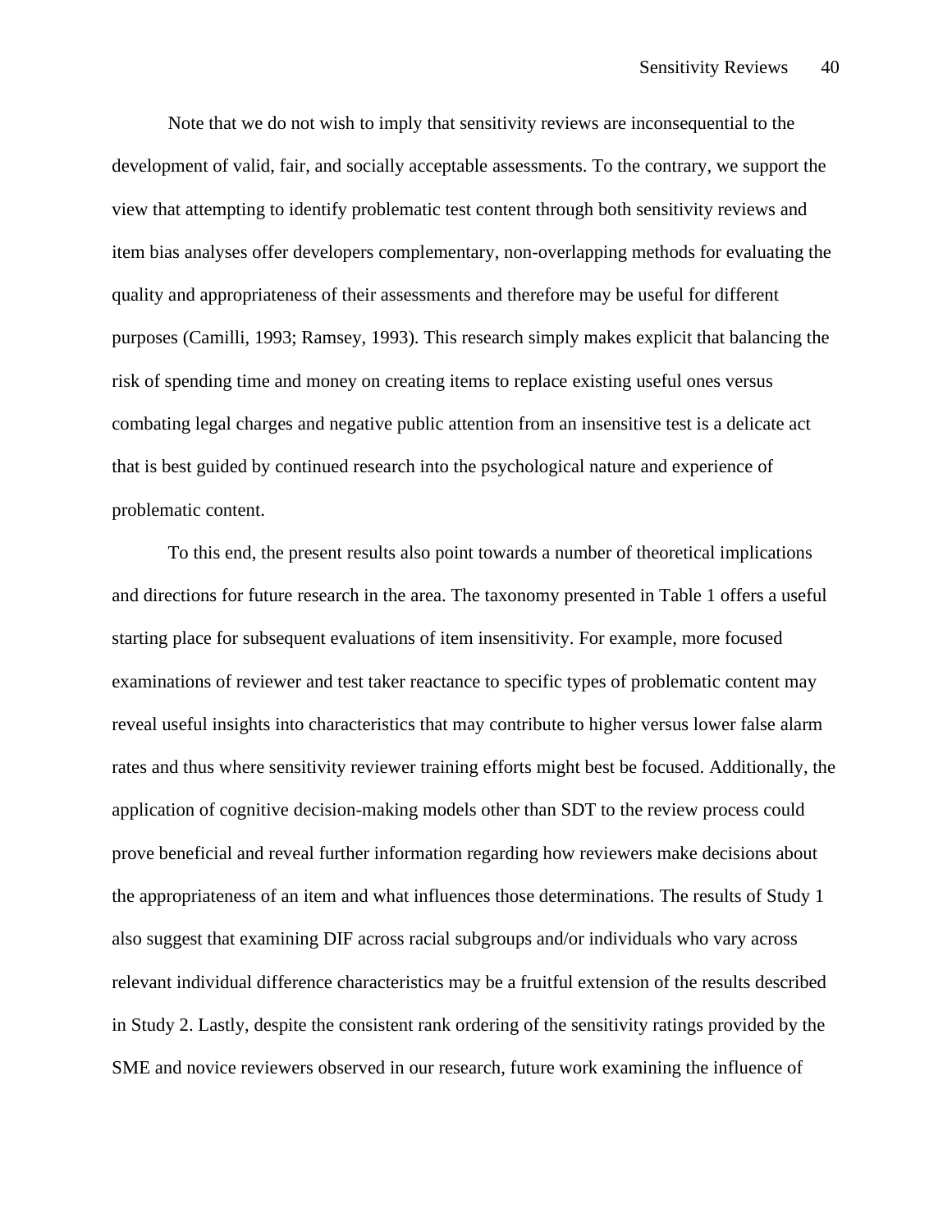Note that we do not wish to imply that sensitivity reviews are inconsequential to the development of valid, fair, and socially acceptable assessments. To the contrary, we support the view that attempting to identify problematic test content through both sensitivity reviews and item bias analyses offer developers complementary, non-overlapping methods for evaluating the quality and appropriateness of their assessments and therefore may be useful for different purposes (Camilli, 1993; Ramsey, 1993). This research simply makes explicit that balancing the risk of spending time and money on creating items to replace existing useful ones versus combating legal charges and negative public attention from an insensitive test is a delicate act that is best guided by continued research into the psychological nature and experience of problematic content.

To this end, the present results also point towards a number of theoretical implications and directions for future research in the area. The taxonomy presented in Table 1 offers a useful starting place for subsequent evaluations of item insensitivity. For example, more focused examinations of reviewer and test taker reactance to specific types of problematic content may reveal useful insights into characteristics that may contribute to higher versus lower false alarm rates and thus where sensitivity reviewer training efforts might best be focused. Additionally, the application of cognitive decision-making models other than SDT to the review process could prove beneficial and reveal further information regarding how reviewers make decisions about the appropriateness of an item and what influences those determinations. The results of Study 1 also suggest that examining DIF across racial subgroups and/or individuals who vary across relevant individual difference characteristics may be a fruitful extension of the results described in Study 2. Lastly, despite the consistent rank ordering of the sensitivity ratings provided by the SME and novice reviewers observed in our research, future work examining the influence of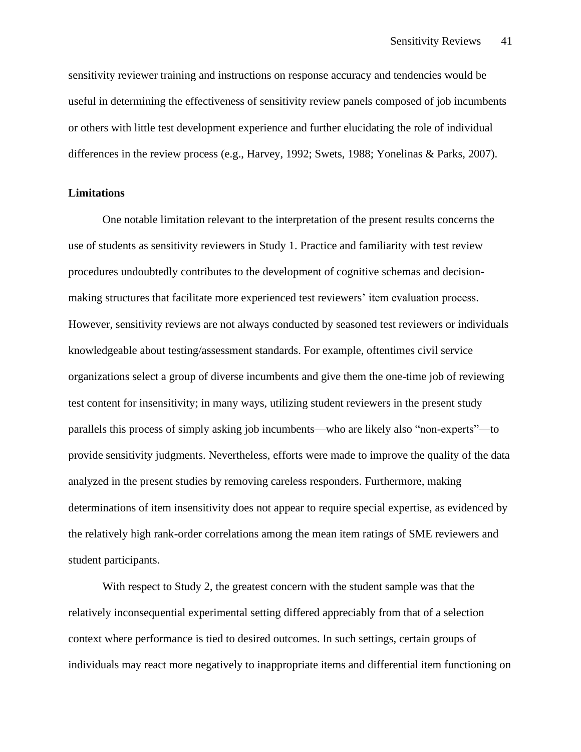sensitivity reviewer training and instructions on response accuracy and tendencies would be useful in determining the effectiveness of sensitivity review panels composed of job incumbents or others with little test development experience and further elucidating the role of individual differences in the review process (e.g., Harvey, 1992; Swets, 1988; Yonelinas & Parks, 2007).

**Limitations**

One notable limitation relevant to the interpretation of the present results concerns the use of students as sensitivity reviewers in Study 1. Practice and familiarity with test review procedures undoubtedly contributes to the development of cognitive schemas and decision-making structures that facilitate more experienced test reviewers' item evaluation process. However, sensitivity reviews are not always conducted by seasoned test reviewers or individuals knowledgeable about testing/assessment standards. For example, oftentimes civil service organizations select a group of diverse incumbents and give them the one-time job of reviewing test content for insensitivity; in many ways, utilizing student reviewers in the present study parallels this process of simply asking job incumbents—who are likely also "non-experts"—to provide sensitivity judgments. Nevertheless, efforts were made to improve the quality of the data analyzed in the present studies by removing careless responders. Furthermore, making determinations of item insensitivity does not appear to require special expertise, as evidenced by the relatively high rank-order correlations among the mean item ratings of SME reviewers and student participants.

With respect to Study 2, the greatest concern with the student sample was that the relatively inconsequential experimental setting differed appreciably from that of a selection context where performance is tied to desired outcomes. In such settings, certain groups of individuals may react more negatively to inappropriate items and differential item functioning on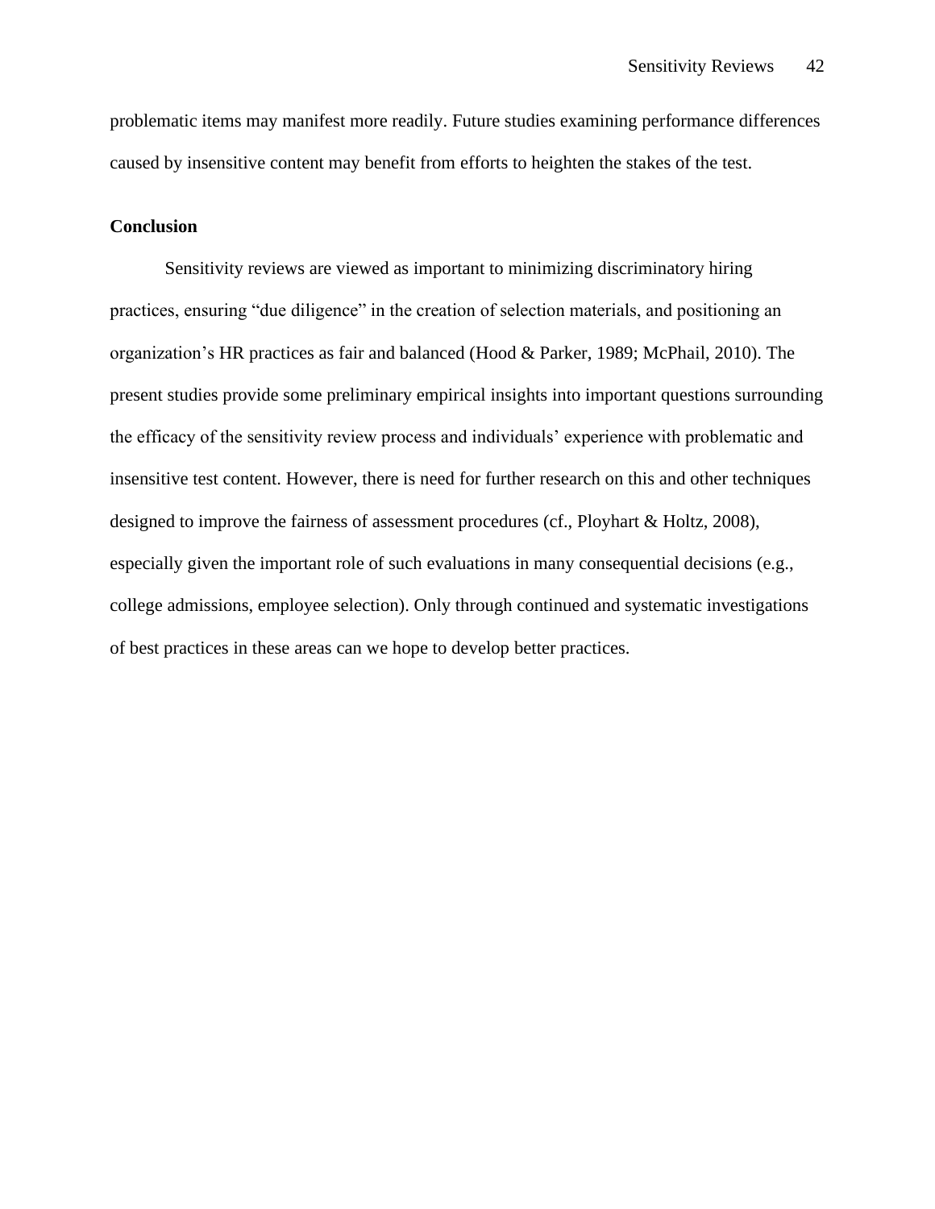problematic items may manifest more readily. Future studies examining performance differences caused by insensitive content may benefit from efforts to heighten the stakes of the test.

**Conclusion**

Sensitivity reviews are viewed as important to minimizing discriminatory hiring practices, ensuring "due diligence" in the creation of selection materials, and positioning an organization's HR practices as fair and balanced (Hood & Parker, 1989; McPhail, 2010). The present studies provide some preliminary empirical insights into important questions surrounding the efficacy of the sensitivity review process and individuals' experience with problematic and insensitive test content. However, there is need for further research on this and other techniques designed to improve the fairness of assessment procedures (cf., Ployhart & Holtz, 2008), especially given the important role of such evaluations in many consequential decisions (e.g., college admissions, employee selection). Only through continued and systematic investigations of best practices in these areas can we hope to develop better practices.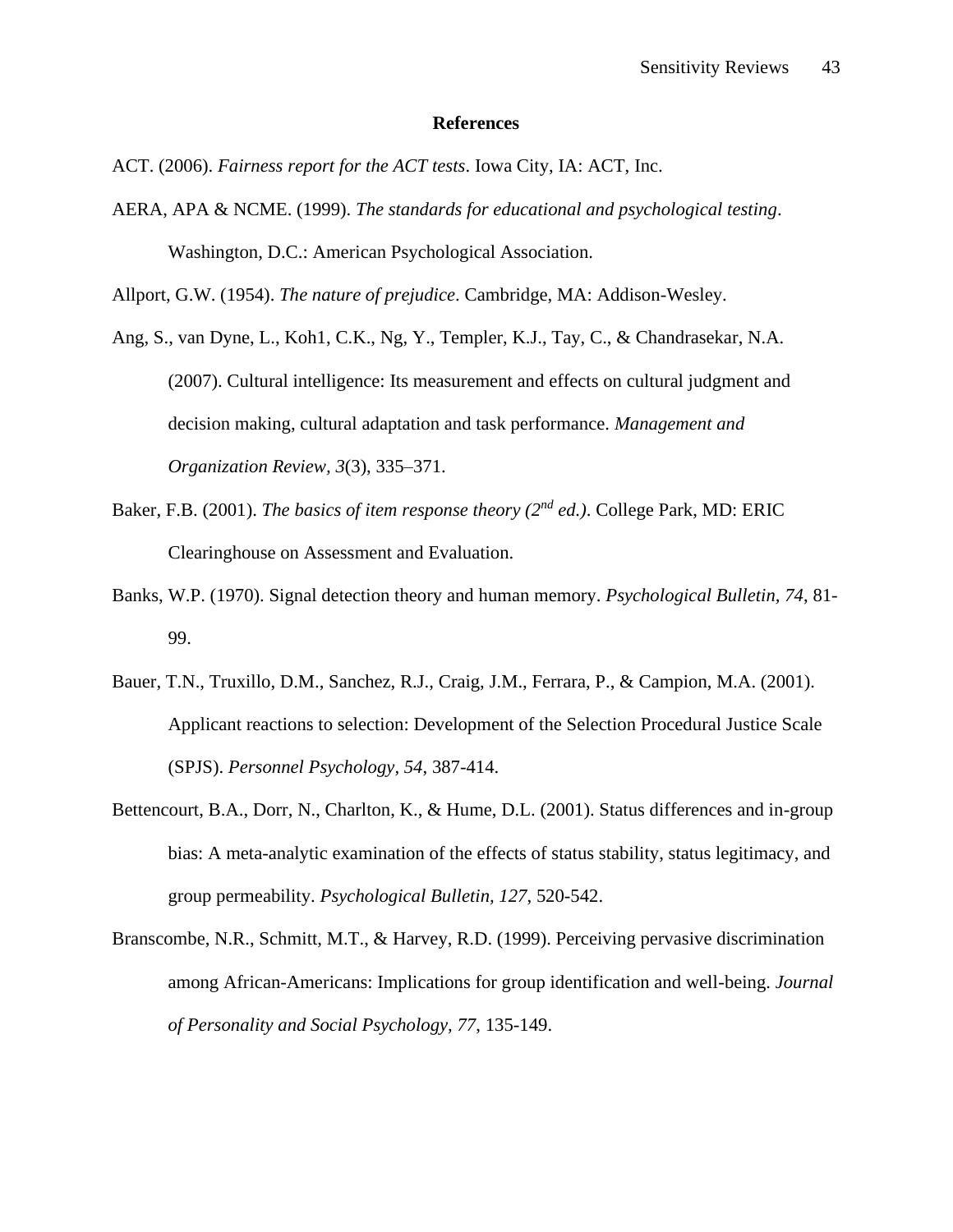**References**

ACT. (2006). *Fairness report for the ACT tests*. Iowa City, IA: ACT, Inc.

AERA, APA & NCME. (1999). *The standards for educational and psychological testing*. Washington, D.C.: American Psychological Association.

Allport, G.W. (1954). *The nature of prejudice*. Cambridge, MA: Addison-Wesley.

Ang, S., van Dyne, L., Koh1, C.K., Ng, Y., Templer, K.J., Tay, C., & Chandrasekar, N.A. (2007). Cultural intelligence: Its measurement and effects on cultural judgment and decision making, cultural adaptation and task performance. *Management and Organization Review, 3*(3), 335–371.

Baker, F.B. (2001). *The basics of item response theory (2nd ed.)*. College Park, MD: ERIC Clearinghouse on Assessment and Evaluation.

Banks, W.P. (1970). Signal detection theory and human memory. *Psychological Bulletin, 74*, 81-99.

Bauer, T.N., Truxillo, D.M., Sanchez, R.J., Craig, J.M., Ferrara, P., & Campion, M.A. (2001). Applicant reactions to selection: Development of the Selection Procedural Justice Scale (SPJS). *Personnel Psychology, 54*, 387-414.

Bettencourt, B.A., Dorr, N., Charlton, K., & Hume, D.L. (2001). Status differences and in-group bias: A meta-analytic examination of the effects of status stability, status legitimacy, and group permeability. *Psychological Bulletin, 127*, 520-542.

Branscombe, N.R., Schmitt, M.T., & Harvey, R.D. (1999). Perceiving pervasive discrimination among African-Americans: Implications for group identification and well-being. *Journal of Personality and Social Psychology, 77*, 135-149.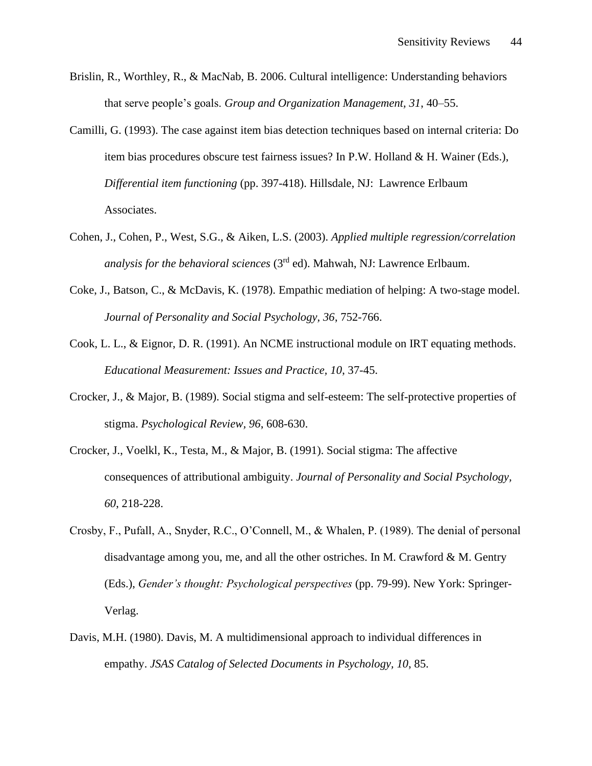Brislin, R., Worthley, R., & MacNab, B. 2006. Cultural intelligence: Understanding behaviors that serve people's goals. *Group and Organization Management, 31*, 40–55.

Camilli, G. (1993). The case against item bias detection techniques based on internal criteria: Do item bias procedures obscure test fairness issues? In P.W. Holland & H. Wainer (Eds.), *Differential item functioning* (pp. 397-418). Hillsdale, NJ: Lawrence Erlbaum Associates.

Cohen, J., Cohen, P., West, S.G., & Aiken, L.S. (2003). *Applied multiple regression/correlation analysis for the behavioral sciences* (3rd ed). Mahwah, NJ: Lawrence Erlbaum.

Coke, J., Batson, C., & McDavis, K. (1978). Empathic mediation of helping: A two-stage model. *Journal of Personality and Social Psychology, 36*, 752-766.

Cook, L. L., & Eignor, D. R. (1991). An NCME instructional module on IRT equating methods. *Educational Measurement: Issues and Practice, 10*, 37-45.

Crocker, J., & Major, B. (1989). Social stigma and self-esteem: The self-protective properties of stigma. *Psychological Review, 96*, 608-630.

Crocker, J., Voelkl, K., Testa, M., & Major, B. (1991). Social stigma: The affective consequences of attributional ambiguity. *Journal of Personality and Social Psychology, 60*, 218-228.

Crosby, F., Pufall, A., Snyder, R.C., O'Connell, M., & Whalen, P. (1989). The denial of personal disadvantage among you, me, and all the other ostriches. In M. Crawford & M. Gentry (Eds.), *Gender's thought: Psychological perspectives* (pp. 79-99). New York: Springer-Verlag.

Davis, M.H. (1980). Davis, M. A multidimensional approach to individual differences in empathy. *JSAS Catalog of Selected Documents in Psychology, 10*, 85.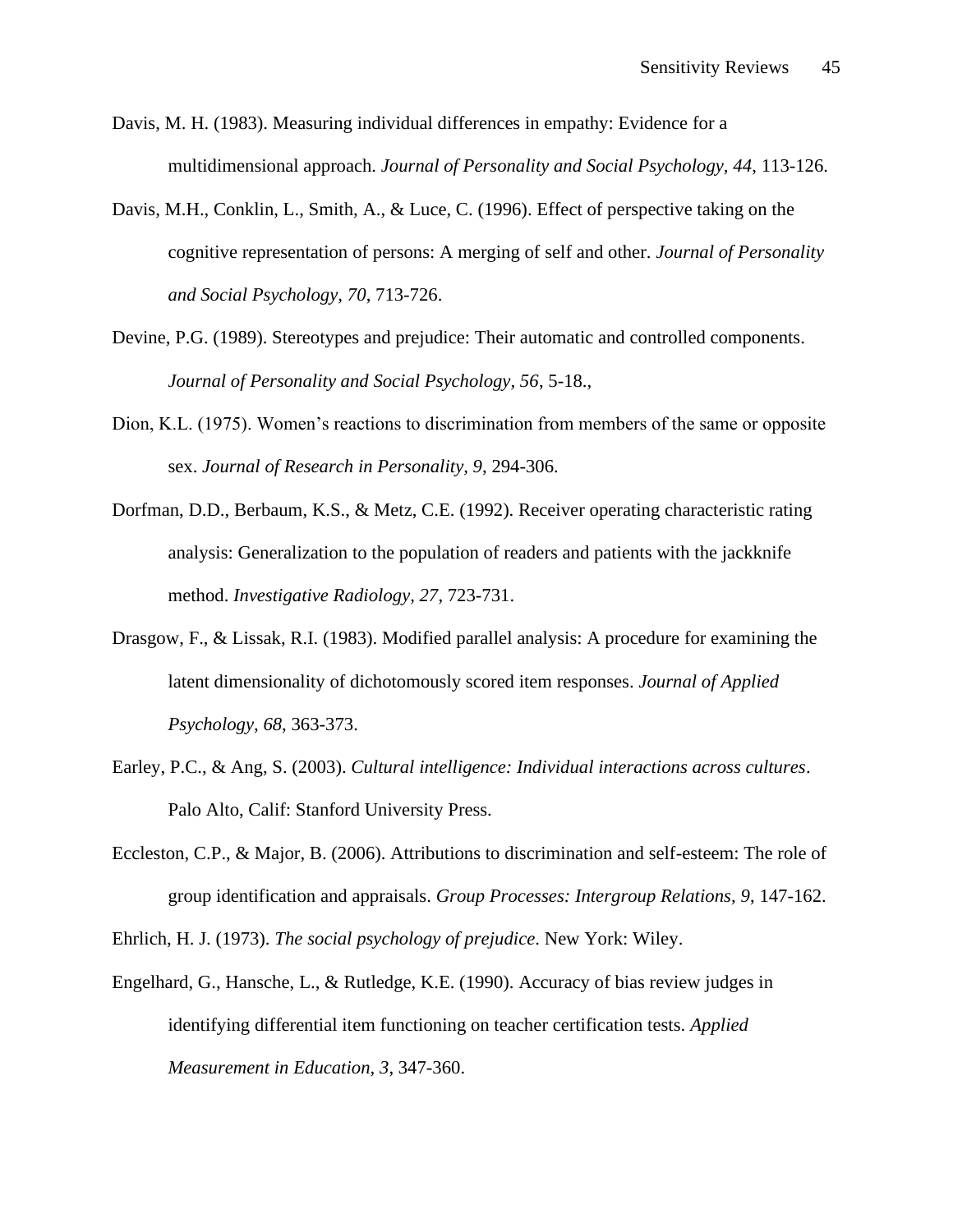Davis, M. H. (1983). Measuring individual differences in empathy: Evidence for a multidimensional approach. *Journal of Personality and Social Psychology*, *44*, 113-126.

Davis, M.H., Conklin, L., Smith, A., & Luce, C. (1996). Effect of perspective taking on the cognitive representation of persons: A merging of self and other. *Journal of Personality and Social Psychology, 70*, 713-726.

Devine, P.G. (1989). Stereotypes and prejudice: Their automatic and controlled components. *Journal of Personality and Social Psychology*, *56*, 5-18.,

Dion, K.L. (1975). Women's reactions to discrimination from members of the same or opposite sex. *Journal of Research in Personality, 9*, 294-306.

Dorfman, D.D., Berbaum, K.S., & Metz, C.E. (1992). Receiver operating characteristic rating analysis: Generalization to the population of readers and patients with the jackknife method. *Investigative Radiology, 27*, 723-731.

Drasgow, F., & Lissak, R.I. (1983). Modified parallel analysis: A procedure for examining the latent dimensionality of dichotomously scored item responses. *Journal of Applied Psychology*, *68*, 363-373.

Earley, P.C., & Ang, S. (2003). *Cultural intelligence: Individual interactions across cultures*. Palo Alto, Calif: Stanford University Press.

Eccleston, C.P., & Major, B. (2006). Attributions to discrimination and self-esteem: The role of group identification and appraisals. *Group Processes: Intergroup Relations, 9*, 147-162.

Ehrlich, H. J. (1973). *The social psychology of prejudice*. New York: Wiley.

Engelhard, G., Hansche, L., & Rutledge, K.E. (1990). Accuracy of bias review judges in identifying differential item functioning on teacher certification tests. *Applied Measurement in Education*, *3*, 347-360.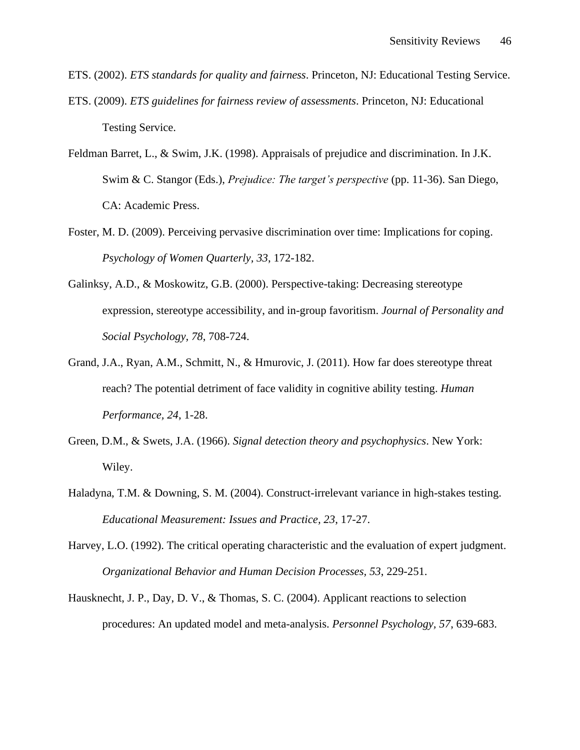ETS. (2002). *ETS standards for quality and fairness*. Princeton, NJ: Educational Testing Service.

ETS. (2009). *ETS guidelines for fairness review of assessments*. Princeton, NJ: Educational Testing Service.

Feldman Barret, L., & Swim, J.K. (1998). Appraisals of prejudice and discrimination. In J.K. Swim & C. Stangor (Eds.), *Prejudice: The target's perspective* (pp. 11-36). San Diego, CA: Academic Press.

Foster, M. D. (2009). Perceiving pervasive discrimination over time: Implications for coping. *Psychology of Women Quarterly*, *33*, 172-182.

Galinksy, A.D., & Moskowitz, G.B. (2000). Perspective-taking: Decreasing stereotype expression, stereotype accessibility, and in-group favoritism. *Journal of Personality and Social Psychology, 78*, 708-724.

Grand, J.A., Ryan, A.M., Schmitt, N., & Hmurovic, J. (2011). How far does stereotype threat reach? The potential detriment of face validity in cognitive ability testing. *Human Performance, 24,* 1-28.

Green, D.M., & Swets, J.A. (1966). *Signal detection theory and psychophysics*. New York: Wiley.

Haladyna, T.M. & Downing, S. M. (2004). Construct-irrelevant variance in high-stakes testing. *Educational Measurement: Issues and Practice, 23*, 17-27.

Harvey, L.O. (1992). The critical operating characteristic and the evaluation of expert judgment. *Organizational Behavior and Human Decision Processes*, *53*, 229-251.

Hausknecht, J. P., Day, D. V., & Thomas, S. C. (2004). Applicant reactions to selection procedures: An updated model and meta-analysis. *Personnel Psychology*, *57*, 639-683.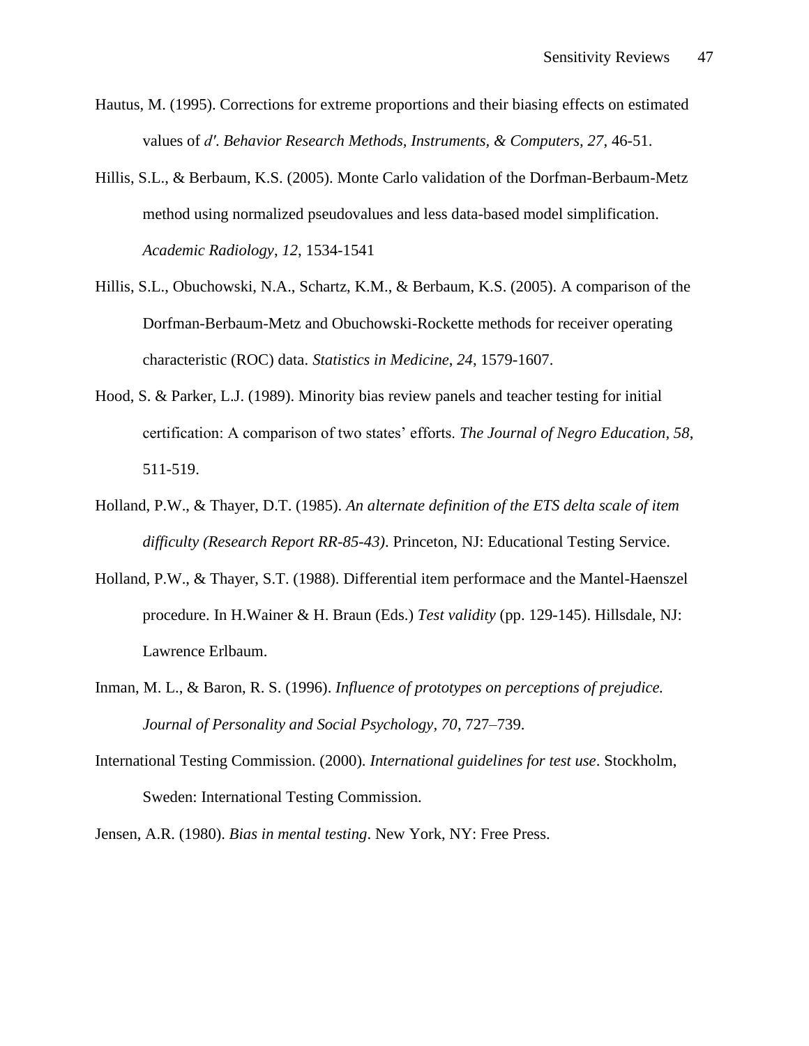Hautus, M. (1995). Corrections for extreme proportions and their biasing effects on estimated values of *d′*. *Behavior Research Methods, Instruments, & Computers, 27*, 46-51.

Hillis, S.L., & Berbaum, K.S. (2005). Monte Carlo validation of the Dorfman-Berbaum-Metz method using normalized pseudovalues and less data-based model simplification. *Academic Radiology*, *12*, 1534-1541

Hillis, S.L., Obuchowski, N.A., Schartz, K.M., & Berbaum, K.S. (2005). A comparison of the Dorfman-Berbaum-Metz and Obuchowski-Rockette methods for receiver operating characteristic (ROC) data. *Statistics in Medicine*, *24*, 1579-1607.

Hood, S. & Parker, L.J. (1989). Minority bias review panels and teacher testing for initial certification: A comparison of two states' efforts. *The Journal of Negro Education*, *58*, 511-519.

Holland, P.W., & Thayer, D.T. (1985). *An alternate definition of the ETS delta scale of item difficulty (Research Report RR-85-43)*. Princeton, NJ: Educational Testing Service.

Holland, P.W., & Thayer, S.T. (1988). Differential item performace and the Mantel-Haenszel procedure. In H.Wainer & H. Braun (Eds.) *Test validity* (pp. 129-145). Hillsdale, NJ: Lawrence Erlbaum.

Inman, M. L., & Baron, R. S. (1996). *Influence of prototypes on perceptions of prejudice. Journal of Personality and Social Psychology*, *70*, 727–739.

International Testing Commission. (2000). *International guidelines for test use*. Stockholm, Sweden: International Testing Commission.

Jensen, A.R. (1980). *Bias in mental testing*. New York, NY: Free Press.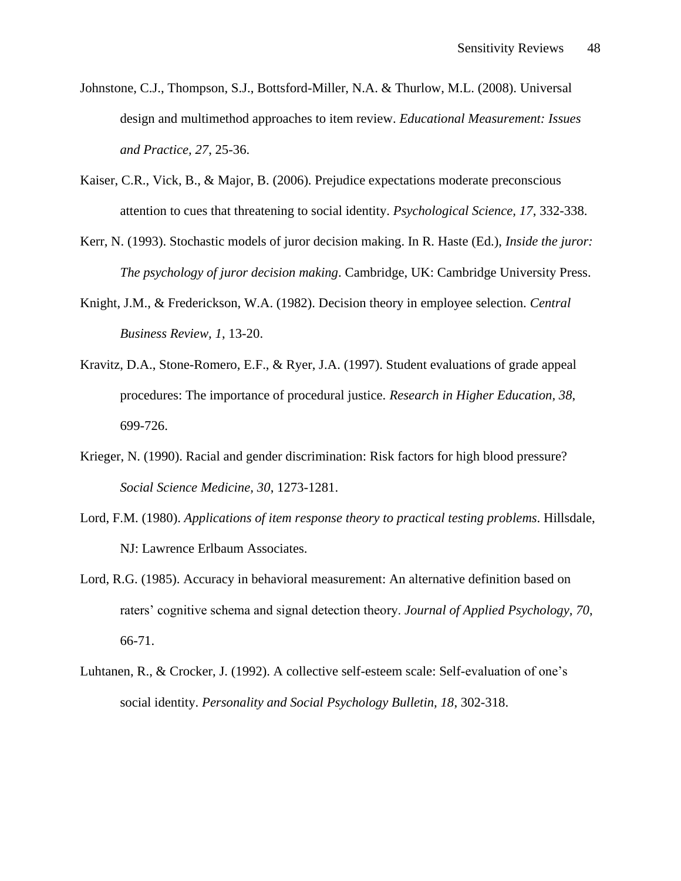Johnstone, C.J., Thompson, S.J., Bottsford-Miller, N.A. & Thurlow, M.L. (2008). Universal design and multimethod approaches to item review. *Educational Measurement: Issues and Practice, 27*, 25-36.

Kaiser, C.R., Vick, B., & Major, B. (2006). Prejudice expectations moderate preconscious attention to cues that threatening to social identity. *Psychological Science, 17*, 332-338.

Kerr, N. (1993). Stochastic models of juror decision making. In R. Haste (Ed.), *Inside the juror: The psychology of juror decision making*. Cambridge, UK: Cambridge University Press.

Knight, J.M., & Frederickson, W.A. (1982). Decision theory in employee selection. *Central Business Review, 1*, 13-20.

Kravitz, D.A., Stone-Romero, E.F., & Ryer, J.A. (1997). Student evaluations of grade appeal procedures: The importance of procedural justice. *Research in Higher Education, 38*, 699-726.

Krieger, N. (1990). Racial and gender discrimination: Risk factors for high blood pressure? *Social Science Medicine, 30*, 1273-1281.

Lord, F.M. (1980). *Applications of item response theory to practical testing problems*. Hillsdale, NJ: Lawrence Erlbaum Associates.

Lord, R.G. (1985). Accuracy in behavioral measurement: An alternative definition based on raters' cognitive schema and signal detection theory. *Journal of Applied Psychology, 70*, 66-71.

Luhtanen, R., & Crocker, J. (1992). A collective self-esteem scale: Self-evaluation of one's social identity. *Personality and Social Psychology Bulletin, 18*, 302-318.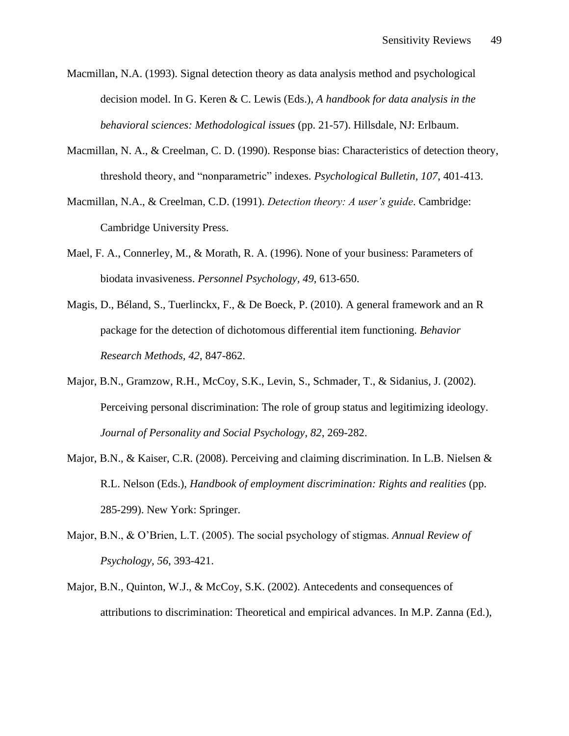Macmillan, N.A. (1993). Signal detection theory as data analysis method and psychological decision model. In G. Keren & C. Lewis (Eds.), *A handbook for data analysis in the behavioral sciences: Methodological issues* (pp. 21-57). Hillsdale, NJ: Erlbaum.

Macmillan, N. A., & Creelman, C. D. (1990). Response bias: Characteristics of detection theory, threshold theory, and "nonparametric" indexes. *Psychological Bulletin, 107*, 401-413.

Macmillan, N.A., & Creelman, C.D. (1991). *Detection theory: A user's guide*. Cambridge: Cambridge University Press.

Mael, F. A., Connerley, M., & Morath, R. A. (1996). None of your business: Parameters of biodata invasiveness. *Personnel Psychology, 49*, 613-650.

Magis, D., Béland, S., Tuerlinckx, F., & De Boeck, P. (2010). A general framework and an R package for the detection of dichotomous differential item functioning. *Behavior Research Methods, 42*, 847-862.

Major, B.N., Gramzow, R.H., McCoy, S.K., Levin, S., Schmader, T., & Sidanius, J. (2002). Perceiving personal discrimination: The role of group status and legitimizing ideology. *Journal of Personality and Social Psychology, 82*, 269-282.

Major, B.N., & Kaiser, C.R. (2008). Perceiving and claiming discrimination. In L.B. Nielsen & R.L. Nelson (Eds.), *Handbook of employment discrimination: Rights and realities* (pp. 285-299). New York: Springer.

Major, B.N., & O'Brien, L.T. (2005). The social psychology of stigmas. *Annual Review of Psychology, 56*, 393-421.

Major, B.N., Quinton, W.J., & McCoy, S.K. (2002). Antecedents and consequences of attributions to discrimination: Theoretical and empirical advances. In M.P. Zanna (Ed.),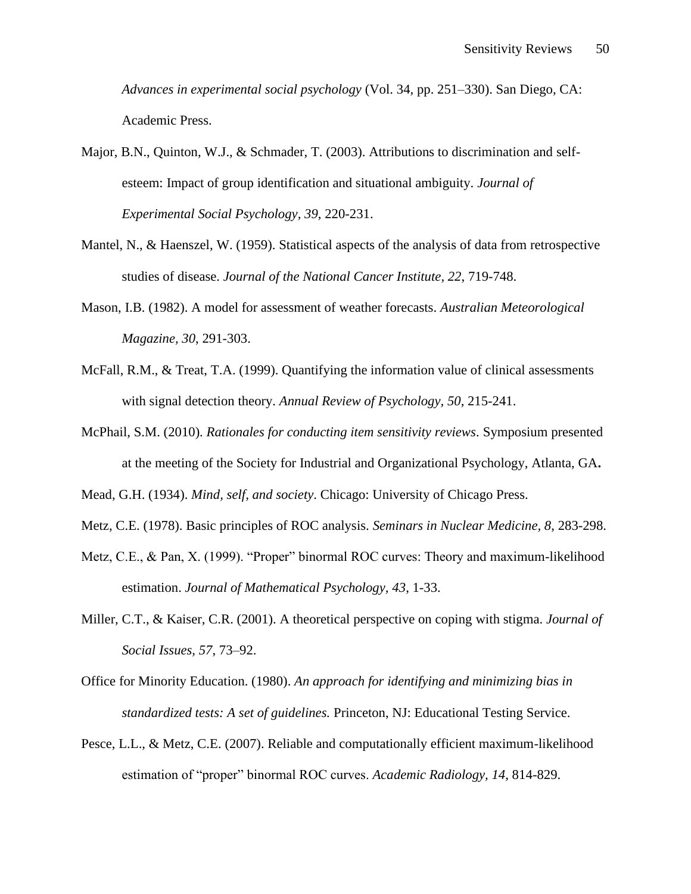*Advances in experimental social psychology* (Vol. 34, pp. 251–330). San Diego, CA: Academic Press.

Major, B.N., Quinton, W.J., & Schmader, T. (2003). Attributions to discrimination and self-esteem: Impact of group identification and situational ambiguity. *Journal of Experimental Social Psychology, 39*, 220-231.

Mantel, N., & Haenszel, W. (1959). Statistical aspects of the analysis of data from retrospective studies of disease. *Journal of the National Cancer Institute, 22*, 719-748.

Mason, I.B. (1982). A model for assessment of weather forecasts. *Australian Meteorological Magazine, 30*, 291-303.

McFall, R.M., & Treat, T.A. (1999). Quantifying the information value of clinical assessments with signal detection theory. *Annual Review of Psychology, 50*, 215-241.

McPhail, S.M. (2010). *Rationales for conducting item sensitivity reviews*. Symposium presented at the meeting of the Society for Industrial and Organizational Psychology, Atlanta, GA**.**

Mead, G.H. (1934). *Mind, self, and society*. Chicago: University of Chicago Press.

Metz, C.E. (1978). Basic principles of ROC analysis. *Seminars in Nuclear Medicine, 8*, 283-298.

Metz, C.E., & Pan, X. (1999). "Proper" binormal ROC curves: Theory and maximum-likelihood estimation. *Journal of Mathematical Psychology, 43*, 1-33.

Miller, C.T., & Kaiser, C.R. (2001). A theoretical perspective on coping with stigma. *Journal of Social Issues, 57*, 73–92.

Office for Minority Education. (1980). *An approach for identifying and minimizing bias in standardized tests: A set of guidelines.* Princeton, NJ: Educational Testing Service.

Pesce, L.L., & Metz, C.E. (2007). Reliable and computationally efficient maximum-likelihood estimation of "proper" binormal ROC curves. *Academic Radiology, 14*, 814-829.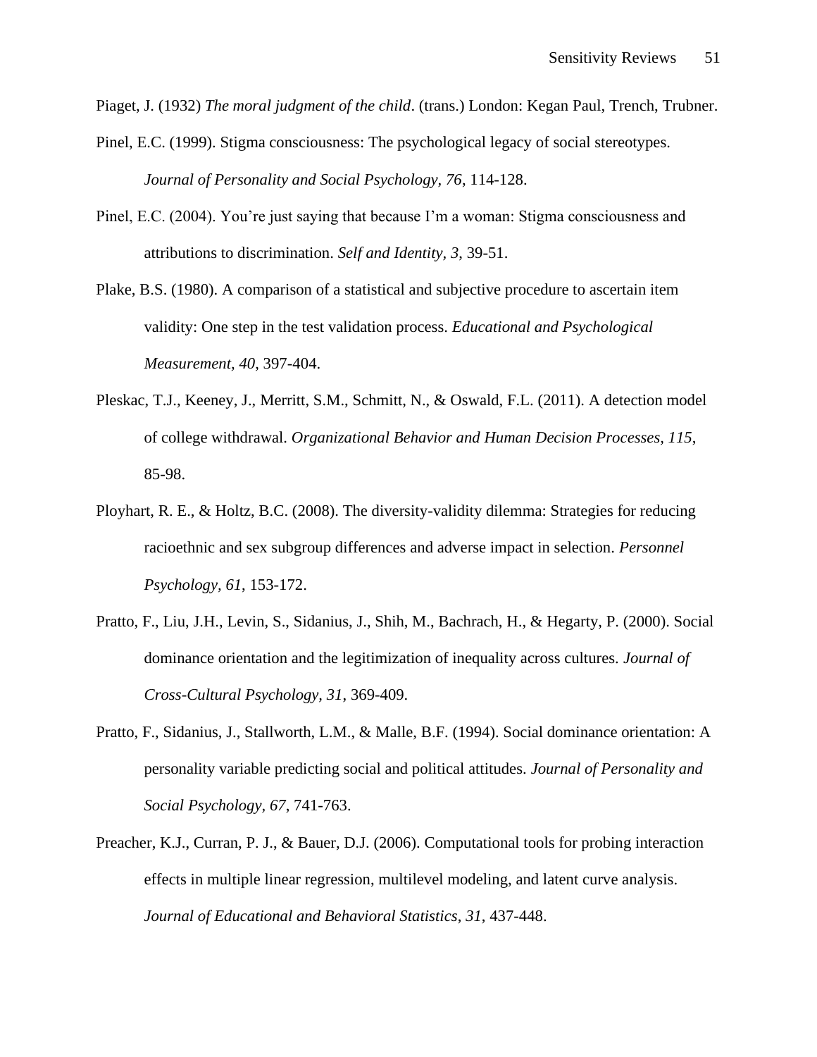Piaget, J. (1932) *The moral judgment of the child*. (trans.) London: Kegan Paul, Trench, Trubner.

Pinel, E.C. (1999). Stigma consciousness: The psychological legacy of social stereotypes. *Journal of Personality and Social Psychology, 76*, 114-128.

Pinel, E.C. (2004). You're just saying that because I'm a woman: Stigma consciousness and attributions to discrimination. *Self and Identity, 3*, 39-51.

Plake, B.S. (1980). A comparison of a statistical and subjective procedure to ascertain item validity: One step in the test validation process. *Educational and Psychological Measurement, 40*, 397-404.

Pleskac, T.J., Keeney, J., Merritt, S.M., Schmitt, N., & Oswald, F.L. (2011). A detection model of college withdrawal. *Organizational Behavior and Human Decision Processes, 115*, 85-98.

Ployhart, R. E., & Holtz, B.C. (2008). The diversity-validity dilemma: Strategies for reducing racioethnic and sex subgroup differences and adverse impact in selection. *Personnel Psychology, 61*, 153-172.

Pratto, F., Liu, J.H., Levin, S., Sidanius, J., Shih, M., Bachrach, H., & Hegarty, P. (2000). Social dominance orientation and the legitimization of inequality across cultures. *Journal of Cross-Cultural Psychology, 31*, 369-409.

Pratto, F., Sidanius, J., Stallworth, L.M., & Malle, B.F. (1994). Social dominance orientation: A personality variable predicting social and political attitudes. *Journal of Personality and Social Psychology, 67*, 741-763.

Preacher, K.J., Curran, P. J., & Bauer, D.J. (2006). Computational tools for probing interaction effects in multiple linear regression, multilevel modeling, and latent curve analysis. *Journal of Educational and Behavioral Statistics*, *31*, 437-448.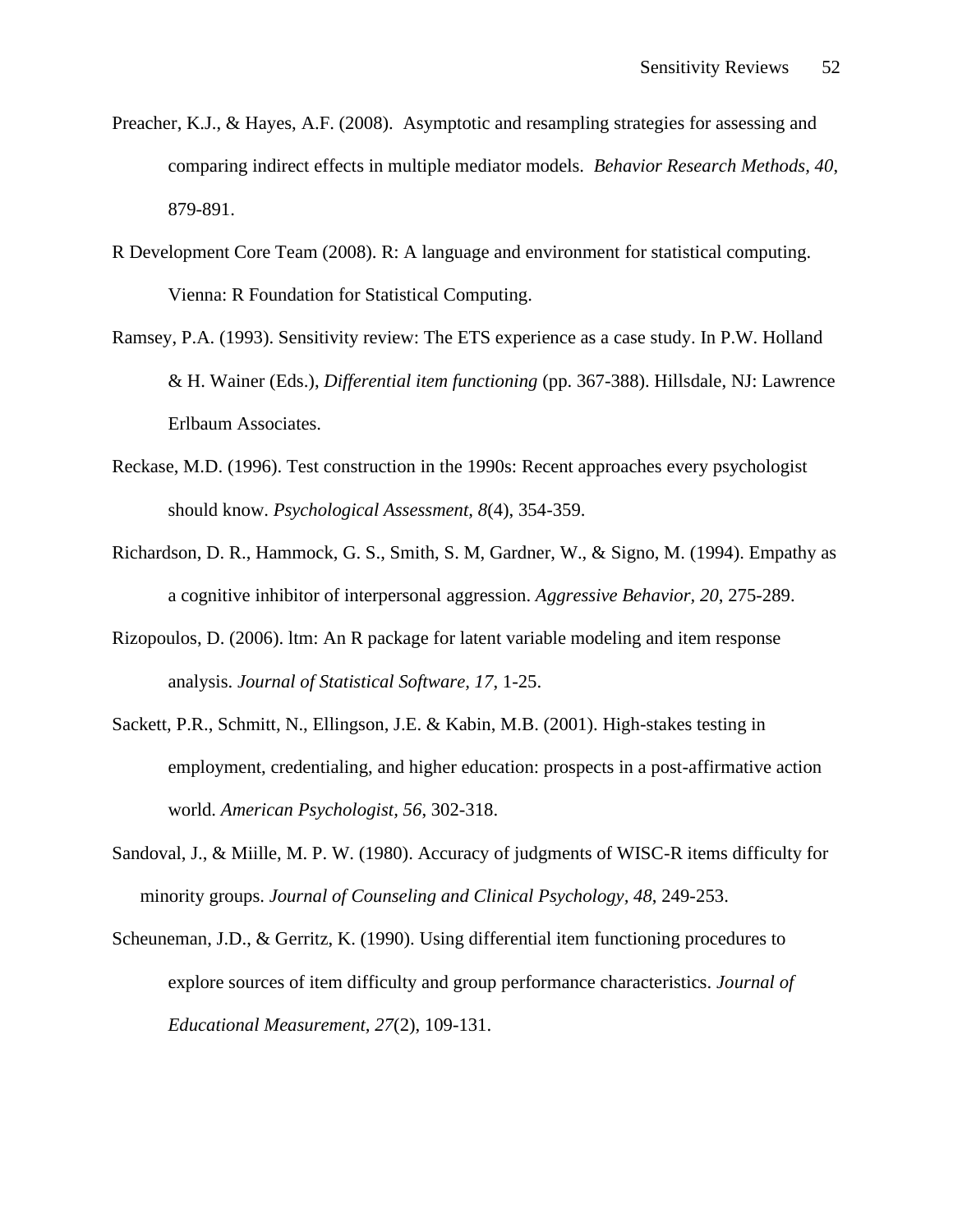Preacher, K.J., & Hayes, A.F. (2008). Asymptotic and resampling strategies for assessing and comparing indirect effects in multiple mediator models. *Behavior Research Methods, 40*, 879-891.

R Development Core Team (2008). R: A language and environment for statistical computing. Vienna: R Foundation for Statistical Computing.

Ramsey, P.A. (1993). Sensitivity review: The ETS experience as a case study. In P.W. Holland & H. Wainer (Eds.), *Differential item functioning* (pp. 367-388). Hillsdale, NJ: Lawrence Erlbaum Associates.

Reckase, M.D. (1996). Test construction in the 1990s: Recent approaches every psychologist should know. *Psychological Assessment, 8*(4), 354-359.

Richardson, D. R., Hammock, G. S., Smith, S. M, Gardner, W., & Signo, M. (1994). Empathy as a cognitive inhibitor of interpersonal aggression. *Aggressive Behavior, 20*, 275-289.

Rizopoulos, D. (2006). ltm: An R package for latent variable modeling and item response analysis. *Journal of Statistical Software, 17*, 1-25.

Sackett, P.R., Schmitt, N., Ellingson, J.E. & Kabin, M.B. (2001). High-stakes testing in employment, credentialing, and higher education: prospects in a post-affirmative action world. *American Psychologist, 56*, 302-318.

Sandoval, J., & Miille, M. P. W. (1980). Accuracy of judgments of WISC-R items difficulty for minority groups. *Journal of Counseling and Clinical Psychology, 48*, 249-253.

Scheuneman, J.D., & Gerritz, K. (1990). Using differential item functioning procedures to explore sources of item difficulty and group performance characteristics. *Journal of Educational Measurement, 27*(2), 109-131.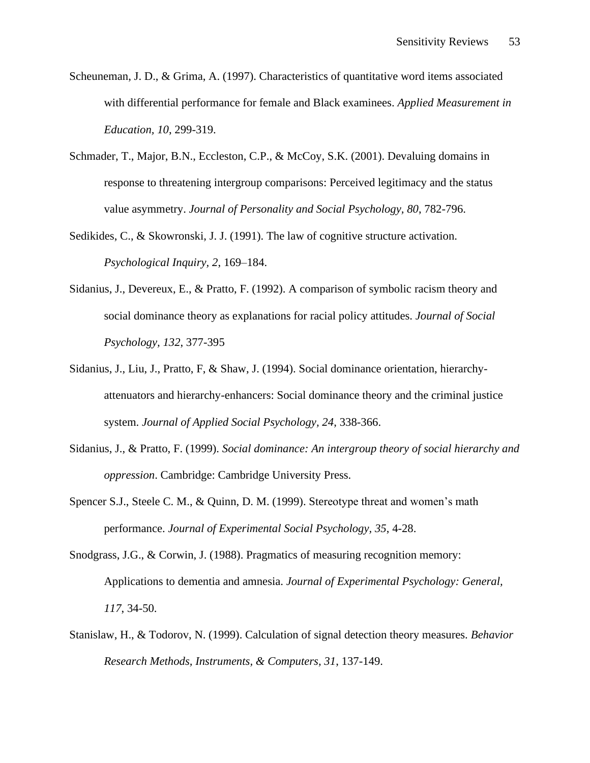Scheuneman, J. D., & Grima, A. (1997). Characteristics of quantitative word items associated with differential performance for female and Black examinees. *Applied Measurement in Education, 10*, 299-319.

Schmader, T., Major, B.N., Eccleston, C.P., & McCoy, S.K. (2001). Devaluing domains in response to threatening intergroup comparisons: Perceived legitimacy and the status value asymmetry. *Journal of Personality and Social Psychology, 80*, 782-796.

Sedikides, C., & Skowronski, J. J. (1991). The law of cognitive structure activation. *Psychological Inquiry, 2*, 169–184.

Sidanius, J., Devereux, E., & Pratto, F. (1992). A comparison of symbolic racism theory and social dominance theory as explanations for racial policy attitudes. *Journal of Social Psychology, 132*, 377-395

Sidanius, J., Liu, J., Pratto, F, & Shaw, J. (1994). Social dominance orientation, hierarchy-attenuators and hierarchy-enhancers: Social dominance theory and the criminal justice system. *Journal of Applied Social Psychology, 24*, 338-366.

Sidanius, J., & Pratto, F. (1999). *Social dominance: An intergroup theory of social hierarchy and oppression*. Cambridge: Cambridge University Press.

Spencer S.J., Steele C. M., & Quinn, D. M. (1999). Stereotype threat and women's math performance. *Journal of Experimental Social Psychology, 35*, 4-28.

Snodgrass, J.G., & Corwin, J. (1988). Pragmatics of measuring recognition memory: Applications to dementia and amnesia. *Journal of Experimental Psychology: General, 117*, 34-50.

Stanislaw, H., & Todorov, N. (1999). Calculation of signal detection theory measures. *Behavior Research Methods, Instruments, & Computers, 31*, 137-149.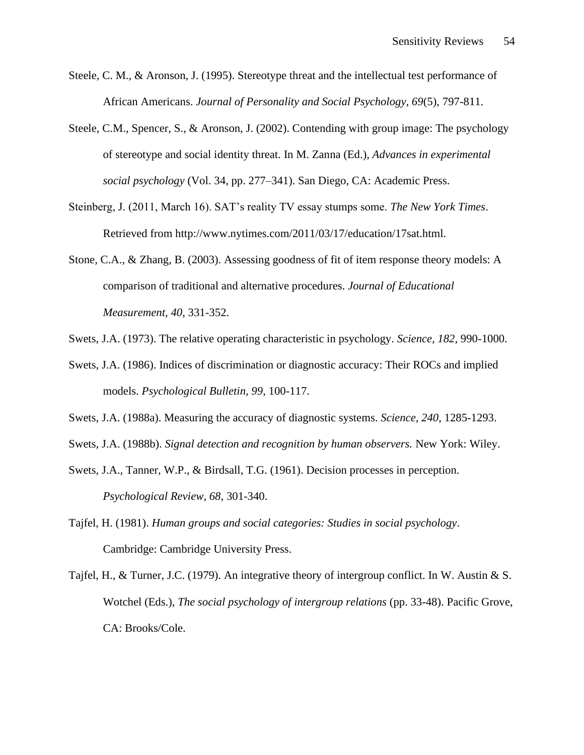Steele, C. M., & Aronson, J. (1995). Stereotype threat and the intellectual test performance of African Americans. *Journal of Personality and Social Psychology, 69*(5), 797-811.

Steele, C.M., Spencer, S., & Aronson, J. (2002). Contending with group image: The psychology of stereotype and social identity threat. In M. Zanna (Ed.), *Advances in experimental social psychology* (Vol. 34, pp. 277–341). San Diego, CA: Academic Press.

Steinberg, J. (2011, March 16). SAT's reality TV essay stumps some. *The New York Times*. Retrieved from http://www.nytimes.com/2011/03/17/education/17sat.html.

Stone, C.A., & Zhang, B. (2003). Assessing goodness of fit of item response theory models: A comparison of traditional and alternative procedures. *Journal of Educational Measurement, 40*, 331-352.

Swets, J.A. (1973). The relative operating characteristic in psychology. *Science, 182*, 990-1000.

Swets, J.A. (1986). Indices of discrimination or diagnostic accuracy: Their ROCs and implied models. *Psychological Bulletin, 99*, 100-117.

Swets, J.A. (1988a). Measuring the accuracy of diagnostic systems. *Science*, *240*, 1285-1293.

Swets, J.A. (1988b). *Signal detection and recognition by human observers.* New York: Wiley.

Swets, J.A., Tanner, W.P., & Birdsall, T.G. (1961). Decision processes in perception. *Psychological Review, 68*, 301-340.

Tajfel, H. (1981). *Human groups and social categories: Studies in social psychology*. Cambridge: Cambridge University Press.

Tajfel, H., & Turner, J.C. (1979). An integrative theory of intergroup conflict. In W. Austin & S. Wotchel (Eds.), *The social psychology of intergroup relations* (pp. 33-48). Pacific Grove, CA: Brooks/Cole.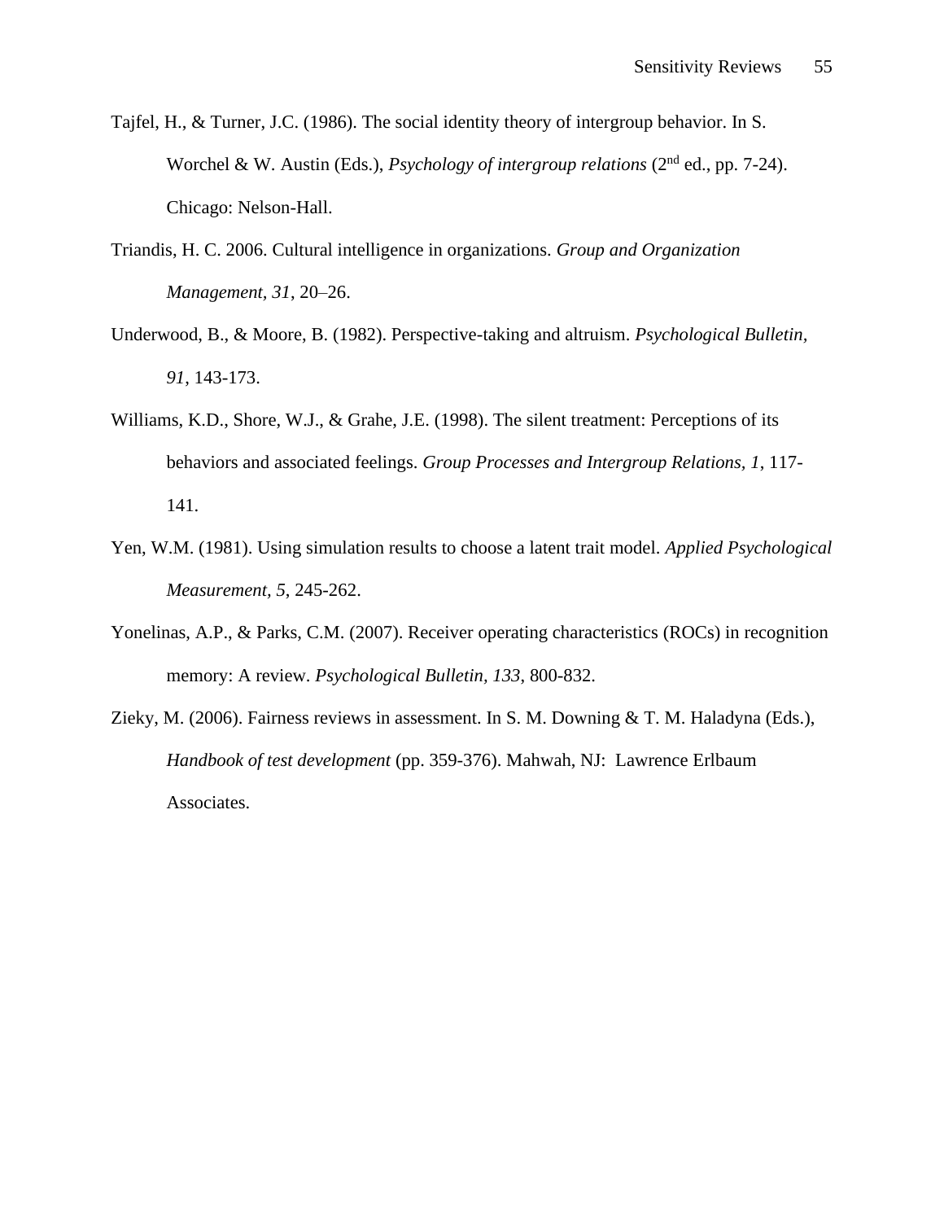Tajfel, H., & Turner, J.C. (1986). The social identity theory of intergroup behavior. In S. Worchel & W. Austin (Eds.), *Psychology of intergroup relations* (2nd ed., pp. 7-24). Chicago: Nelson-Hall.

Triandis, H. C. 2006. Cultural intelligence in organizations. *Group and Organization Management, 31*, 20–26.

Underwood, B., & Moore, B. (1982). Perspective-taking and altruism. *Psychological Bulletin, 91*, 143-173.

Williams, K.D., Shore, W.J., & Grahe, J.E. (1998). The silent treatment: Perceptions of its behaviors and associated feelings. *Group Processes and Intergroup Relations, 1*, 117-141.

Yen, W.M. (1981). Using simulation results to choose a latent trait model. *Applied Psychological Measurement*, *5*, 245-262.

Yonelinas, A.P., & Parks, C.M. (2007). Receiver operating characteristics (ROCs) in recognition memory: A review. *Psychological Bulletin, 133*, 800-832.

Zieky, M. (2006). Fairness reviews in assessment. In S. M. Downing & T. M. Haladyna (Eds.), *Handbook of test development* (pp. 359-376). Mahwah, NJ: Lawrence Erlbaum Associates.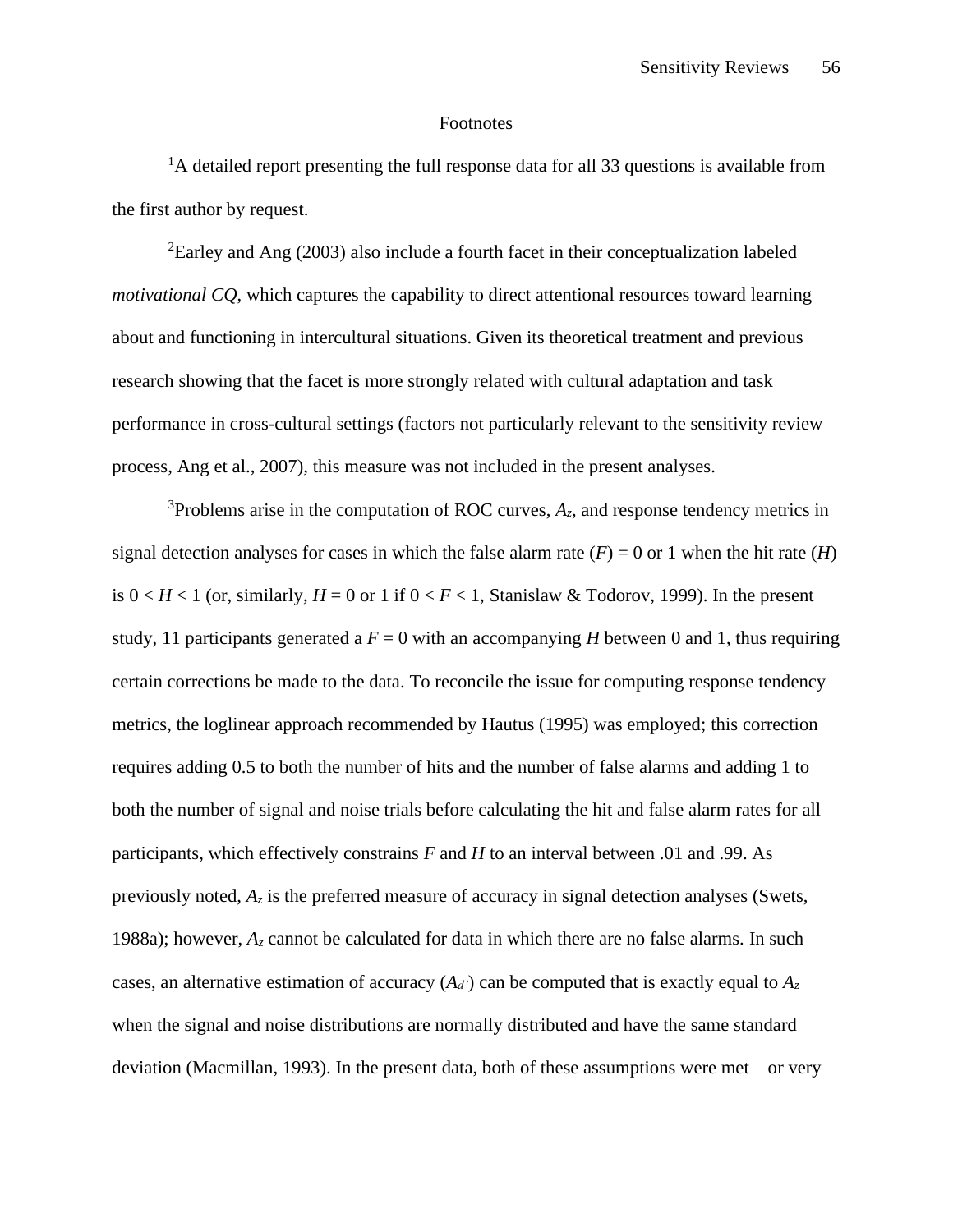# Footnotes

[1]A detailed report presenting the full response data for all 33 questions is available from the first author by request.

[2]Earley and Ang (2003) also include a fourth facet in their conceptualization labeled *motivational CQ*, which captures the capability to direct attentional resources toward learning about and functioning in intercultural situations. Given its theoretical treatment and previous research showing that the facet is more strongly related with cultural adaptation and task performance in cross-cultural settings (factors not particularly relevant to the sensitivity review process, Ang et al., 2007), this measure was not included in the present analyses.

[3]Problems arise in the computation of ROC curves, $A_z$, and response tendency metrics in signal detection analyses for cases in which the false alarm rate ($F$) = 0 or 1 when the hit rate ($H$) is $0 < H < 1$ (or, similarly, $H$ = 0 or 1 if $0 < F < 1$, Stanislaw & Todorov, 1999). In the present study, 11 participants generated a $F = 0$ with an accompanying $H$ between 0 and 1, thus requiring certain corrections be made to the data. To reconcile the issue for computing response tendency metrics, the loglinear approach recommended by Hautus (1995) was employed; this correction requires adding 0.5 to both the number of hits and the number of false alarms and adding 1 to both the number of signal and noise trials before calculating the hit and false alarm rates for all participants, which effectively constrains $F$ and $H$ to an interval between .01 and .99. As previously noted, $A_z$ is the preferred measure of accuracy in signal detection analyses (Swets, 1988a); however, $A_z$ cannot be calculated for data in which there are no false alarms. In such cases, an alternative estimation of accuracy ($A_{d'}$) can be computed that is exactly equal to $A_z$ when the signal and noise distributions are normally distributed and have the same standard deviation (Macmillan, 1993). In the present data, both of these assumptions were met—or very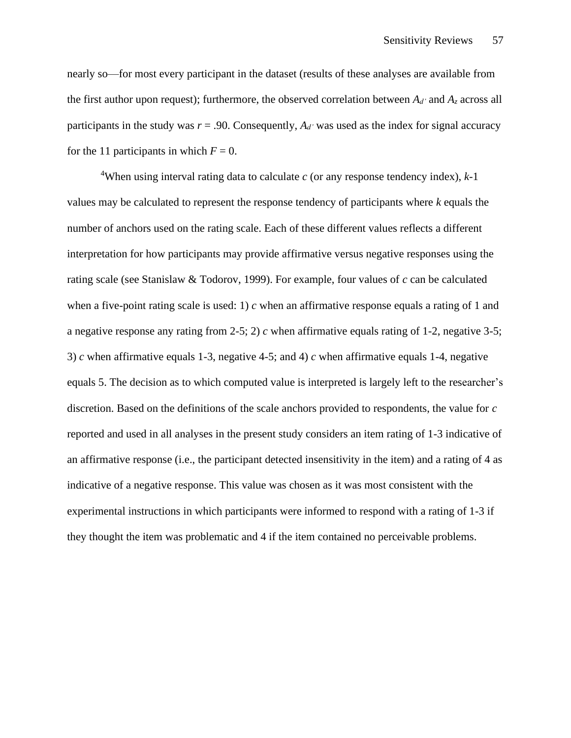nearly so—for most every participant in the dataset (results of these analyses are available from the first author upon request); furthermore, the observed correlation between $A_{d'}$ and $A_z$ across all participants in the study was $r = .90$. Consequently, $A_{d'}$ was used as the index for signal accuracy for the 11 participants in which $F = 0$.

[4]When using interval rating data to calculate *c* (or any response tendency index), *k*-1 values may be calculated to represent the response tendency of participants where *k* equals the number of anchors used on the rating scale. Each of these different values reflects a different interpretation for how participants may provide affirmative versus negative responses using the rating scale (see Stanislaw & Todorov, 1999). For example, four values of *c* can be calculated when a five-point rating scale is used: 1) *c* when an affirmative response equals a rating of 1 and a negative response any rating from 2-5; 2) *c* when affirmative equals rating of 1-2, negative 3-5; 3) *c* when affirmative equals 1-3, negative 4-5; and 4) *c* when affirmative equals 1-4, negative equals 5. The decision as to which computed value is interpreted is largely left to the researcher's discretion. Based on the definitions of the scale anchors provided to respondents, the value for *c* reported and used in all analyses in the present study considers an item rating of 1-3 indicative of an affirmative response (i.e., the participant detected insensitivity in the item) and a rating of 4 as indicative of a negative response. This value was chosen as it was most consistent with the experimental instructions in which participants were informed to respond with a rating of 1-3 if they thought the item was problematic and 4 if the item contained no perceivable problems.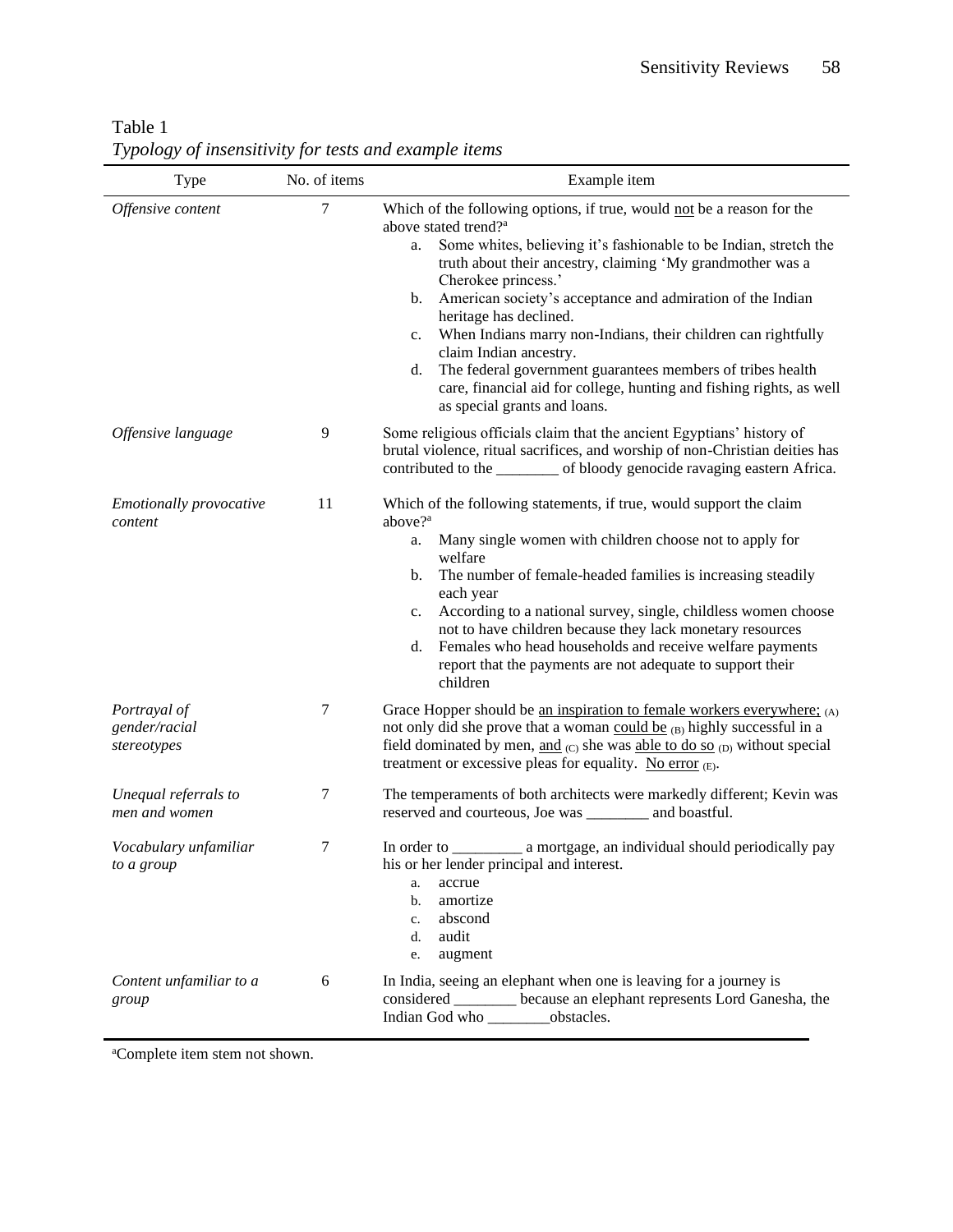Table 1

*Typology of insensitivity for tests and example items*

| Type | No. of items | Example item |
|---|---|---|
| *Offensive content* | 7 | Which of the following options, if true, would <u>not</u> be a reason for the above stated trend?[a]<br>a. Some whites, believing it's fashionable to be Indian, stretch the truth about their ancestry, claiming 'My grandmother was a Cherokee princess.'<br>b. American society's acceptance and admiration of the Indian heritage has declined.<br>c. When Indians marry non-Indians, their children can rightfully claim Indian ancestry.<br>d. The federal government guarantees members of tribes health care, financial aid for college, hunting and fishing rights, as well as special grants and loans. |
| *Offensive language* | 9 | Some religious officials claim that the ancient Egyptians' history of brutal violence, ritual sacrifices, and worship of non-Christian deities has contributed to the ________ of bloody genocide ravaging eastern Africa. |
| *Emotionally provocative content* | 11 | Which of the following statements, if true, would support the claim above?[a]<br>a. Many single women with children choose not to apply for welfare<br>b. The number of female-headed families is increasing steadily each year<br>c. According to a national survey, single, childless women choose not to have children because they lack monetary resources<br>d. Females who head households and receive welfare payments report that the payments are not adequate to support their children |
| *Portrayal of gender/racial stereotypes* | 7 | Grace Hopper should be <u>an inspiration to female workers everywhere;</u> (A) not only did she prove that a woman <u>could be</u> (B) highly successful in a field dominated by men, <u>and</u> (C) she was <u>able to do so</u> (D) without special treatment or excessive pleas for equality. <u>No error</u> (E). |
| *Unequal referrals to men and women* | 7 | The temperaments of both architects were markedly different; Kevin was reserved and courteous, Joe was ________ and boastful. |
| *Vocabulary unfamiliar to a group* | 7 | In order to _________ a mortgage, an individual should periodically pay his or her lender principal and interest.<br>a. accrue<br>b. amortize<br>c. abscond<br>d. audit<br>e. augment |
| *Content unfamiliar to a group* | 6 | In India, seeing an elephant when one is leaving for a journey is considered ________ because an elephant represents Lord Ganesha, the Indian God who ________obstacles. |

[a]Complete item stem not shown.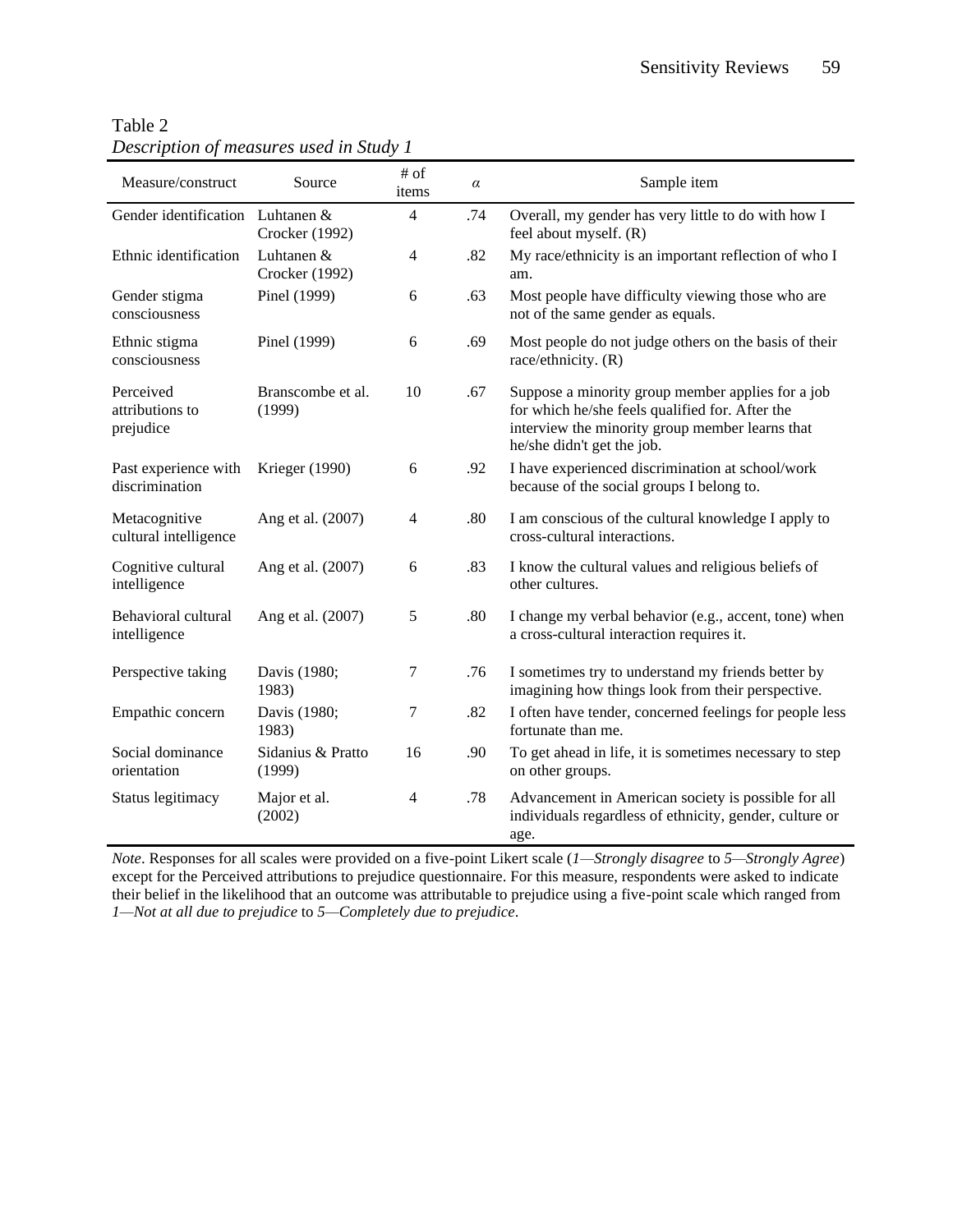Table 2
*Description of measures used in Study 1*

| Measure/construct | Source | # of items | α | Sample item |
|---|---|---|---|---|
| Gender identification | Luhtanen & Crocker (1992) | 4 | .74 | Overall, my gender has very little to do with how I feel about myself. (R) |
| Ethnic identification | Luhtanen & Crocker (1992) | 4 | .82 | My race/ethnicity is an important reflection of who I am. |
| Gender stigma consciousness | Pinel (1999) | 6 | .63 | Most people have difficulty viewing those who are not of the same gender as equals. |
| Ethnic stigma consciousness | Pinel (1999) | 6 | .69 | Most people do not judge others on the basis of their race/ethnicity. (R) |
| Perceived attributions to prejudice | Branscombe et al. (1999) | 10 | .67 | Suppose a minority group member applies for a job for which he/she feels qualified for. After the interview the minority group member learns that he/she didn't get the job. |
| Past experience with discrimination | Krieger (1990) | 6 | .92 | I have experienced discrimination at school/work because of the social groups I belong to. |
| Metacognitive cultural intelligence | Ang et al. (2007) | 4 | .80 | I am conscious of the cultural knowledge I apply to cross-cultural interactions. |
| Cognitive cultural intelligence | Ang et al. (2007) | 6 | .83 | I know the cultural values and religious beliefs of other cultures. |
| Behavioral cultural intelligence | Ang et al. (2007) | 5 | .80 | I change my verbal behavior (e.g., accent, tone) when a cross-cultural interaction requires it. |
| Perspective taking | Davis (1980; 1983) | 7 | .76 | I sometimes try to understand my friends better by imagining how things look from their perspective. |
| Empathic concern | Davis (1980; 1983) | 7 | .82 | I often have tender, concerned feelings for people less fortunate than me. |
| Social dominance orientation | Sidanius & Pratto (1999) | 16 | .90 | To get ahead in life, it is sometimes necessary to step on other groups. |
| Status legitimacy | Major et al. (2002) | 4 | .78 | Advancement in American society is possible for all individuals regardless of ethnicity, gender, culture or age. |

*Note*. Responses for all scales were provided on a five-point Likert scale (*1—Strongly disagree* to *5—Strongly Agree*) except for the Perceived attributions to prejudice questionnaire. For this measure, respondents were asked to indicate their belief in the likelihood that an outcome was attributable to prejudice using a five-point scale which ranged from *1—Not at all due to prejudice* to *5—Completely due to prejudice*.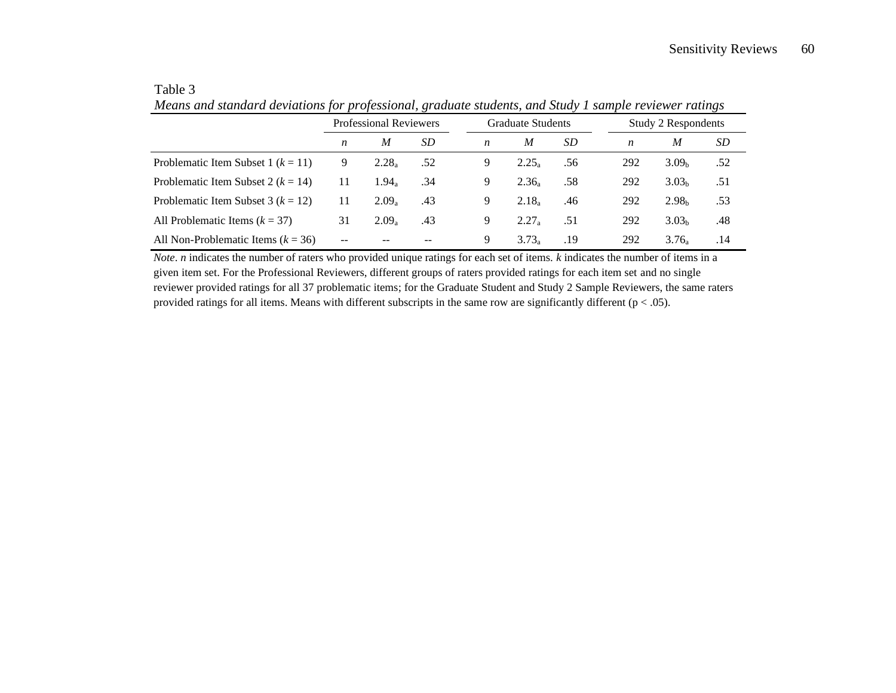Table 3

*Means and standard deviations for professional, graduate students, and Study 1 sample reviewer ratings*

| | Professional Reviewers | | | Graduate Students | | | Study 2 Respondents | | |
|---|---|---|---|---|---|---|---|---|---|
| | *n* | *M* | *SD* | *n* | *M* | *SD* | *n* | *M* | *SD* |
| Problematic Item Subset 1 (*k* = 11) | 9 | $2.28_a$ | .52 | 9 | $2.25_a$ | .56 | 292 | $3.09_b$ | .52 |
| Problematic Item Subset 2 (*k* = 14) | 11 | $1.94_a$ | .34 | 9 | $2.36_a$ | .58 | 292 | $3.03_b$ | .51 |
| Problematic Item Subset 3 (*k* = 12) | 11 | $2.09_a$ | .43 | 9 | $2.18_a$ | .46 | 292 | $2.98_b$ | .53 |
| All Problematic Items (*k* = 37) | 31 | $2.09_a$ | .43 | 9 | $2.27_a$ | .51 | 292 | $3.03_b$ | .48 |
| All Non-Problematic Items (*k* = 36) | -- | -- | -- | 9 | $3.73_a$ | .19 | 292 | $3.76_a$ | .14 |

*Note*. *n* indicates the number of raters who provided unique ratings for each set of items. *k* indicates the number of items in a given item set. For the Professional Reviewers, different groups of raters provided ratings for each item set and no single reviewer provided ratings for all 37 problematic items; for the Graduate Student and Study 2 Sample Reviewers, the same raters provided ratings for all items. Means with different subscripts in the same row are significantly different ($p < .05$).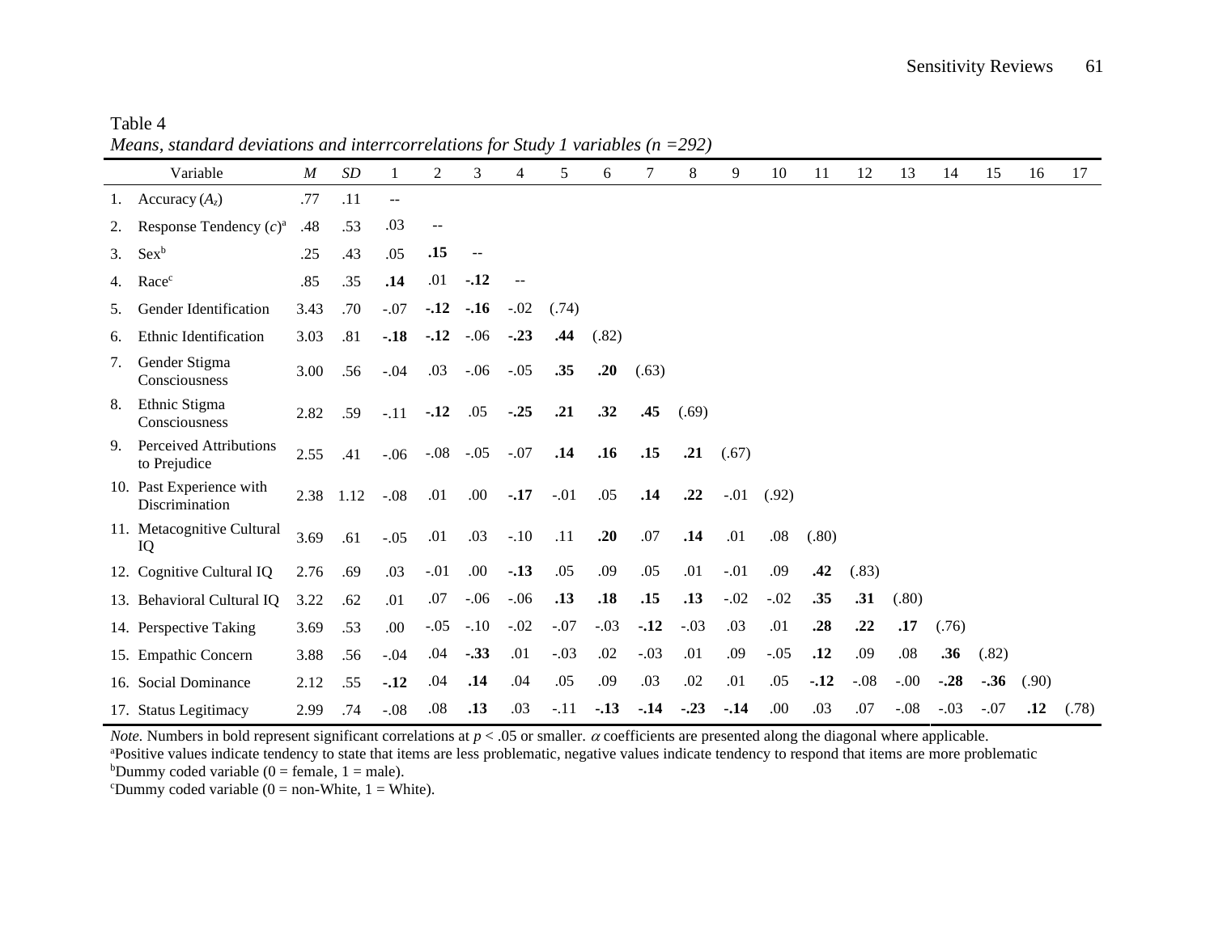Table 4

*Means, standard deviations and interrcorrelations for Study 1 variables (n =292)*

| Variable | *M* | *SD* | 1 | 2 | 3 | 4 | 5 | 6 | 7 | 8 | 9 | 10 | 11 | 12 | 13 | 14 | 15 | 16 | 17 |
|---|---|---|---|---|---|---|---|---|---|---|---|---|---|---|---|---|---|---|---|
| 1. Accuracy ($A_z$) | .77 | .11 | -- | | | | | | | | | | | | | | | | |
| 2. Response Tendency ($c$)[a] | .48 | .53 | .03 | -- | | | | | | | | | | | | | | | |
| 3. Sex[b] | .25 | .43 | .05 | **.15** | -- | | | | | | | | | | | | | | |
| 4. Race[c] | .85 | .35 | **.14** | .01 | **-.12** | -- | | | | | | | | | | | | | |
| 5. Gender Identification | 3.43 | .70 | -.07 | **-.12** | **-.16** | -.02 | (.74) | | | | | | | | | | | | |
| 6. Ethnic Identification | 3.03 | .81 | **-.18** | **-.12** | -.06 | **-.23** | **.44** | (.82) | | | | | | | | | | | |
| 7. Gender Stigma Consciousness | 3.00 | .56 | -.04 | .03 | -.06 | -.05 | **.35** | **.20** | (.63) | | | | | | | | | | |
| 8. Ethnic Stigma Consciousness | 2.82 | .59 | -.11 | **-.12** | .05 | **-.25** | **.21** | **.32** | **.45** | (.69) | | | | | | | | | |
| 9. Perceived Attributions to Prejudice | 2.55 | .41 | -.06 | -.08 | -.05 | -.07 | **.14** | **.16** | **.15** | **.21** | (.67) | | | | | | | | |
| 10. Past Experience with Discrimination | 2.38 | 1.12 | -.08 | .01 | .00 | **-.17** | -.01 | .05 | **.14** | **.22** | -.01 | (.92) | | | | | | | |
| 11. Metacognitive Cultural IQ | 3.69 | .61 | -.05 | .01 | .03 | -.10 | .11 | **.20** | .07 | **.14** | .01 | .08 | (.80) | | | | | | |
| 12. Cognitive Cultural IQ | 2.76 | .69 | .03 | -.01 | .00 | **-.13** | .05 | .09 | .05 | .01 | -.01 | .09 | **.42** | (.83) | | | | | |
| 13. Behavioral Cultural IQ | 3.22 | .62 | .01 | .07 | -.06 | -.06 | **.13** | **.18** | **.15** | **.13** | -.02 | -.02 | **.35** | **.31** | (.80) | | | | |
| 14. Perspective Taking | 3.69 | .53 | .00 | -.05 | -.10 | -.02 | -.07 | -.03 | **-.12** | -.03 | .03 | .01 | **.28** | **.22** | **.17** | (.76) | | | |
| 15. Empathic Concern | 3.88 | .56 | -.04 | .04 | **-.33** | .01 | -.03 | .02 | -.03 | .01 | .09 | -.05 | **.12** | .09 | .08 | **.36** | (.82) | | |
| 16. Social Dominance | 2.12 | .55 | **-.12** | .04 | **.14** | .04 | .05 | .09 | .03 | .02 | .01 | .05 | **-.12** | -.08 | -.00 | **-.28** | **-.36** | (.90) | |
| 17. Status Legitimacy | 2.99 | .74 | -.08 | .08 | **.13** | .03 | -.11 | **-.13** | **-.14** | **-.23** | **-.14** | .00 | .03 | .07 | -.08 | -.03 | -.07 | **.12** | (.78) |

*Note.* Numbers in bold represent significant correlations at $p < .05$ or smaller. $\alpha$ coefficients are presented along the diagonal where applicable.
[a]Positive values indicate tendency to state that items are less problematic, negative values indicate tendency to respond that items are more problematic
[b]Dummy coded variable (0 = female, 1 = male).
[c]Dummy coded variable (0 = non-White, 1 = White).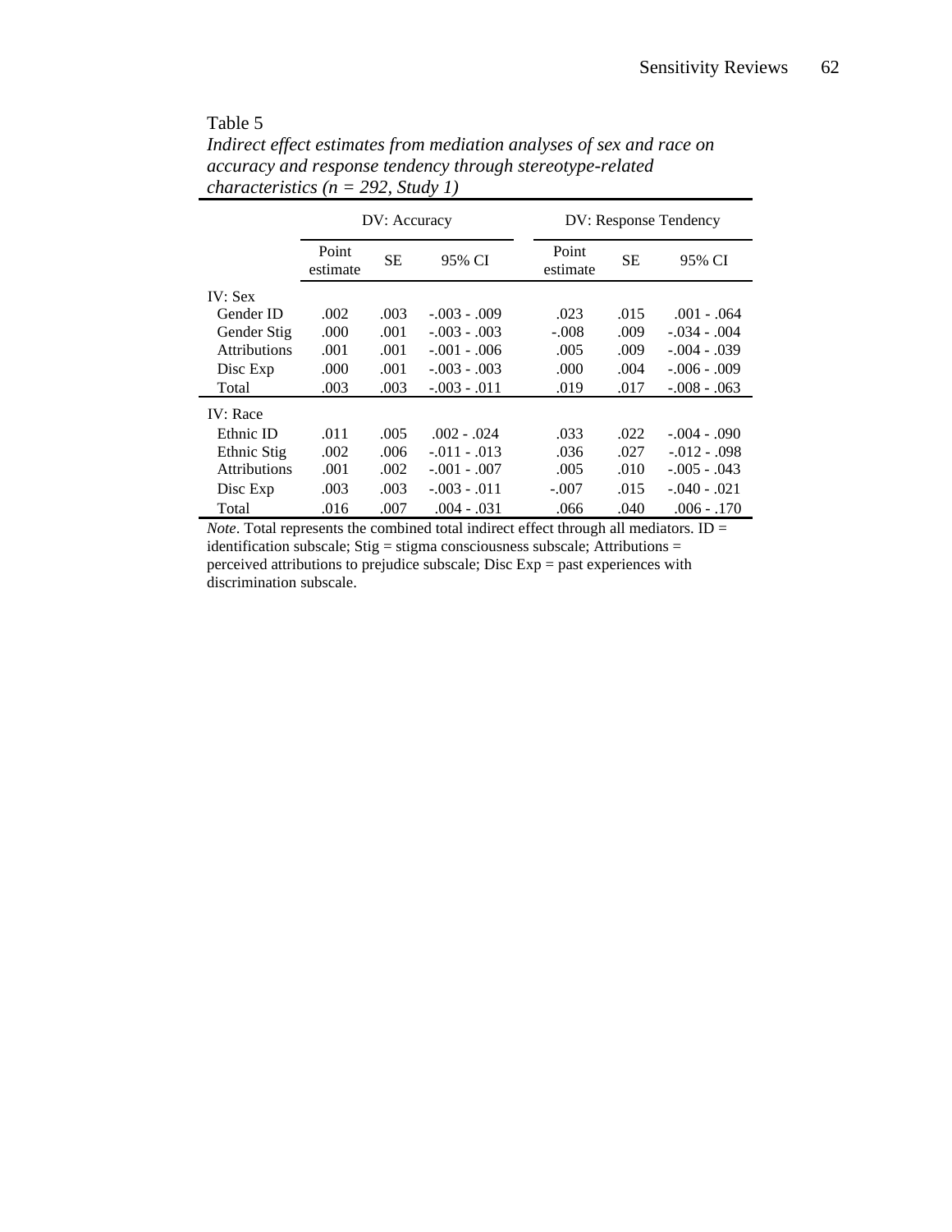Table 5

*Indirect effect estimates from mediation analyses of sex and race on accuracy and response tendency through stereotype-related characteristics (n = 292, Study 1)*

| | DV: Accuracy | | | DV: Response Tendency | | |
|---|---|---|---|---|---|---|
| | Point estimate | SE | 95% CI | Point estimate | SE | 95% CI |
| IV: Sex | | | | | | |
| Gender ID | .002 | .003 | -.003 - .009 | .023 | .015 | .001 - .064 |
| Gender Stig | .000 | .001 | -.003 - .003 | -.008 | .009 | -.034 - .004 |
| Attributions | .001 | .001 | -.001 - .006 | .005 | .009 | -.004 - .039 |
| Disc Exp | .000 | .001 | -.003 - .003 | .000 | .004 | -.006 - .009 |
| Total | .003 | .003 | -.003 - .011 | .019 | .017 | -.008 - .063 |
| IV: Race | | | | | | |
| Ethnic ID | .011 | .005 | .002 - .024 | .033 | .022 | -.004 - .090 |
| Ethnic Stig | .002 | .006 | -.011 - .013 | .036 | .027 | -.012 - .098 |
| Attributions | .001 | .002 | -.001 - .007 | .005 | .010 | -.005 - .043 |
| Disc Exp | .003 | .003 | -.003 - .011 | -.007 | .015 | -.040 - .021 |
| Total | .016 | .007 | .004 - .031 | .066 | .040 | .006 - .170 |

*Note*. Total represents the combined total indirect effect through all mediators. ID = identification subscale; Stig = stigma consciousness subscale; Attributions = perceived attributions to prejudice subscale; Disc Exp = past experiences with discrimination subscale.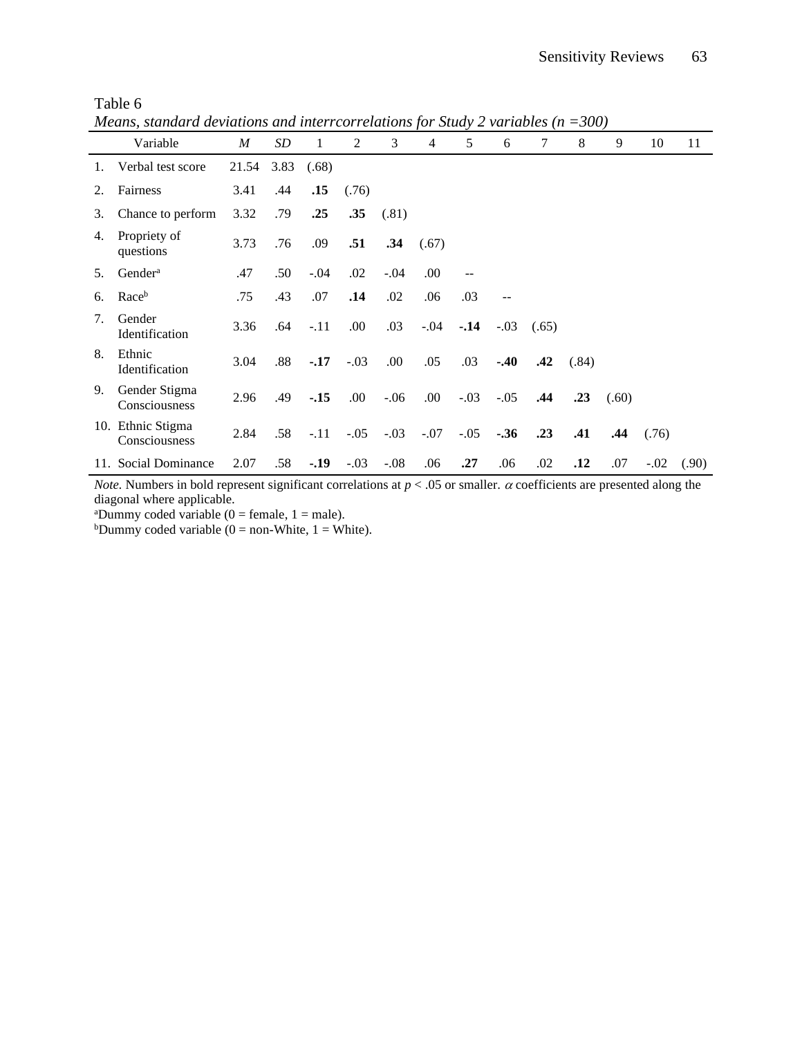Table 6

*Means, standard deviations and interrcorrelations for Study 2 variables (n =300)*

| | Variable | *M* | *SD* | 1 | 2 | 3 | 4 | 5 | 6 | 7 | 8 | 9 | 10 | 11 |
|---|---|---|---|---|---|---|---|---|---|---|---|---|---|---|
| 1. | Verbal test score | 21.54 | 3.83 | (.68) | | | | | | | | | | |
| 2. | Fairness | 3.41 | .44 | **.15** | (.76) | | | | | | | | | |
| 3. | Chance to perform | 3.32 | .79 | **.25** | **.35** | (.81) | | | | | | | | |
| 4. | Propriety of questions | 3.73 | .76 | .09 | **.51** | **.34** | (.67) | | | | | | | |
| 5. | Gender[a] | .47 | .50 | -.04 | .02 | -.04 | .00 | -- | | | | | | |
| 6. | Race[b] | .75 | .43 | .07 | **.14** | .02 | .06 | .03 | -- | | | | | |
| 7. | Gender Identification | 3.36 | .64 | -.11 | .00 | .03 | -.04 | **-.14** | -.03 | (.65) | | | | |
| 8. | Ethnic Identification | 3.04 | .88 | **-.17** | -.03 | .00 | .05 | .03 | **-.40** | **.42** | (.84) | | | |
| 9. | Gender Stigma Consciousness | 2.96 | .49 | **-.15** | .00 | -.06 | .00 | -.03 | -.05 | **.44** | **.23** | (.60) | | |
| 10. | Ethnic Stigma Consciousness | 2.84 | .58 | -.11 | -.05 | -.03 | -.07 | -.05 | **-.36** | **.23** | **.41** | **.44** | (.76) | |
| 11. | Social Dominance | 2.07 | .58 | **-.19** | -.03 | -.08 | .06 | **.27** | .06 | .02 | **.12** | .07 | -.02 | (.90) |

*Note.* Numbers in bold represent significant correlations at $p < .05$ or smaller. $\alpha$ coefficients are presented along the diagonal where applicable.

[a]Dummy coded variable (0 = female, 1 = male).

[b]Dummy coded variable (0 = non-White, 1 = White).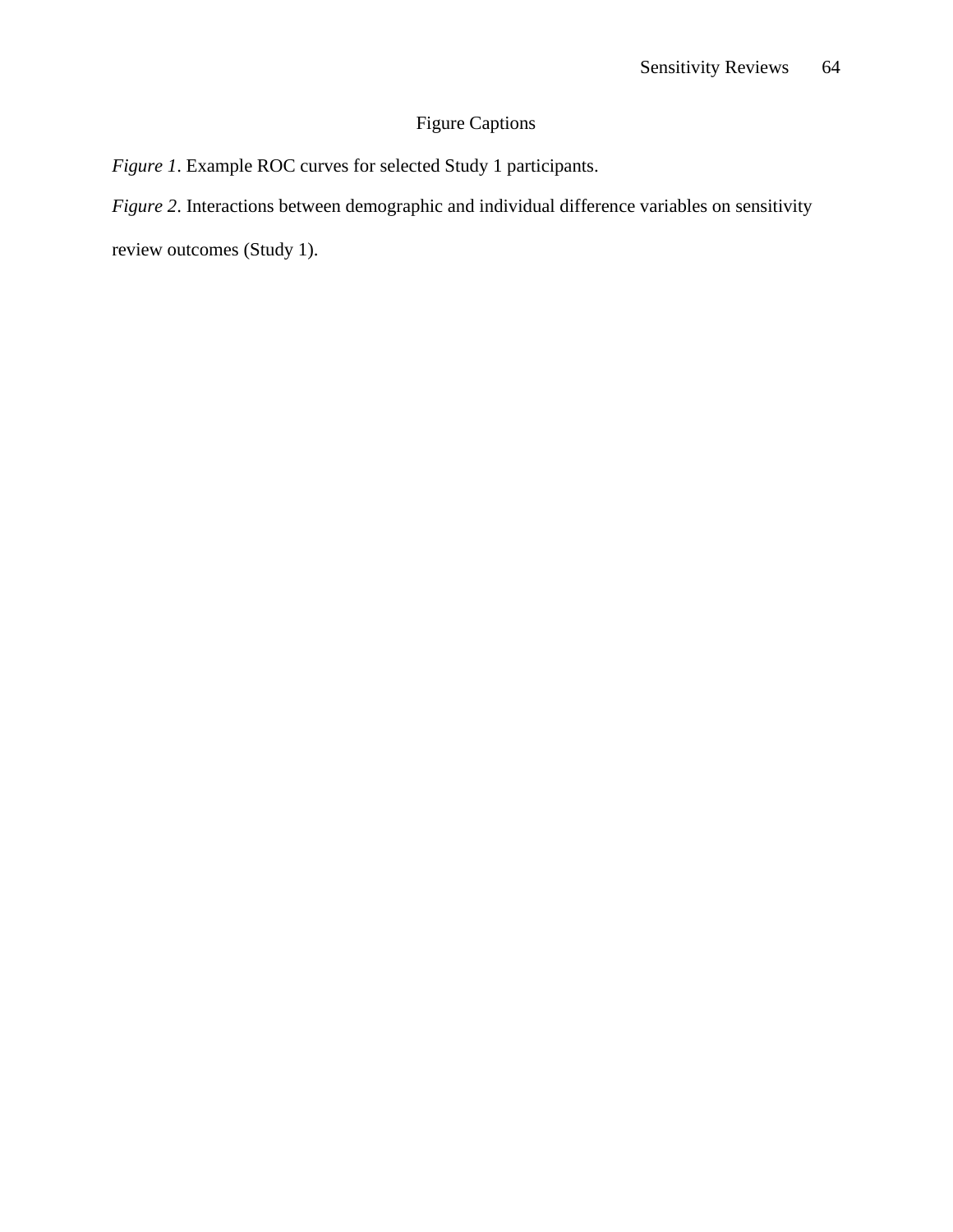# Figure Captions

*Figure 1*. Example ROC curves for selected Study 1 participants.

*Figure 2*. Interactions between demographic and individual difference variables on sensitivity review outcomes (Study 1).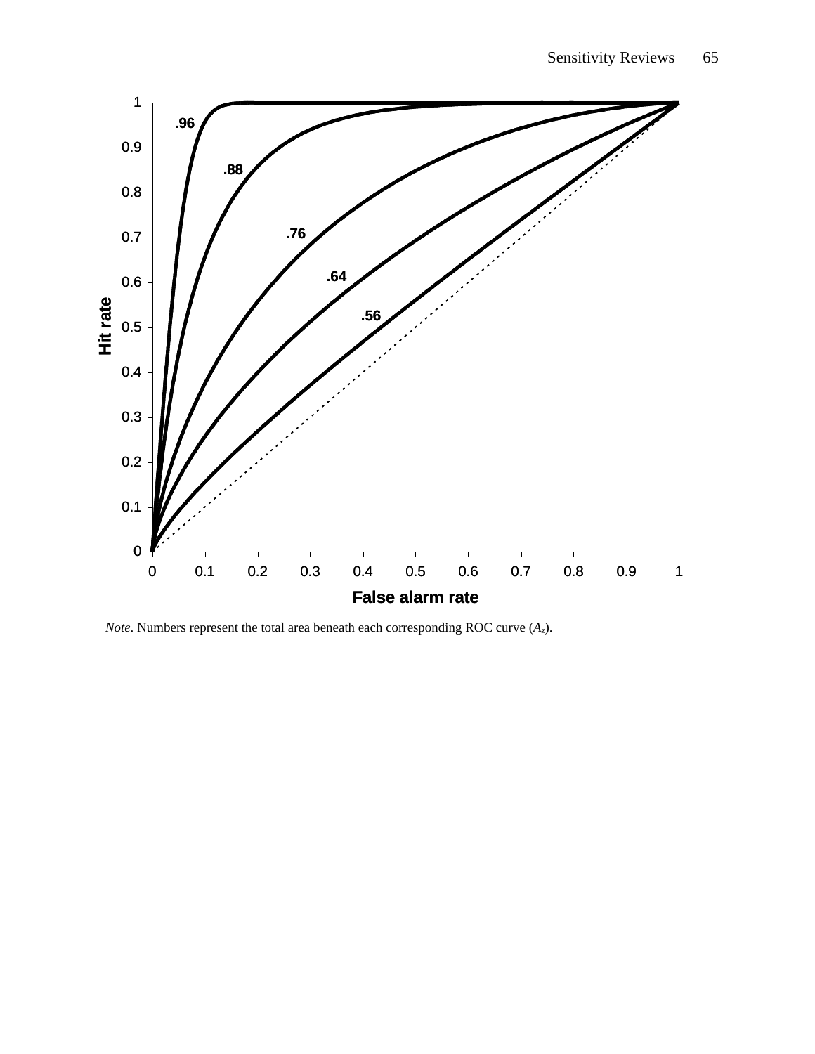1

.96

0.9

.88

0.8

.76

0.7

.64

0.6

.56

Hit rate

0.5

0.4

0.3

0.2

0.1

0

0 0.1 0.2 0.3 0.4 0.5 0.6 0.7 0.8 0.9 1

False alarm rate

*Note*. Numbers represent the total area beneath each corresponding ROC curve ($A_z$).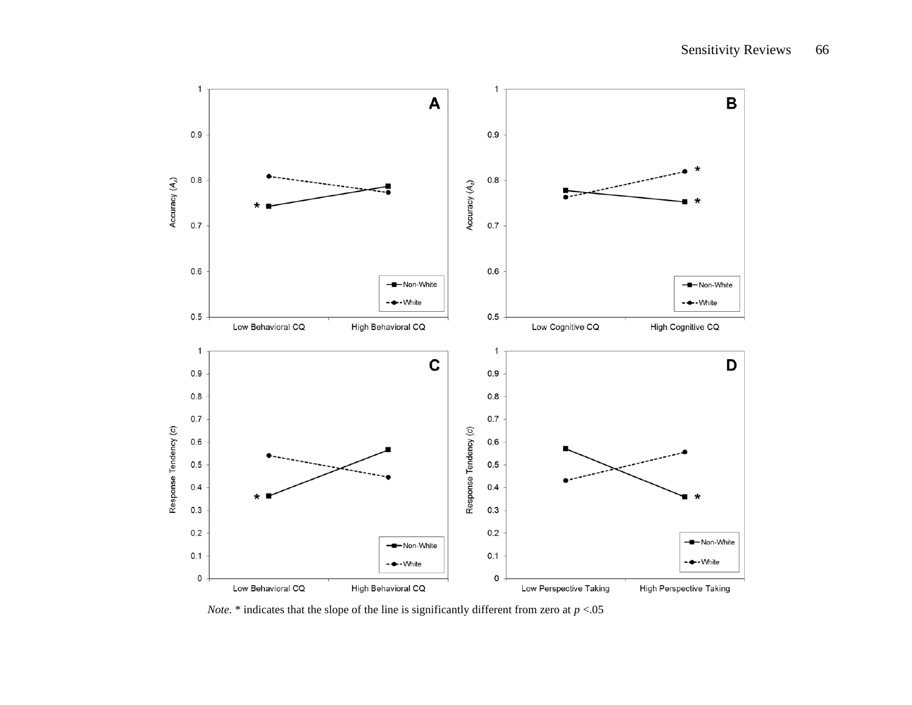A

1
0.9
0.8
0.7
0.6
0.5

Accuracy ($A_z$)

Low Behavioral CQ
High Behavioral CQ

Non-White
White

B

1
0.9
0.8
0.7
0.6
0.5

Accuracy ($A_z$)

Low Cognitive CQ
High Cognitive CQ

Non-White
White

C

1
0.9
0.8
0.7
0.6
0.5
0.4
0.3
0.2
0.1
0

Response Tendency ($c$)

Low Behavioral CQ
High Behavioral CQ

Non-White
White

D

1
0.9
0.8
0.7
0.6
0.5
0.4
0.3
0.2
0.1
0

Response Tendency ($c$)

Low Perspective Taking
High Perspective Taking

Non-White
White

*Note*. * indicates that the slope of the line is significantly different from zero at $p$ <.05